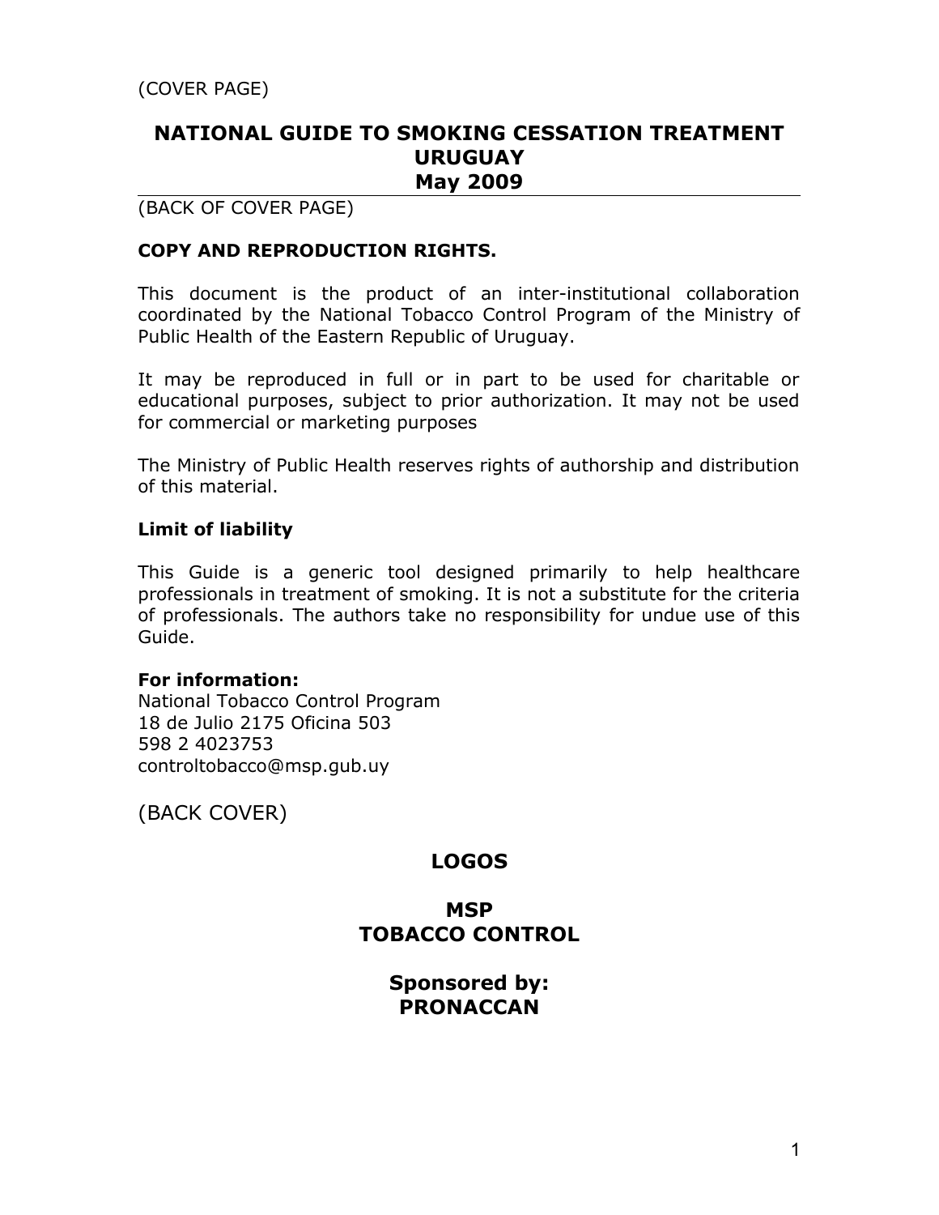(COVER PAGE)

# NATIONAL GUIDE TO SMOKING CESSATION TREATMENT URUGUAY May 2009

---

(BACK OF COVER PAGE)

**COPY AND REPRODUCTION RIGHTS.**

This document is the product of an inter-institutional collaboration coordinated by the National Tobacco Control Program of the Ministry of Public Health of the Eastern Republic of Uruguay.

It may be reproduced in full or in part to be used for charitable or educational purposes, subject to prior authorization. It may not be used for commercial or marketing purposes

The Ministry of Public Health reserves rights of authorship and distribution of this material.

**Limit of liability**

This Guide is a generic tool designed primarily to help healthcare professionals in treatment of smoking. It is not a substitute for the criteria of professionals. The authors take no responsibility for undue use of this Guide.

**For information:**
National Tobacco Control Program
18 de Julio 2175 Oficina 503
598 2 4023753
controltobacco@msp.gub.uy

(BACK COVER)

## LOGOS

## MSP
## TOBACCO CONTROL

## Sponsored by:
## PRONACCAN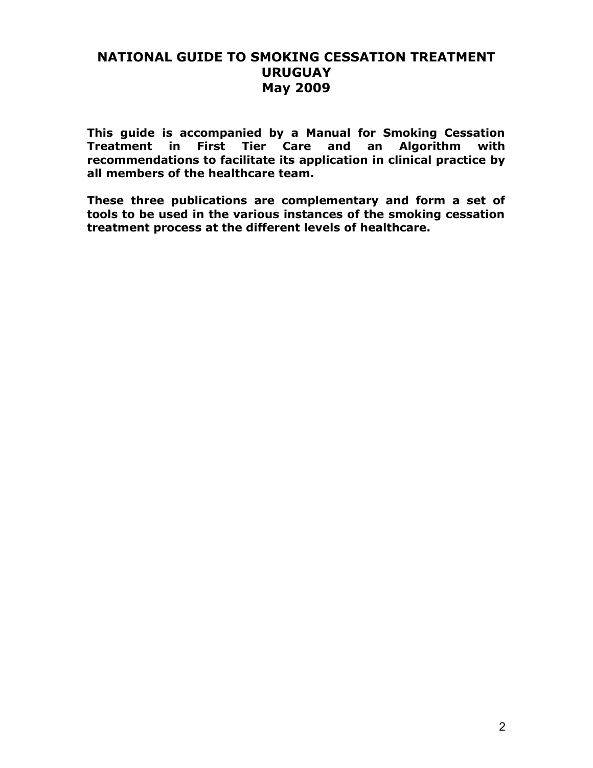# NATIONAL GUIDE TO SMOKING CESSATION TREATMENT URUGUAY May 2009

**This guide is accompanied by a Manual for Smoking Cessation Treatment in First Tier Care and an Algorithm with recommendations to facilitate its application in clinical practice by all members of the healthcare team.**

**These three publications are complementary and form a set of tools to be used in the various instances of the smoking cessation treatment process at the different levels of healthcare.**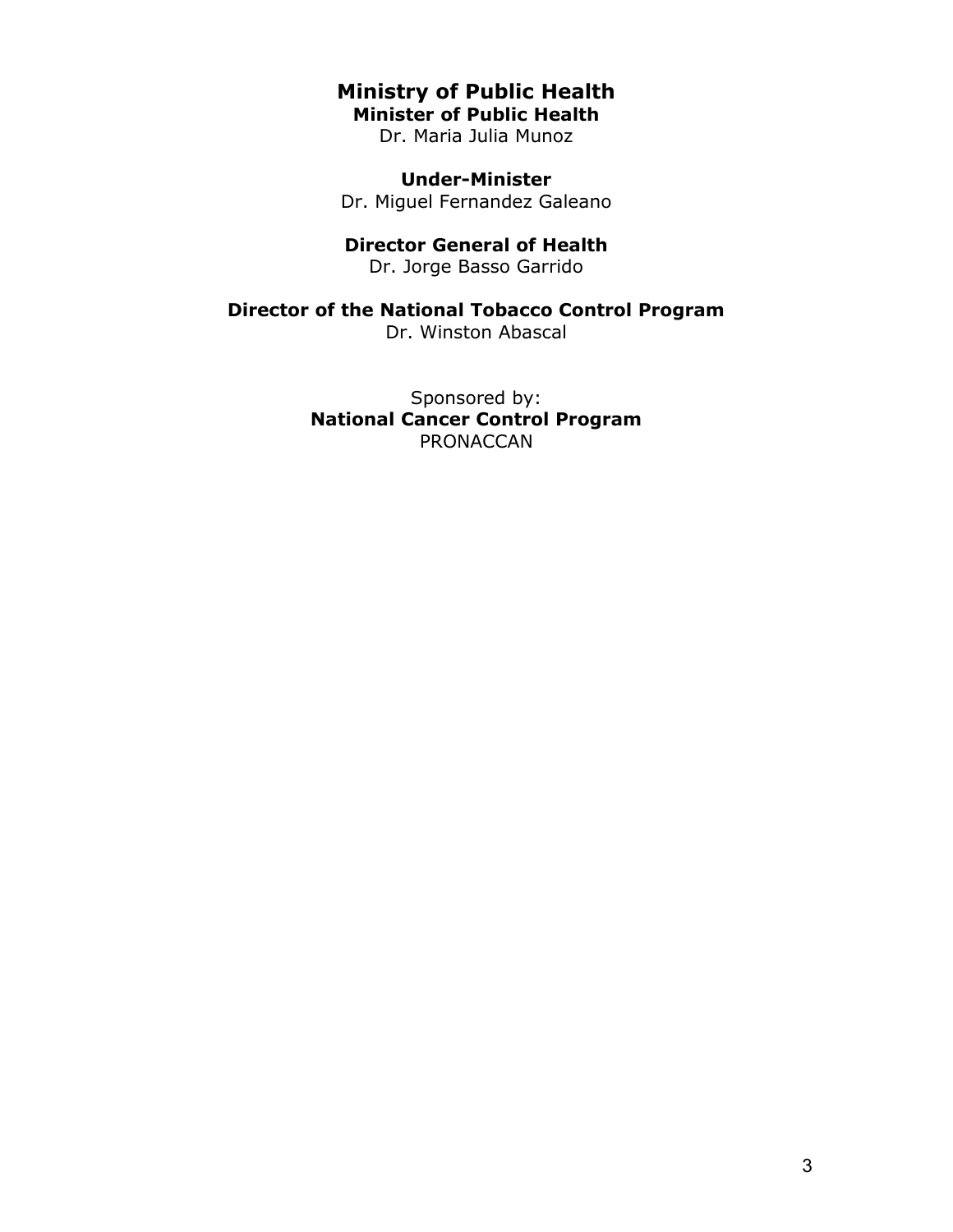# Ministry of Public Health

**Minister of Public Health**
Dr. Maria Julia Munoz

**Under-Minister**
Dr. Miguel Fernandez Galeano

**Director General of Health**
Dr. Jorge Basso Garrido

**Director of the National Tobacco Control Program**
Dr. Winston Abascal

Sponsored by:
**National Cancer Control Program**
PRONACCAN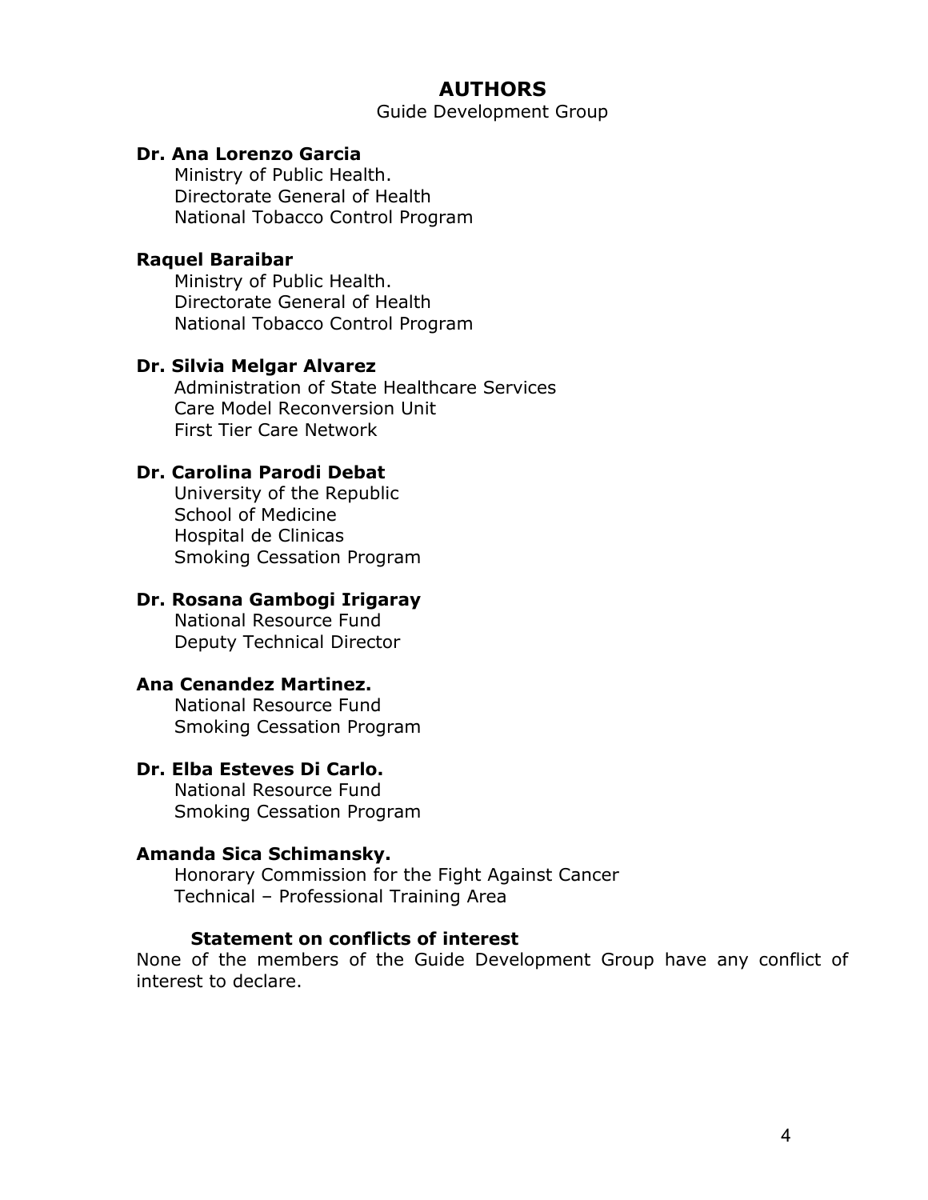# AUTHORS

Guide Development Group

**Dr. Ana Lorenzo Garcia**
Ministry of Public Health.
Directorate General of Health
National Tobacco Control Program

**Raquel Baraibar**
Ministry of Public Health.
Directorate General of Health
National Tobacco Control Program

**Dr. Silvia Melgar Alvarez**
Administration of State Healthcare Services
Care Model Reconversion Unit
First Tier Care Network

**Dr. Carolina Parodi Debat**
University of the Republic
School of Medicine
Hospital de Clinicas
Smoking Cessation Program

**Dr. Rosana Gambogi Irigaray**
National Resource Fund
Deputy Technical Director

**Ana Cenandez Martinez.**
National Resource Fund
Smoking Cessation Program

**Dr. Elba Esteves Di Carlo.**
National Resource Fund
Smoking Cessation Program

**Amanda Sica Schimansky.**
Honorary Commission for the Fight Against Cancer
Technical – Professional Training Area

**Statement on conflicts of interest**

None of the members of the Guide Development Group have any conflict of interest to declare.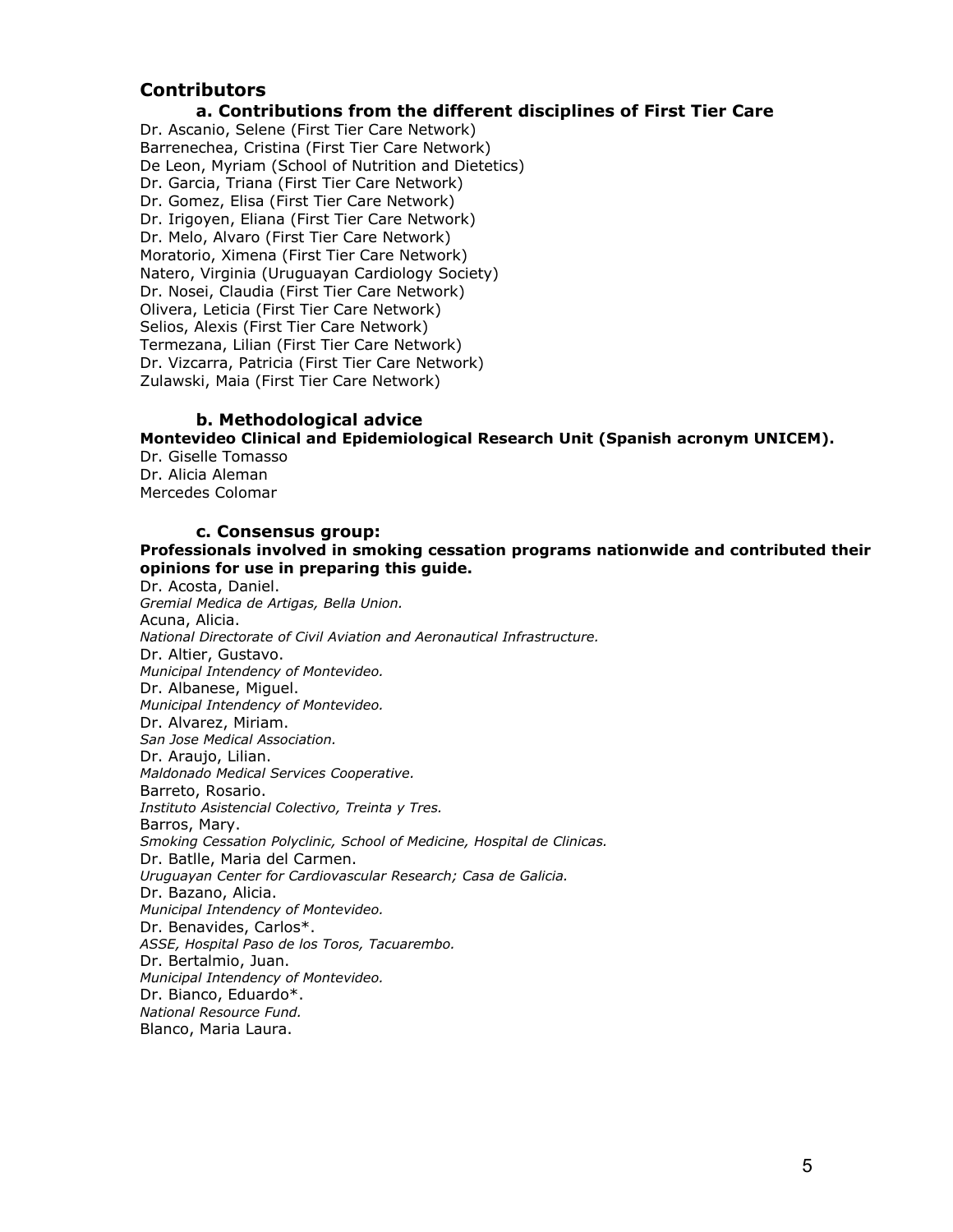## Contributors

### a. Contributions from the different disciplines of First Tier Care

Dr. Ascanio, Selene (First Tier Care Network)
Barrenechea, Cristina (First Tier Care Network)
De Leon, Myriam (School of Nutrition and Dietetics)
Dr. Garcia, Triana (First Tier Care Network)
Dr. Gomez, Elisa (First Tier Care Network)
Dr. Irigoyen, Eliana (First Tier Care Network)
Dr. Melo, Alvaro (First Tier Care Network)
Moratorio, Ximena (First Tier Care Network)
Natero, Virginia (Uruguayan Cardiology Society)
Dr. Nosei, Claudia (First Tier Care Network)
Olivera, Leticia (First Tier Care Network)
Selios, Alexis (First Tier Care Network)
Termezana, Lilian (First Tier Care Network)
Dr. Vizcarra, Patricia (First Tier Care Network)
Zulawski, Maia (First Tier Care Network)

### b. Methodological advice

**Montevideo Clinical and Epidemiological Research Unit (Spanish acronym UNICEM).**

Dr. Giselle Tomasso
Dr. Alicia Aleman
Mercedes Colomar

### c. Consensus group:

**Professionals involved in smoking cessation programs nationwide and contributed their opinions for use in preparing this guide.**

Dr. Acosta, Daniel.
*Gremial Medica de Artigas, Bella Union.*
Acuna, Alicia.
*National Directorate of Civil Aviation and Aeronautical Infrastructure.*
Dr. Altier, Gustavo.
*Municipal Intendency of Montevideo.*
Dr. Albanese, Miguel.
*Municipal Intendency of Montevideo.*
Dr. Alvarez, Miriam.
*San Jose Medical Association.*
Dr. Araujo, Lilian.
*Maldonado Medical Services Cooperative.*
Barreto, Rosario.
*Instituto Asistencial Colectivo, Treinta y Tres.*
Barros, Mary.
*Smoking Cessation Polyclinic, School of Medicine, Hospital de Clinicas.*
Dr. Batlle, Maria del Carmen.
*Uruguayan Center for Cardiovascular Research; Casa de Galicia.*
Dr. Bazano, Alicia.
*Municipal Intendency of Montevideo.*
Dr. Benavides, Carlos*.
*ASSE, Hospital Paso de los Toros, Tacuarembo.*
Dr. Bertalmio, Juan.
*Municipal Intendency of Montevideo.*
Dr. Bianco, Eduardo*.
*National Resource Fund.*
Blanco, Maria Laura.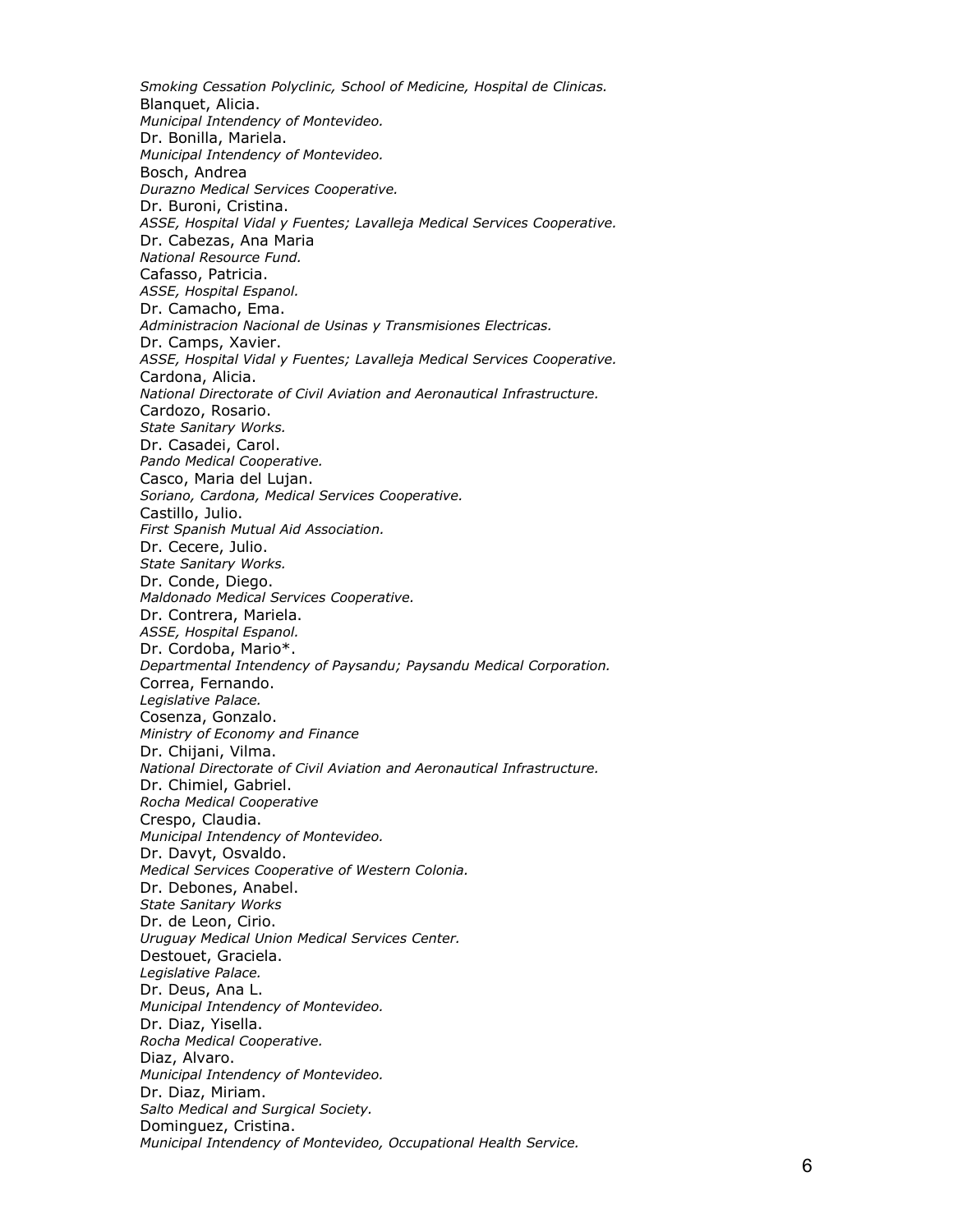*Smoking Cessation Polyclinic, School of Medicine, Hospital de Clinicas.*
Blanquet, Alicia.
*Municipal Intendency of Montevideo.*
Dr. Bonilla, Mariela.
*Municipal Intendency of Montevideo.*
Bosch, Andrea
*Durazno Medical Services Cooperative.*
Dr. Buroni, Cristina.
*ASSE, Hospital Vidal y Fuentes; Lavalleja Medical Services Cooperative.*
Dr. Cabezas, Ana Maria
*National Resource Fund.*
Cafasso, Patricia.
*ASSE, Hospital Espanol.*
Dr. Camacho, Ema.
*Administracion Nacional de Usinas y Transmisiones Electricas.*
Dr. Camps, Xavier.
*ASSE, Hospital Vidal y Fuentes; Lavalleja Medical Services Cooperative.*
Cardona, Alicia.
*National Directorate of Civil Aviation and Aeronautical Infrastructure.*
Cardozo, Rosario.
*State Sanitary Works.*
Dr. Casadei, Carol.
*Pando Medical Cooperative.*
Casco, Maria del Lujan.
*Soriano, Cardona, Medical Services Cooperative.*
Castillo, Julio.
*First Spanish Mutual Aid Association.*
Dr. Cecere, Julio.
*State Sanitary Works.*
Dr. Conde, Diego.
*Maldonado Medical Services Cooperative.*
Dr. Contrera, Mariela.
*ASSE, Hospital Espanol.*
Dr. Cordoba, Mario*.
*Departmental Intendency of Paysandu; Paysandu Medical Corporation.*
Correa, Fernando.
*Legislative Palace.*
Cosenza, Gonzalo.
*Ministry of Economy and Finance*
Dr. Chijani, Vilma.
*National Directorate of Civil Aviation and Aeronautical Infrastructure.*
Dr. Chimiel, Gabriel.
*Rocha Medical Cooperative*
Crespo, Claudia.
*Municipal Intendency of Montevideo.*
Dr. Davyt, Osvaldo.
*Medical Services Cooperative of Western Colonia.*
Dr. Debones, Anabel.
*State Sanitary Works*
Dr. de Leon, Cirio.
*Uruguay Medical Union Medical Services Center.*
Destouet, Graciela.
*Legislative Palace.*
Dr. Deus, Ana L.
*Municipal Intendency of Montevideo.*
Dr. Diaz, Yisella.
*Rocha Medical Cooperative.*
Diaz, Alvaro.
*Municipal Intendency of Montevideo.*
Dr. Diaz, Miriam.
*Salto Medical and Surgical Society.*
Dominguez, Cristina.
*Municipal Intendency of Montevideo, Occupational Health Service.*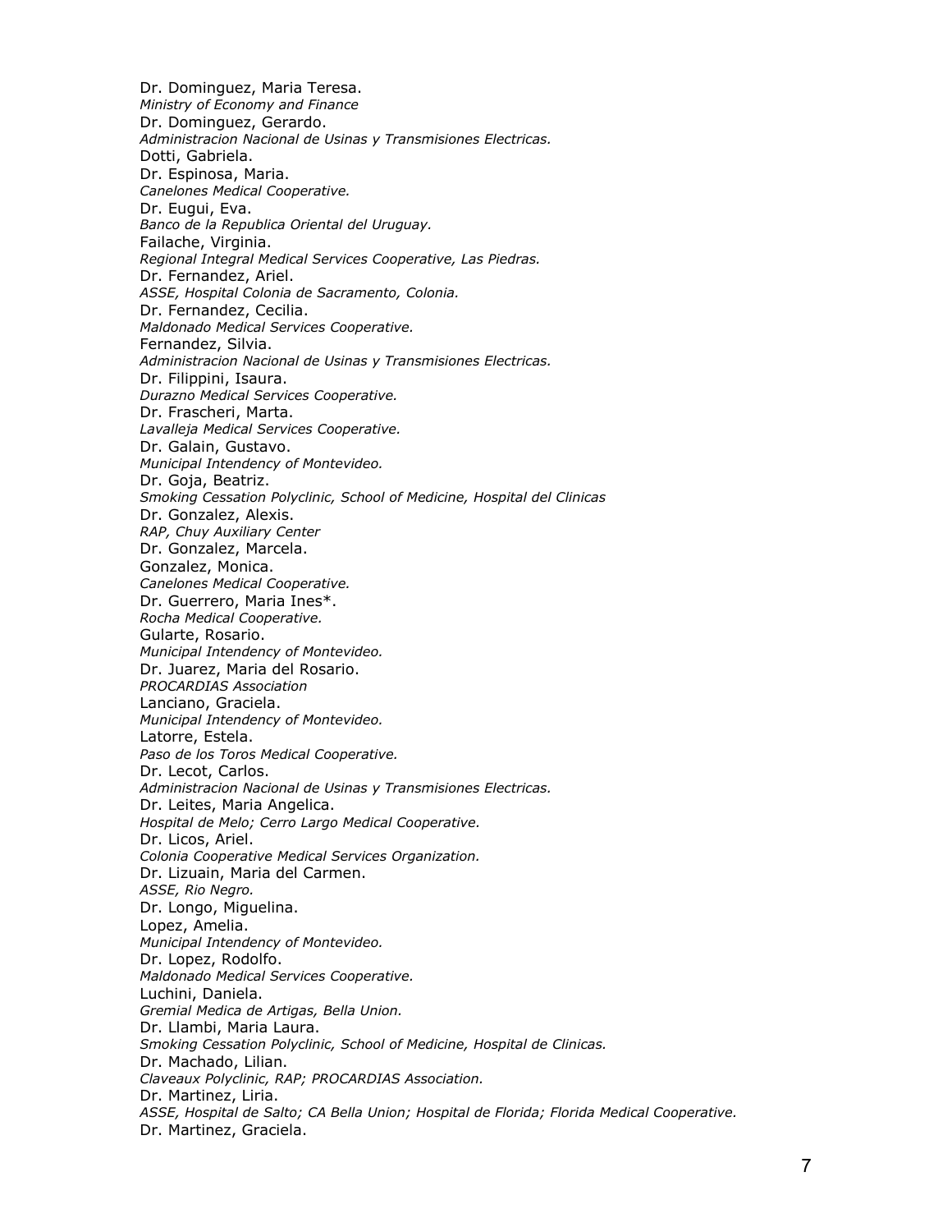Dr. Dominguez, Maria Teresa.
*Ministry of Economy and Finance*
Dr. Dominguez, Gerardo.
*Administracion Nacional de Usinas y Transmisiones Electricas.*
Dotti, Gabriela.
Dr. Espinosa, Maria.
*Canelones Medical Cooperative.*
Dr. Eugui, Eva.
*Banco de la Republica Oriental del Uruguay.*
Failache, Virginia.
*Regional Integral Medical Services Cooperative, Las Piedras.*
Dr. Fernandez, Ariel.
*ASSE, Hospital Colonia de Sacramento, Colonia.*
Dr. Fernandez, Cecilia.
*Maldonado Medical Services Cooperative.*
Fernandez, Silvia.
*Administracion Nacional de Usinas y Transmisiones Electricas.*
Dr. Filippini, Isaura.
*Durazno Medical Services Cooperative.*
Dr. Frascheri, Marta.
*Lavalleja Medical Services Cooperative.*
Dr. Galain, Gustavo.
*Municipal Intendency of Montevideo.*
Dr. Goja, Beatriz.
*Smoking Cessation Polyclinic, School of Medicine, Hospital del Clinicas*
Dr. Gonzalez, Alexis.
*RAP, Chuy Auxiliary Center*
Dr. Gonzalez, Marcela.
Gonzalez, Monica.
*Canelones Medical Cooperative.*
Dr. Guerrero, Maria Ines*.
*Rocha Medical Cooperative.*
Gularte, Rosario.
*Municipal Intendency of Montevideo.*
Dr. Juarez, Maria del Rosario.
*PROCARDIAS Association*
Lanciano, Graciela.
*Municipal Intendency of Montevideo.*
Latorre, Estela.
*Paso de los Toros Medical Cooperative.*
Dr. Lecot, Carlos.
*Administracion Nacional de Usinas y Transmisiones Electricas.*
Dr. Leites, Maria Angelica.
*Hospital de Melo; Cerro Largo Medical Cooperative.*
Dr. Licos, Ariel.
*Colonia Cooperative Medical Services Organization.*
Dr. Lizuain, Maria del Carmen.
*ASSE, Rio Negro.*
Dr. Longo, Miguelina.
Lopez, Amelia.
*Municipal Intendency of Montevideo.*
Dr. Lopez, Rodolfo.
*Maldonado Medical Services Cooperative.*
Luchini, Daniela.
*Gremial Medica de Artigas, Bella Union.*
Dr. Llambi, Maria Laura.
*Smoking Cessation Polyclinic, School of Medicine, Hospital de Clinicas.*
Dr. Machado, Lilian.
*Claveaux Polyclinic, RAP; PROCARDIAS Association.*
Dr. Martinez, Liria.
*ASSE, Hospital de Salto; CA Bella Union; Hospital de Florida; Florida Medical Cooperative.*
Dr. Martinez, Graciela.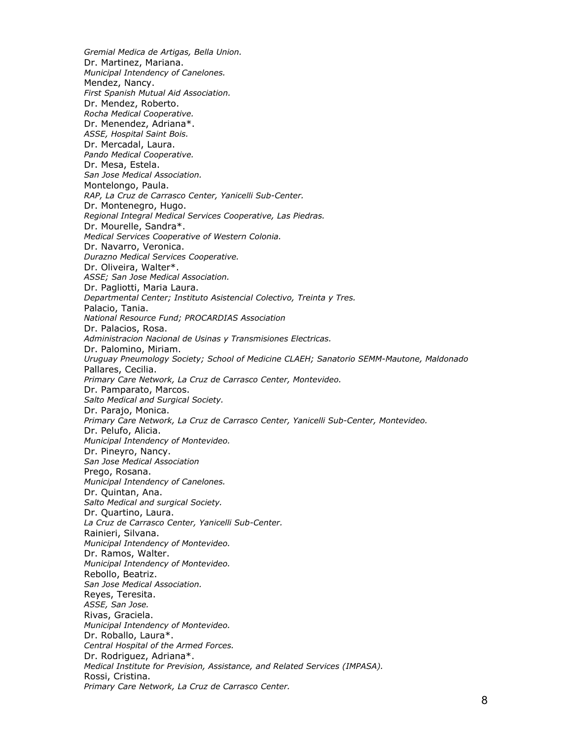*Gremial Medica de Artigas, Bella Union.*
Dr. Martinez, Mariana.
*Municipal Intendency of Canelones.*
Mendez, Nancy.
*First Spanish Mutual Aid Association.*
Dr. Mendez, Roberto.
*Rocha Medical Cooperative.*
Dr. Menendez, Adriana*.
*ASSE, Hospital Saint Bois.*
Dr. Mercadal, Laura.
*Pando Medical Cooperative.*
Dr. Mesa, Estela.
*San Jose Medical Association.*
Montelongo, Paula.
*RAP, La Cruz de Carrasco Center, Yanicelli Sub-Center.*
Dr. Montenegro, Hugo.
*Regional Integral Medical Services Cooperative, Las Piedras.*
Dr. Mourelle, Sandra*.
*Medical Services Cooperative of Western Colonia.*
Dr. Navarro, Veronica.
*Durazno Medical Services Cooperative.*
Dr. Oliveira, Walter*.
*ASSE; San Jose Medical Association.*
Dr. Pagliotti, Maria Laura.
*Departmental Center; Instituto Asistencial Colectivo, Treinta y Tres.*
Palacio, Tania.
*National Resource Fund; PROCARDIAS Association*
Dr. Palacios, Rosa.
*Administracion Nacional de Usinas y Transmisiones Electricas.*
Dr. Palomino, Miriam.
*Uruguay Pneumology Society; School of Medicine CLAEH; Sanatorio SEMM-Mautone, Maldonado*
Pallares, Cecilia.
*Primary Care Network, La Cruz de Carrasco Center, Montevideo.*
Dr. Pamparato, Marcos.
*Salto Medical and Surgical Society.*
Dr. Parajo, Monica.
*Primary Care Network, La Cruz de Carrasco Center, Yanicelli Sub-Center, Montevideo.*
Dr. Pelufo, Alicia.
*Municipal Intendency of Montevideo.*
Dr. Pineyro, Nancy.
*San Jose Medical Association*
Prego, Rosana.
*Municipal Intendency of Canelones.*
Dr. Quintan, Ana.
*Salto Medical and surgical Society.*
Dr. Quartino, Laura.
*La Cruz de Carrasco Center, Yanicelli Sub-Center.*
Rainieri, Silvana.
*Municipal Intendency of Montevideo.*
Dr. Ramos, Walter.
*Municipal Intendency of Montevideo.*
Rebollo, Beatriz.
*San Jose Medical Association.*
Reyes, Teresita.
*ASSE, San Jose.*
Rivas, Graciela.
*Municipal Intendency of Montevideo.*
Dr. Roballo, Laura*.
*Central Hospital of the Armed Forces.*
Dr. Rodriguez, Adriana*.
*Medical Institute for Prevision, Assistance, and Related Services (IMPASA).*
Rossi, Cristina.
*Primary Care Network, La Cruz de Carrasco Center.*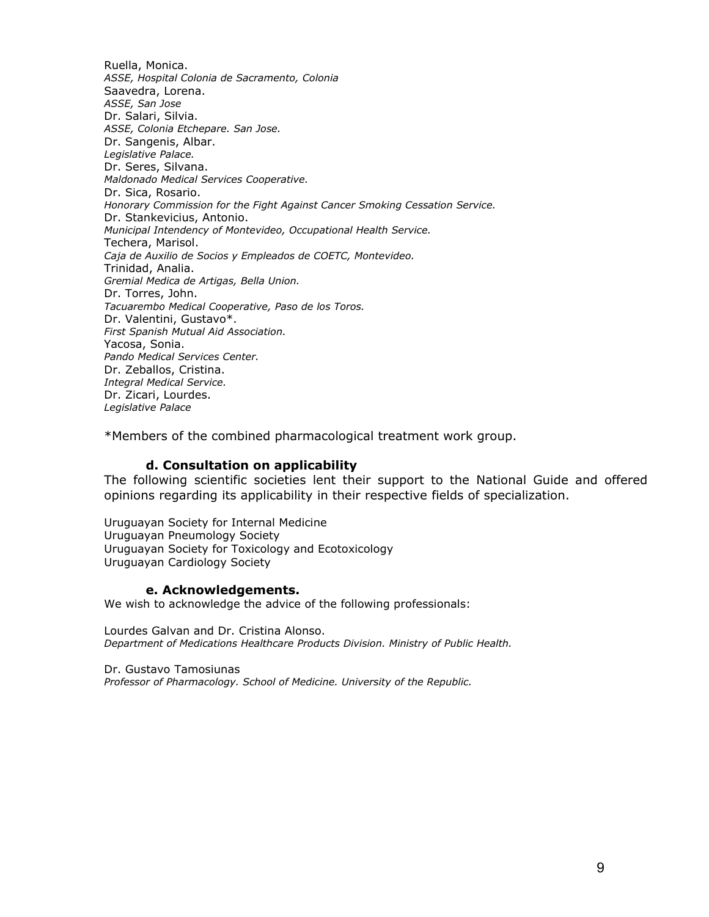Ruella, Monica.
*ASSE, Hospital Colonia de Sacramento, Colonia*
Saavedra, Lorena.
*ASSE, San Jose*
Dr. Salari, Silvia.
*ASSE, Colonia Etchepare. San Jose.*
Dr. Sangenis, Albar.
*Legislative Palace.*
Dr. Seres, Silvana.
*Maldonado Medical Services Cooperative.*
Dr. Sica, Rosario.
*Honorary Commission for the Fight Against Cancer Smoking Cessation Service.*
Dr. Stankevicius, Antonio.
*Municipal Intendency of Montevideo, Occupational Health Service.*
Techera, Marisol.
*Caja de Auxilio de Socios y Empleados de COETC, Montevideo.*
Trinidad, Analia.
*Gremial Medica de Artigas, Bella Union.*
Dr. Torres, John.
*Tacuarembo Medical Cooperative, Paso de los Toros.*
Dr. Valentini, Gustavo*.
*First Spanish Mutual Aid Association.*
Yacosa, Sonia.
*Pando Medical Services Center.*
Dr. Zeballos, Cristina.
*Integral Medical Service.*
Dr. Zicari, Lourdes.
*Legislative Palace*

*Members of the combined pharmacological treatment work group.

### d. Consultation on applicability

The following scientific societies lent their support to the National Guide and offered opinions regarding its applicability in their respective fields of specialization.

Uruguayan Society for Internal Medicine
Uruguayan Pneumology Society
Uruguayan Society for Toxicology and Ecotoxicology
Uruguayan Cardiology Society

### e. Acknowledgements.

We wish to acknowledge the advice of the following professionals:

Lourdes Galvan and Dr. Cristina Alonso.
*Department of Medications Healthcare Products Division. Ministry of Public Health.*

Dr. Gustavo Tamosiunas
*Professor of Pharmacology. School of Medicine. University of the Republic.*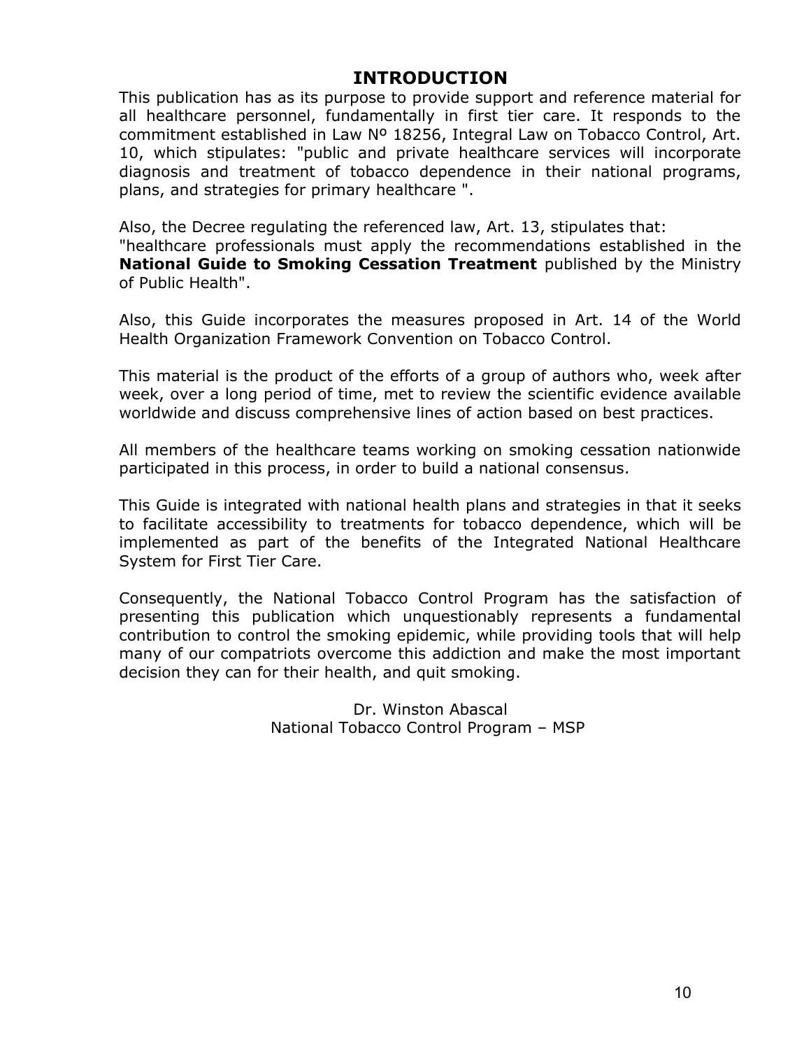# INTRODUCTION

This publication has as its purpose to provide support and reference material for all healthcare personnel, fundamentally in first tier care. It responds to the commitment established in Law Nº 18256, Integral Law on Tobacco Control, Art. 10, which stipulates: "public and private healthcare services will incorporate diagnosis and treatment of tobacco dependence in their national programs, plans, and strategies for primary healthcare ".

Also, the Decree regulating the referenced law, Art. 13, stipulates that:
"healthcare professionals must apply the recommendations established in the **National Guide to Smoking Cessation Treatment** published by the Ministry of Public Health".

Also, this Guide incorporates the measures proposed in Art. 14 of the World Health Organization Framework Convention on Tobacco Control.

This material is the product of the efforts of a group of authors who, week after week, over a long period of time, met to review the scientific evidence available worldwide and discuss comprehensive lines of action based on best practices.

All members of the healthcare teams working on smoking cessation nationwide participated in this process, in order to build a national consensus.

This Guide is integrated with national health plans and strategies in that it seeks to facilitate accessibility to treatments for tobacco dependence, which will be implemented as part of the benefits of the Integrated National Healthcare System for First Tier Care.

Consequently, the National Tobacco Control Program has the satisfaction of presenting this publication which unquestionably represents a fundamental contribution to control the smoking epidemic, while providing tools that will help many of our compatriots overcome this addiction and make the most important decision they can for their health, and quit smoking.

Dr. Winston Abascal
National Tobacco Control Program – MSP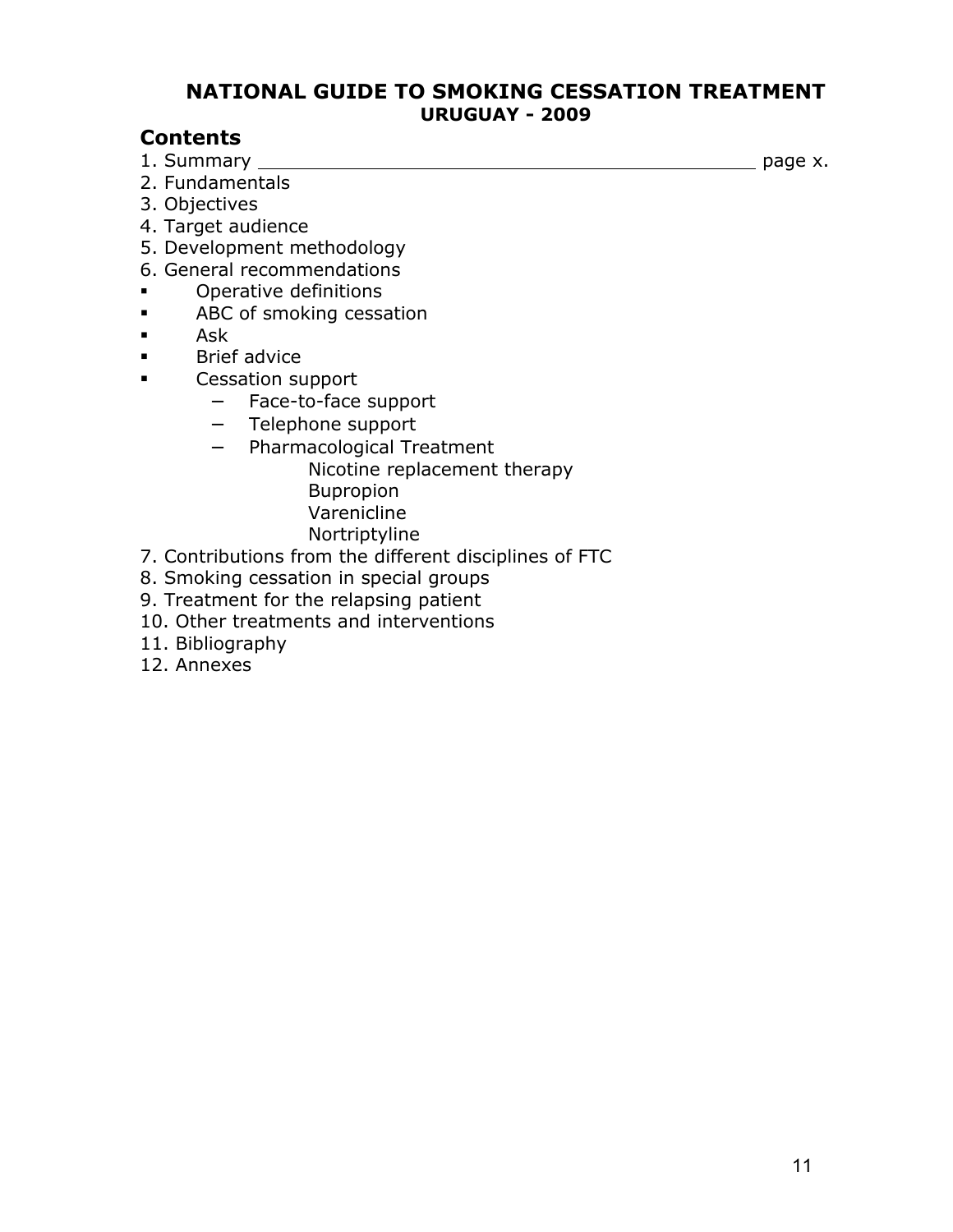# NATIONAL GUIDE TO SMOKING CESSATION TREATMENT
## URUGUAY - 2009

## Contents

1. Summary ______________________________________________ page x.
2. Fundamentals
3. Objectives
4. Target audience
5. Development methodology
6. General recommendations
   - Operative definitions
   - ABC of smoking cessation
   - Ask
   - Brief advice
   - Cessation support
     - Face-to-face support
     - Telephone support
     - Pharmacological Treatment
       - Nicotine replacement therapy
       - Bupropion
       - Varenicline
       - Nortriptyline
7. Contributions from the different disciplines of FTC
8. Smoking cessation in special groups
9. Treatment for the relapsing patient
10. Other treatments and interventions
11. Bibliography
12. Annexes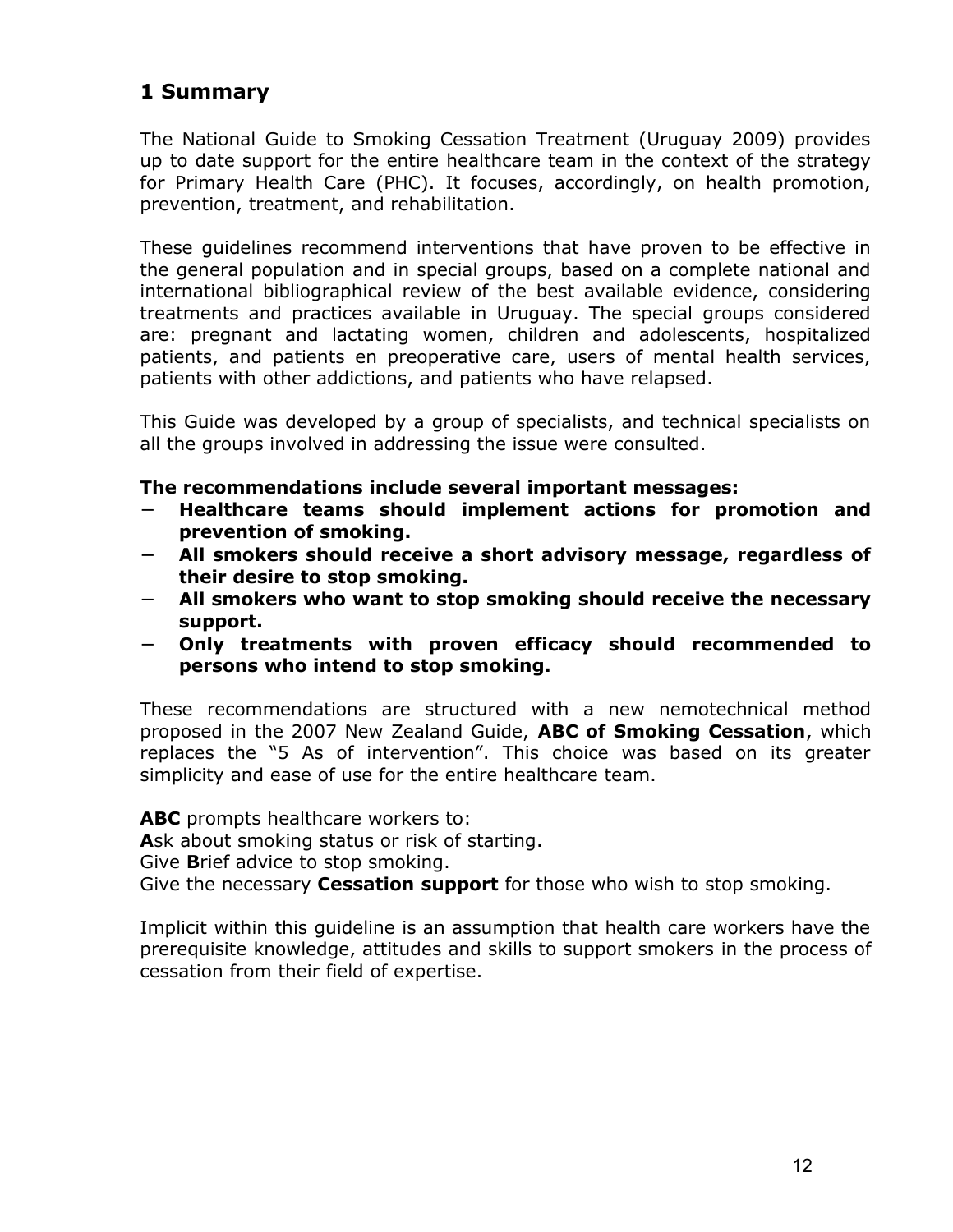## 1 Summary

The National Guide to Smoking Cessation Treatment (Uruguay 2009) provides up to date support for the entire healthcare team in the context of the strategy for Primary Health Care (PHC). It focuses, accordingly, on health promotion, prevention, treatment, and rehabilitation.

These guidelines recommend interventions that have proven to be effective in the general population and in special groups, based on a complete national and international bibliographical review of the best available evidence, considering treatments and practices available in Uruguay. The special groups considered are: pregnant and lactating women, children and adolescents, hospitalized patients, and patients en preoperative care, users of mental health services, patients with other addictions, and patients who have relapsed.

This Guide was developed by a group of specialists, and technical specialists on all the groups involved in addressing the issue were consulted.

**The recommendations include several important messages:**

- **Healthcare teams should implement actions for promotion and prevention of smoking.**
- **All smokers should receive a short advisory message, regardless of their desire to stop smoking.**
- **All smokers who want to stop smoking should receive the necessary support.**
- **Only treatments with proven efficacy should recommended to persons who intend to stop smoking.**

These recommendations are structured with a new nemotechnical method proposed in the 2007 New Zealand Guide, **ABC of Smoking Cessation**, which replaces the "5 As of intervention". This choice was based on its greater simplicity and ease of use for the entire healthcare team.

**ABC** prompts healthcare workers to:
**A**sk about smoking status or risk of starting.
Give **B**rief advice to stop smoking.
Give the necessary **Cessation support** for those who wish to stop smoking.

Implicit within this guideline is an assumption that health care workers have the prerequisite knowledge, attitudes and skills to support smokers in the process of cessation from their field of expertise.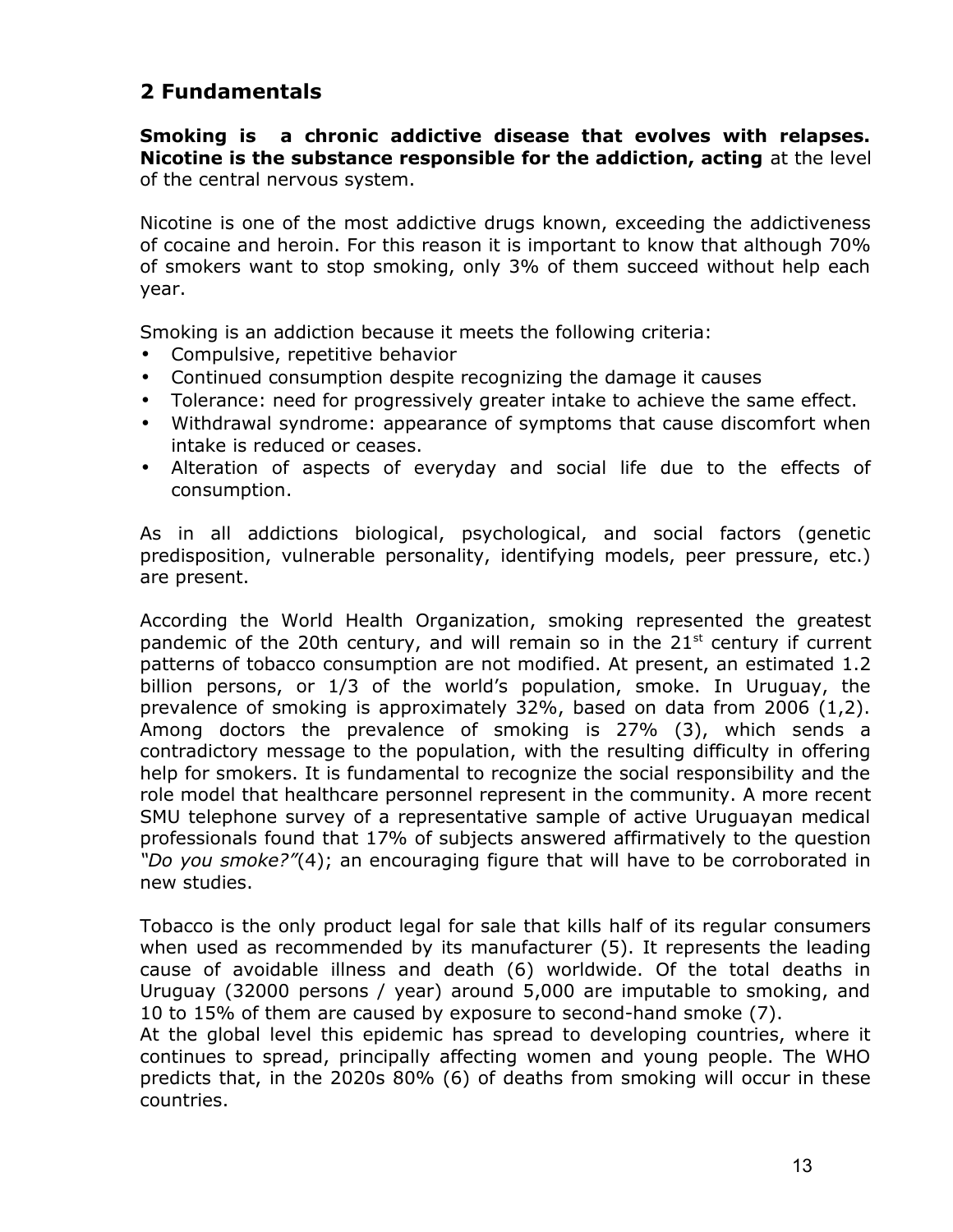## 2 Fundamentals

**Smoking is a chronic addictive disease that evolves with relapses. Nicotine is the substance responsible for the addiction, acting** at the level of the central nervous system.

Nicotine is one of the most addictive drugs known, exceeding the addictiveness of cocaine and heroin. For this reason it is important to know that although 70% of smokers want to stop smoking, only 3% of them succeed without help each year.

Smoking is an addiction because it meets the following criteria:

- Compulsive, repetitive behavior
- Continued consumption despite recognizing the damage it causes
- Tolerance: need for progressively greater intake to achieve the same effect.
- Withdrawal syndrome: appearance of symptoms that cause discomfort when intake is reduced or ceases.
- Alteration of aspects of everyday and social life due to the effects of consumption.

As in all addictions biological, psychological, and social factors (genetic predisposition, vulnerable personality, identifying models, peer pressure, etc.) are present.

According the World Health Organization, smoking represented the greatest pandemic of the 20th century, and will remain so in the 21st century if current patterns of tobacco consumption are not modified. At present, an estimated 1.2 billion persons, or 1/3 of the world's population, smoke. In Uruguay, the prevalence of smoking is approximately 32%, based on data from 2006 (1,2). Among doctors the prevalence of smoking is 27% (3), which sends a contradictory message to the population, with the resulting difficulty in offering help for smokers. It is fundamental to recognize the social responsibility and the role model that healthcare personnel represent in the community. A more recent SMU telephone survey of a representative sample of active Uruguayan medical professionals found that 17% of subjects answered affirmatively to the question *"Do you smoke?"*(4); an encouraging figure that will have to be corroborated in new studies.

Tobacco is the only product legal for sale that kills half of its regular consumers when used as recommended by its manufacturer (5). It represents the leading cause of avoidable illness and death (6) worldwide. Of the total deaths in Uruguay (32000 persons / year) around 5,000 are imputable to smoking, and 10 to 15% of them are caused by exposure to second-hand smoke (7).

At the global level this epidemic has spread to developing countries, where it continues to spread, principally affecting women and young people. The WHO predicts that, in the 2020s 80% (6) of deaths from smoking will occur in these countries.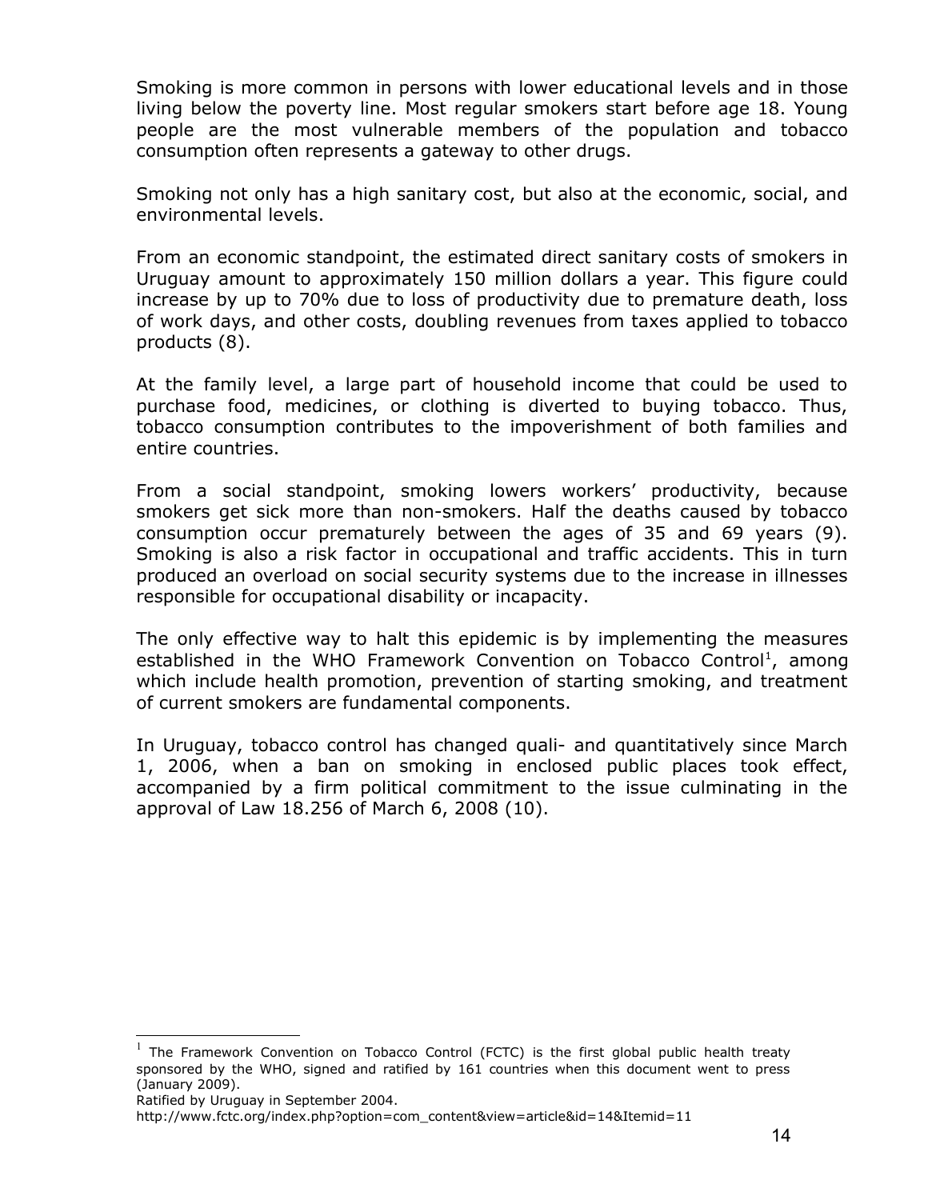Smoking is more common in persons with lower educational levels and in those living below the poverty line. Most regular smokers start before age 18. Young people are the most vulnerable members of the population and tobacco consumption often represents a gateway to other drugs.

Smoking not only has a high sanitary cost, but also at the economic, social, and environmental levels.

From an economic standpoint, the estimated direct sanitary costs of smokers in Uruguay amount to approximately 150 million dollars a year. This figure could increase by up to 70% due to loss of productivity due to premature death, loss of work days, and other costs, doubling revenues from taxes applied to tobacco products (8).

At the family level, a large part of household income that could be used to purchase food, medicines, or clothing is diverted to buying tobacco. Thus, tobacco consumption contributes to the impoverishment of both families and entire countries.

From a social standpoint, smoking lowers workers' productivity, because smokers get sick more than non-smokers. Half the deaths caused by tobacco consumption occur prematurely between the ages of 35 and 69 years (9). Smoking is also a risk factor in occupational and traffic accidents. This in turn produced an overload on social security systems due to the increase in illnesses responsible for occupational disability or incapacity.

The only effective way to halt this epidemic is by implementing the measures established in the WHO Framework Convention on Tobacco Control[1], among which include health promotion, prevention of starting smoking, and treatment of current smokers are fundamental components.

In Uruguay, tobacco control has changed quali- and quantitatively since March 1, 2006, when a ban on smoking in enclosed public places took effect, accompanied by a firm political commitment to the issue culminating in the approval of Law 18.256 of March 6, 2008 (10).

---

[1] The Framework Convention on Tobacco Control (FCTC) is the first global public health treaty sponsored by the WHO, signed and ratified by 161 countries when this document went to press (January 2009).
Ratified by Uruguay in September 2004.
http://www.fctc.org/index.php?option=com_content&view=article&id=14&Itemid=11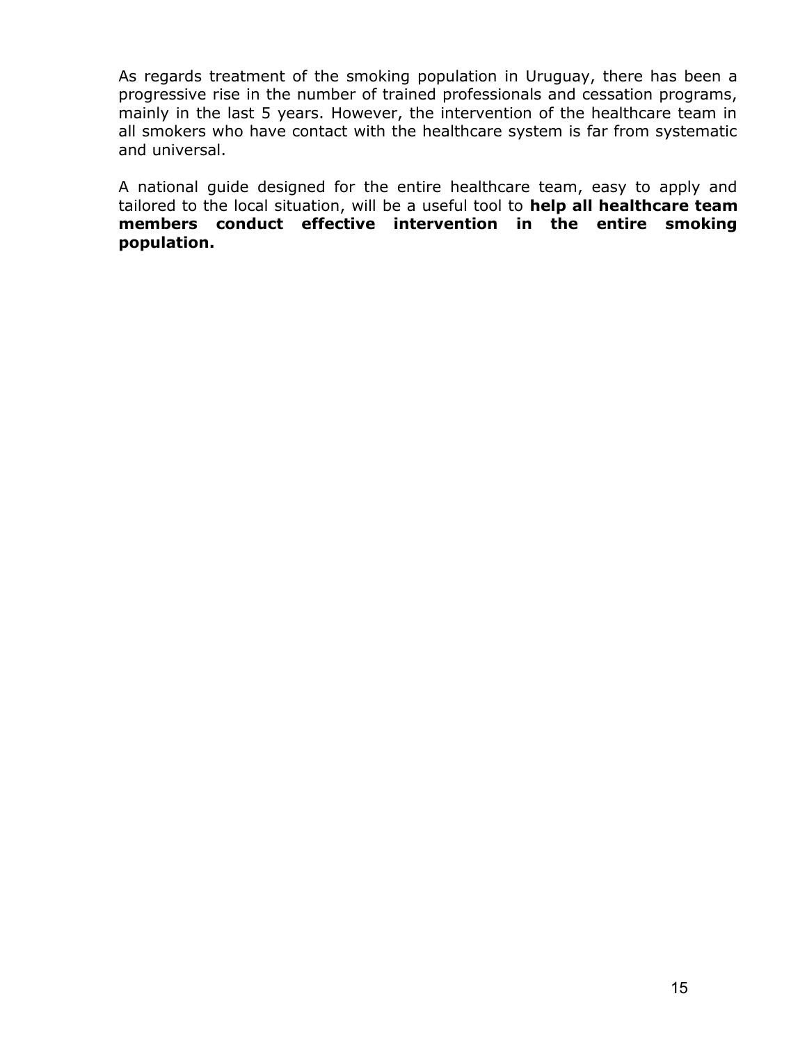As regards treatment of the smoking population in Uruguay, there has been a progressive rise in the number of trained professionals and cessation programs, mainly in the last 5 years. However, the intervention of the healthcare team in all smokers who have contact with the healthcare system is far from systematic and universal.

A national guide designed for the entire healthcare team, easy to apply and tailored to the local situation, will be a useful tool to **help all healthcare team members conduct effective intervention in the entire smoking population.**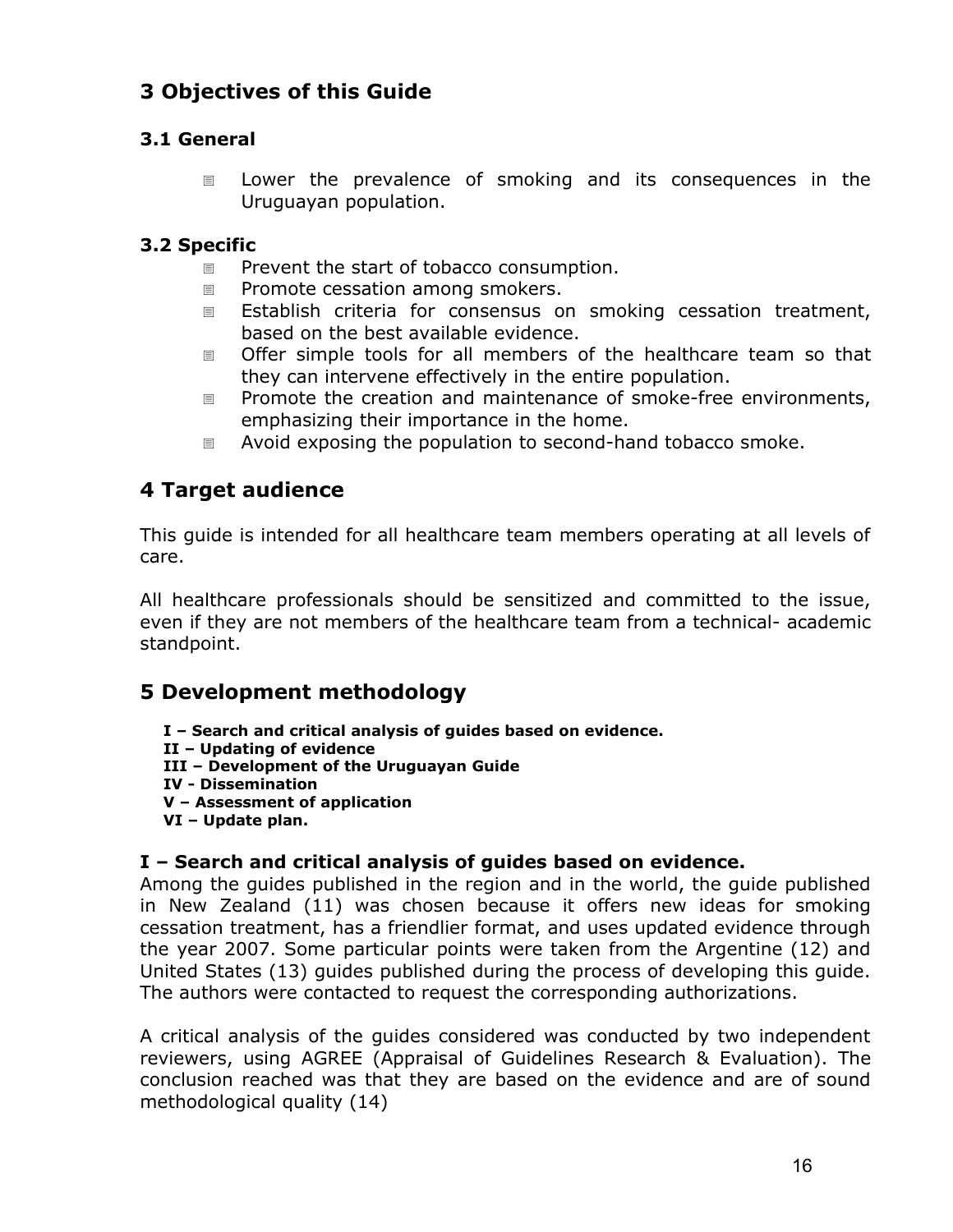## 3 Objectives of this Guide

### 3.1 General

- Lower the prevalence of smoking and its consequences in the Uruguayan population.

### 3.2 Specific

- Prevent the start of tobacco consumption.
- Promote cessation among smokers.
- Establish criteria for consensus on smoking cessation treatment, based on the best available evidence.
- Offer simple tools for all members of the healthcare team so that they can intervene effectively in the entire population.
- Promote the creation and maintenance of smoke-free environments, emphasizing their importance in the home.
- Avoid exposing the population to second-hand tobacco smoke.

## 4 Target audience

This guide is intended for all healthcare team members operating at all levels of care.

All healthcare professionals should be sensitized and committed to the issue, even if they are not members of the healthcare team from a technical- academic standpoint.

## 5 Development methodology

**I – Search and critical analysis of guides based on evidence.**
**II – Updating of evidence**
**III – Development of the Uruguayan Guide**
**IV - Dissemination**
**V – Assessment of application**
**VI – Update plan.**

### I – Search and critical analysis of guides based on evidence.

Among the guides published in the region and in the world, the guide published in New Zealand (11) was chosen because it offers new ideas for smoking cessation treatment, has a friendlier format, and uses updated evidence through the year 2007. Some particular points were taken from the Argentine (12) and United States (13) guides published during the process of developing this guide. The authors were contacted to request the corresponding authorizations.

A critical analysis of the guides considered was conducted by two independent reviewers, using AGREE (Appraisal of Guidelines Research & Evaluation). The conclusion reached was that they are based on the evidence and are of sound methodological quality (14)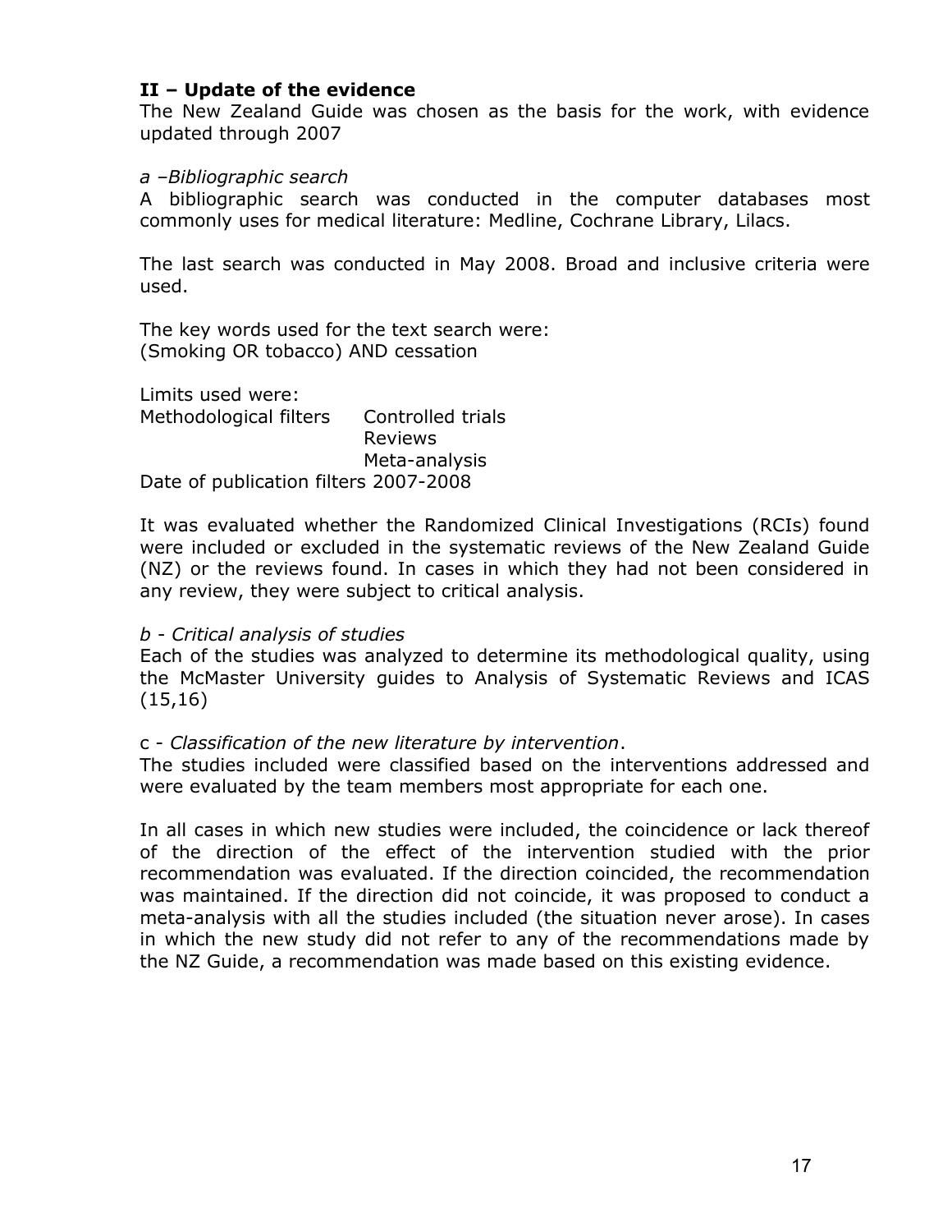## II – Update of the evidence

The New Zealand Guide was chosen as the basis for the work, with evidence updated through 2007

*a –Bibliographic search*

A bibliographic search was conducted in the computer databases most commonly uses for medical literature: Medline, Cochrane Library, Lilacs.

The last search was conducted in May 2008. Broad and inclusive criteria were used.

The key words used for the text search were:
(Smoking OR tobacco) AND cessation

Limits used were:

Methodological filters Controlled trials
Reviews
Meta-analysis

Date of publication filters 2007-2008

It was evaluated whether the Randomized Clinical Investigations (RCIs) found were included or excluded in the systematic reviews of the New Zealand Guide (NZ) or the reviews found. In cases in which they had not been considered in any review, they were subject to critical analysis.

*b - Critical analysis of studies*

Each of the studies was analyzed to determine its methodological quality, using the McMaster University guides to Analysis of Systematic Reviews and ICAS (15,16)

c - *Classification of the new literature by intervention*.

The studies included were classified based on the interventions addressed and were evaluated by the team members most appropriate for each one.

In all cases in which new studies were included, the coincidence or lack thereof of the direction of the effect of the intervention studied with the prior recommendation was evaluated. If the direction coincided, the recommendation was maintained. If the direction did not coincide, it was proposed to conduct a meta-analysis with all the studies included (the situation never arose). In cases in which the new study did not refer to any of the recommendations made by the NZ Guide, a recommendation was made based on this existing evidence.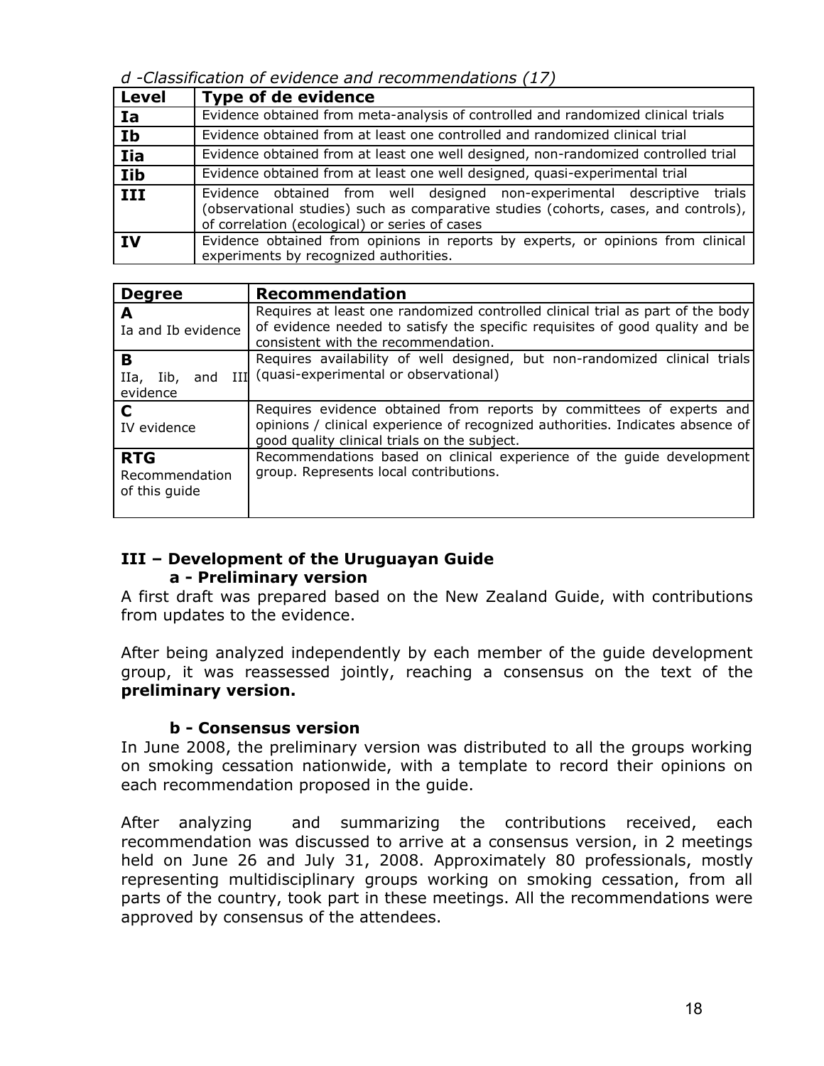*d -Classification of evidence and recommendations (17)*

| Level | Type of de evidence |
|---|---|
| Ia | Evidence obtained from meta-analysis of controlled and randomized clinical trials |
| Ib | Evidence obtained from at least one controlled and randomized clinical trial |
| Iia | Evidence obtained from at least one well designed, non-randomized controlled trial |
| Iib | Evidence obtained from at least one well designed, quasi-experimental trial |
| III | Evidence obtained from well designed non-experimental descriptive trials (observational studies) such as comparative studies (cohorts, cases, and controls), of correlation (ecological) or series of cases |
| IV | Evidence obtained from opinions in reports by experts, or opinions from clinical experiments by recognized authorities. |

| Degree | Recommendation |
|---|---|
| **A** Ia and Ib evidence | Requires at least one randomized controlled clinical trial as part of the body of evidence needed to satisfy the specific requisites of good quality and be consistent with the recommendation. |
| **B** IIa, Iib, and III evidence | Requires availability of well designed, but non-randomized clinical trials (quasi-experimental or observational) |
| **C** IV evidence | Requires evidence obtained from reports by committees of experts and opinions / clinical experience of recognized authorities. Indicates absence of good quality clinical trials on the subject. |
| **RTG** Recommendation of this guide | Recommendations based on clinical experience of the guide development group. Represents local contributions. |

## III – Development of the Uruguayan Guide

### a - Preliminary version

A first draft was prepared based on the New Zealand Guide, with contributions from updates to the evidence.

After being analyzed independently by each member of the guide development group, it was reassessed jointly, reaching a consensus on the text of the **preliminary version.**

### b - Consensus version

In June 2008, the preliminary version was distributed to all the groups working on smoking cessation nationwide, with a template to record their opinions on each recommendation proposed in the guide.

After analyzing and summarizing the contributions received, each recommendation was discussed to arrive at a consensus version, in 2 meetings held on June 26 and July 31, 2008. Approximately 80 professionals, mostly representing multidisciplinary groups working on smoking cessation, from all parts of the country, took part in these meetings. All the recommendations were approved by consensus of the attendees.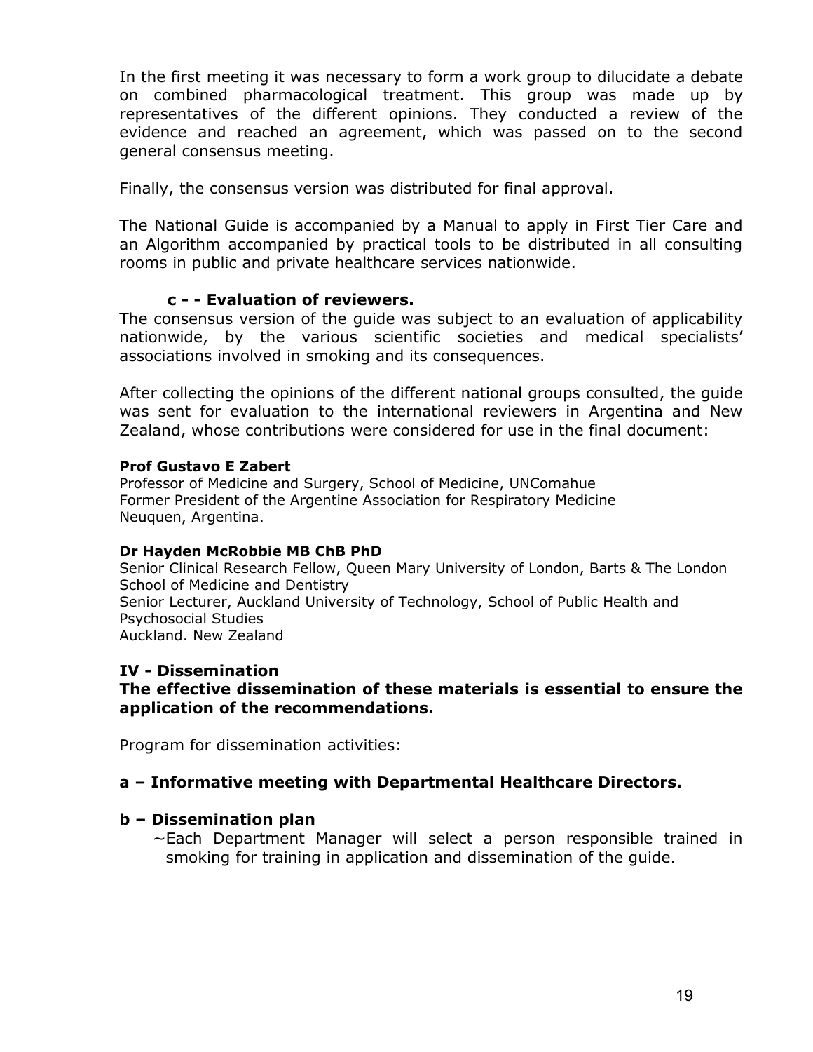In the first meeting it was necessary to form a work group to dilucidate a debate on combined pharmacological treatment. This group was made up by representatives of the different opinions. They conducted a review of the evidence and reached an agreement, which was passed on to the second general consensus meeting.

Finally, the consensus version was distributed for final approval.

The National Guide is accompanied by a Manual to apply in First Tier Care and an Algorithm accompanied by practical tools to be distributed in all consulting rooms in public and private healthcare services nationwide.

### c - - Evaluation of reviewers.

The consensus version of the guide was subject to an evaluation of applicability nationwide, by the various scientific societies and medical specialists' associations involved in smoking and its consequences.

After collecting the opinions of the different national groups consulted, the guide was sent for evaluation to the international reviewers in Argentina and New Zealand, whose contributions were considered for use in the final document:

**Prof Gustavo E Zabert**
Professor of Medicine and Surgery, School of Medicine, UNComahue
Former President of the Argentine Association for Respiratory Medicine
Neuquen, Argentina.

**Dr Hayden McRobbie MB ChB PhD**
Senior Clinical Research Fellow, Queen Mary University of London, Barts & The London School of Medicine and Dentistry
Senior Lecturer, Auckland University of Technology, School of Public Health and Psychosocial Studies
Auckland. New Zealand

## IV - Dissemination

**The effective dissemination of these materials is essential to ensure the application of the recommendations.**

Program for dissemination activities:

### a – Informative meeting with Departmental Healthcare Directors.

### b – Dissemination plan

~Each Department Manager will select a person responsible trained in smoking for training in application and dissemination of the guide.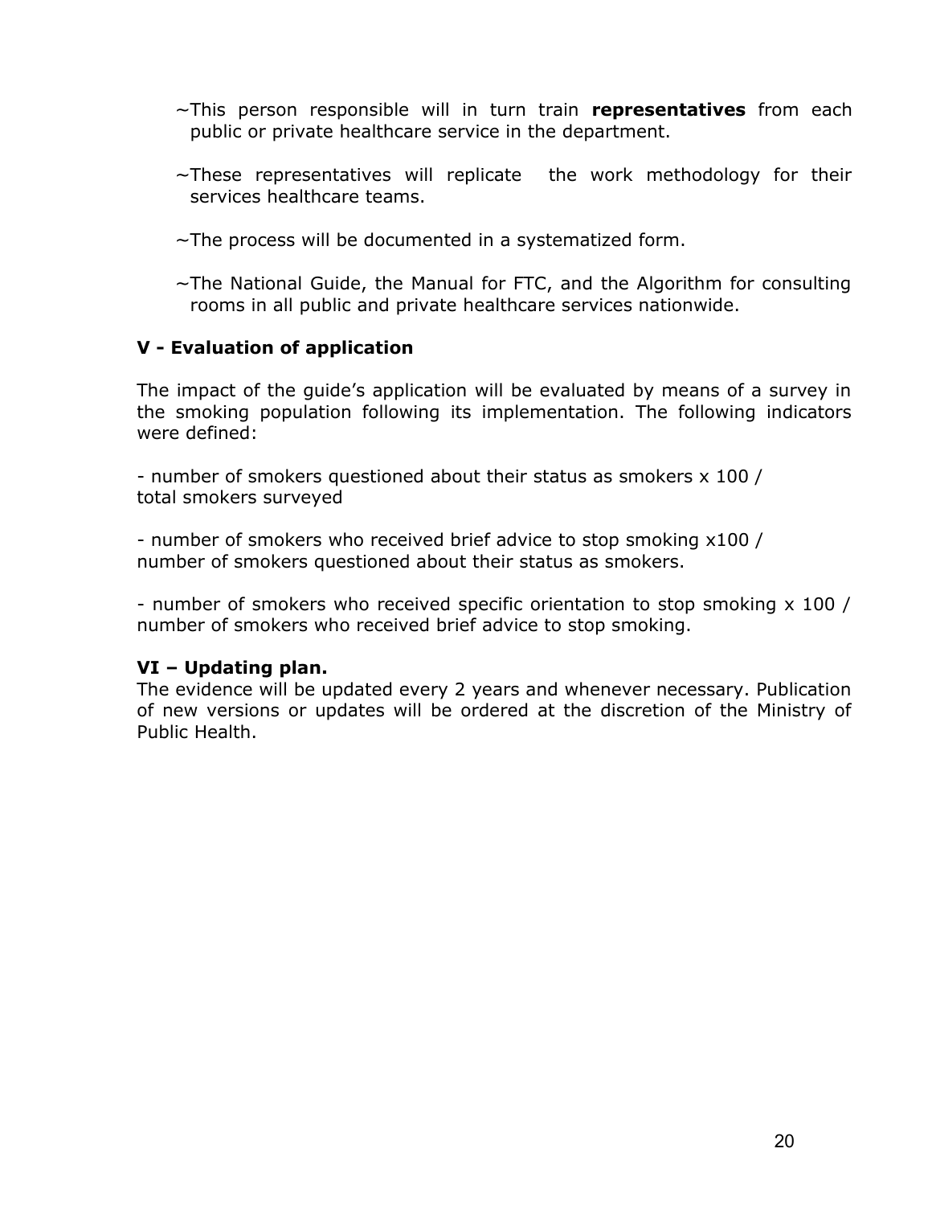~This person responsible will in turn train **representatives** from each public or private healthcare service in the department.

~These representatives will replicate the work methodology for their services healthcare teams.

~The process will be documented in a systematized form.

~The National Guide, the Manual for FTC, and the Algorithm for consulting rooms in all public and private healthcare services nationwide.

### V - Evaluation of application

The impact of the guide's application will be evaluated by means of a survey in the smoking population following its implementation. The following indicators were defined:

- number of smokers questioned about their status as smokers x 100 / total smokers surveyed

- number of smokers who received brief advice to stop smoking x100 / number of smokers questioned about their status as smokers.

- number of smokers who received specific orientation to stop smoking x 100 / number of smokers who received brief advice to stop smoking.

### VI – Updating plan.

The evidence will be updated every 2 years and whenever necessary. Publication of new versions or updates will be ordered at the discretion of the Ministry of Public Health.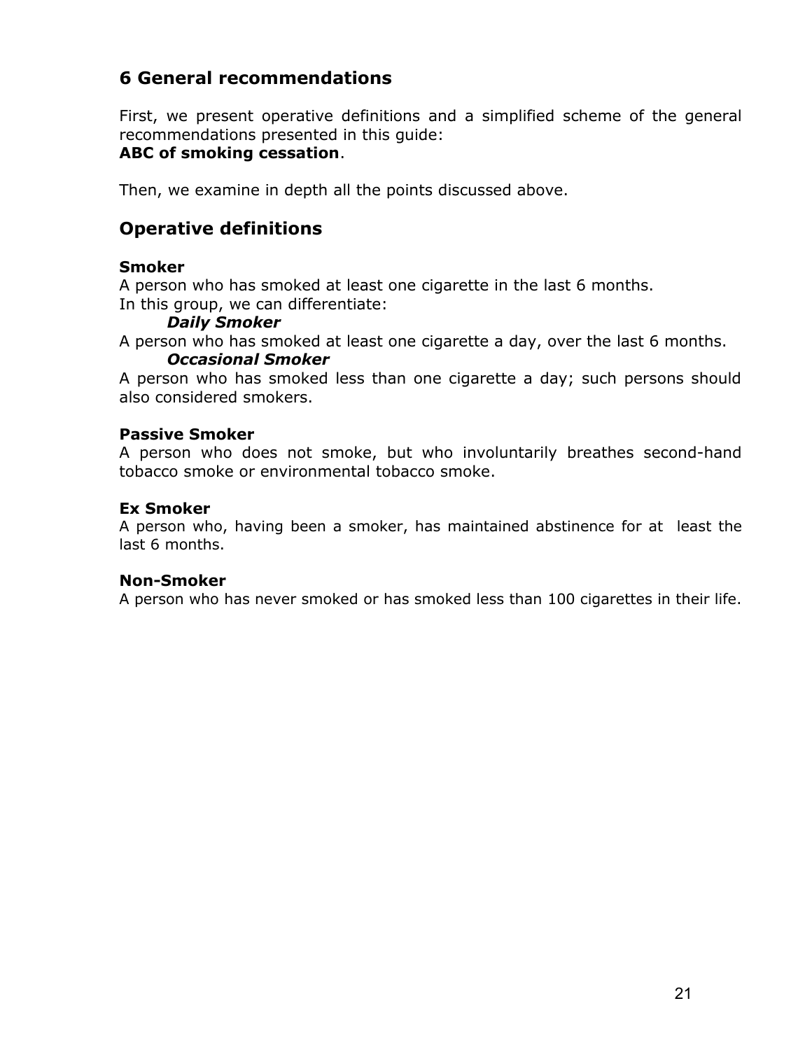# 6 General recommendations

First, we present operative definitions and a simplified scheme of the general recommendations presented in this guide:
**ABC of smoking cessation**.

Then, we examine in depth all the points discussed above.

## Operative definitions

**Smoker**
A person who has smoked at least one cigarette in the last 6 months.
In this group, we can differentiate:

***Daily Smoker***
A person who has smoked at least one cigarette a day, over the last 6 months.

***Occasional Smoker***
A person who has smoked less than one cigarette a day; such persons should also considered smokers.

**Passive Smoker**
A person who does not smoke, but who involuntarily breathes second-hand tobacco smoke or environmental tobacco smoke.

**Ex Smoker**
A person who, having been a smoker, has maintained abstinence for at least the last 6 months.

**Non-Smoker**
A person who has never smoked or has smoked less than 100 cigarettes in their life.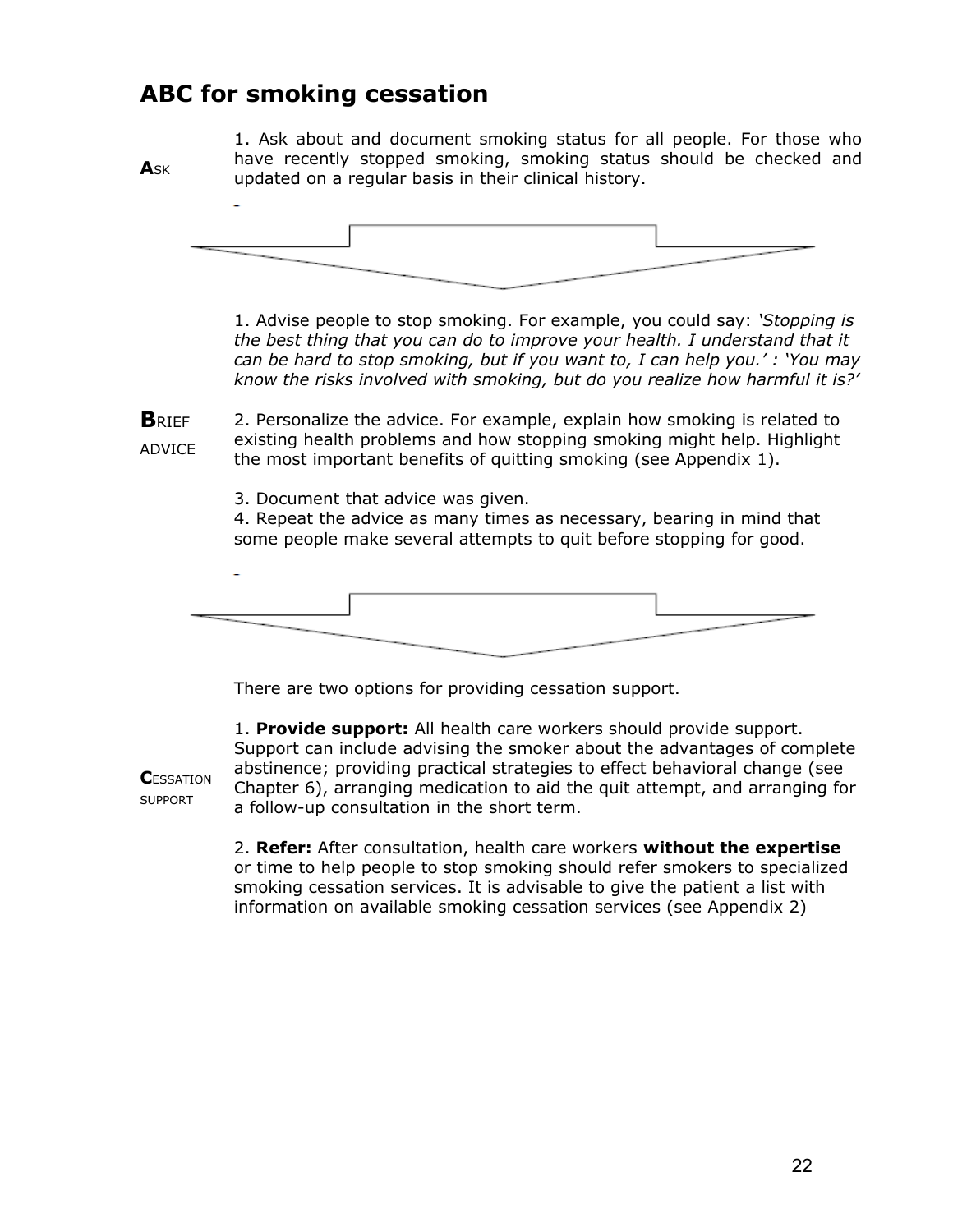## ABC for smoking cessation

**A**SK

1. Ask about and document smoking status for all people. For those who have recently stopped smoking, smoking status should be checked and updated on a regular basis in their clinical history.

**B**RIEF ADVICE

1. Advise people to stop smoking. For example, you could say: *'Stopping is the best thing that you can do to improve your health. I understand that it can be hard to stop smoking, but if you want to, I can help you.' : 'You may know the risks involved with smoking, but do you realize how harmful it is?'*

2. Personalize the advice. For example, explain how smoking is related to existing health problems and how stopping smoking might help. Highlight the most important benefits of quitting smoking (see Appendix 1).

3. Document that advice was given.

4. Repeat the advice as many times as necessary, bearing in mind that some people make several attempts to quit before stopping for good.

**C**ESSATION SUPPORT

There are two options for providing cessation support.

1. **Provide support:** All health care workers should provide support. Support can include advising the smoker about the advantages of complete abstinence; providing practical strategies to effect behavioral change (see Chapter 6), arranging medication to aid the quit attempt, and arranging for a follow-up consultation in the short term.

2. **Refer:** After consultation, health care workers **without the expertise** or time to help people to stop smoking should refer smokers to specialized smoking cessation services. It is advisable to give the patient a list with information on available smoking cessation services (see Appendix 2)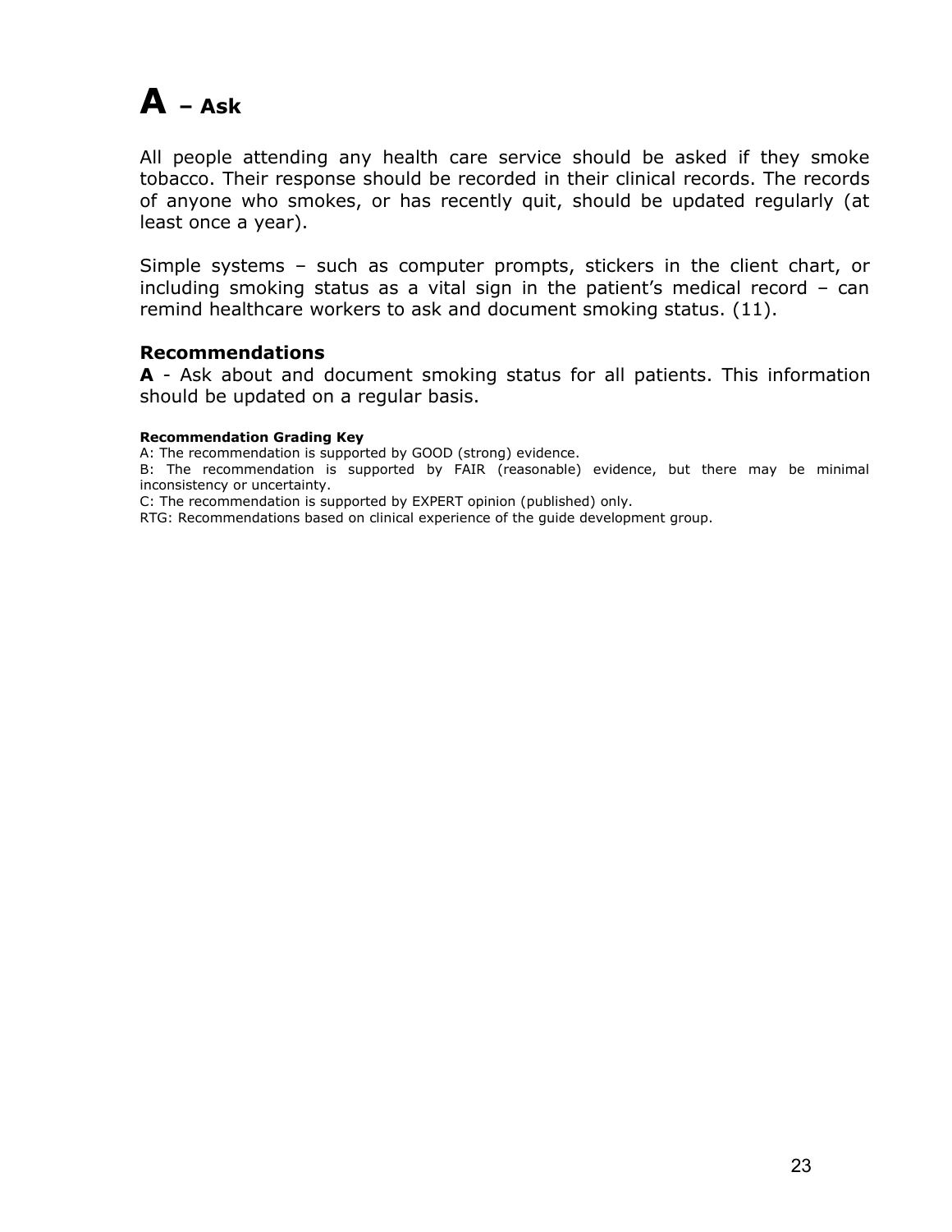# A – Ask

All people attending any health care service should be asked if they smoke tobacco. Their response should be recorded in their clinical records. The records of anyone who smokes, or has recently quit, should be updated regularly (at least once a year).

Simple systems – such as computer prompts, stickers in the client chart, or including smoking status as a vital sign in the patient's medical record – can remind healthcare workers to ask and document smoking status. (11).

### Recommendations

**A** - Ask about and document smoking status for all patients. This information should be updated on a regular basis.

**Recommendation Grading Key**

A: The recommendation is supported by GOOD (strong) evidence.

B: The recommendation is supported by FAIR (reasonable) evidence, but there may be minimal inconsistency or uncertainty.

C: The recommendation is supported by EXPERT opinion (published) only.

RTG: Recommendations based on clinical experience of the guide development group.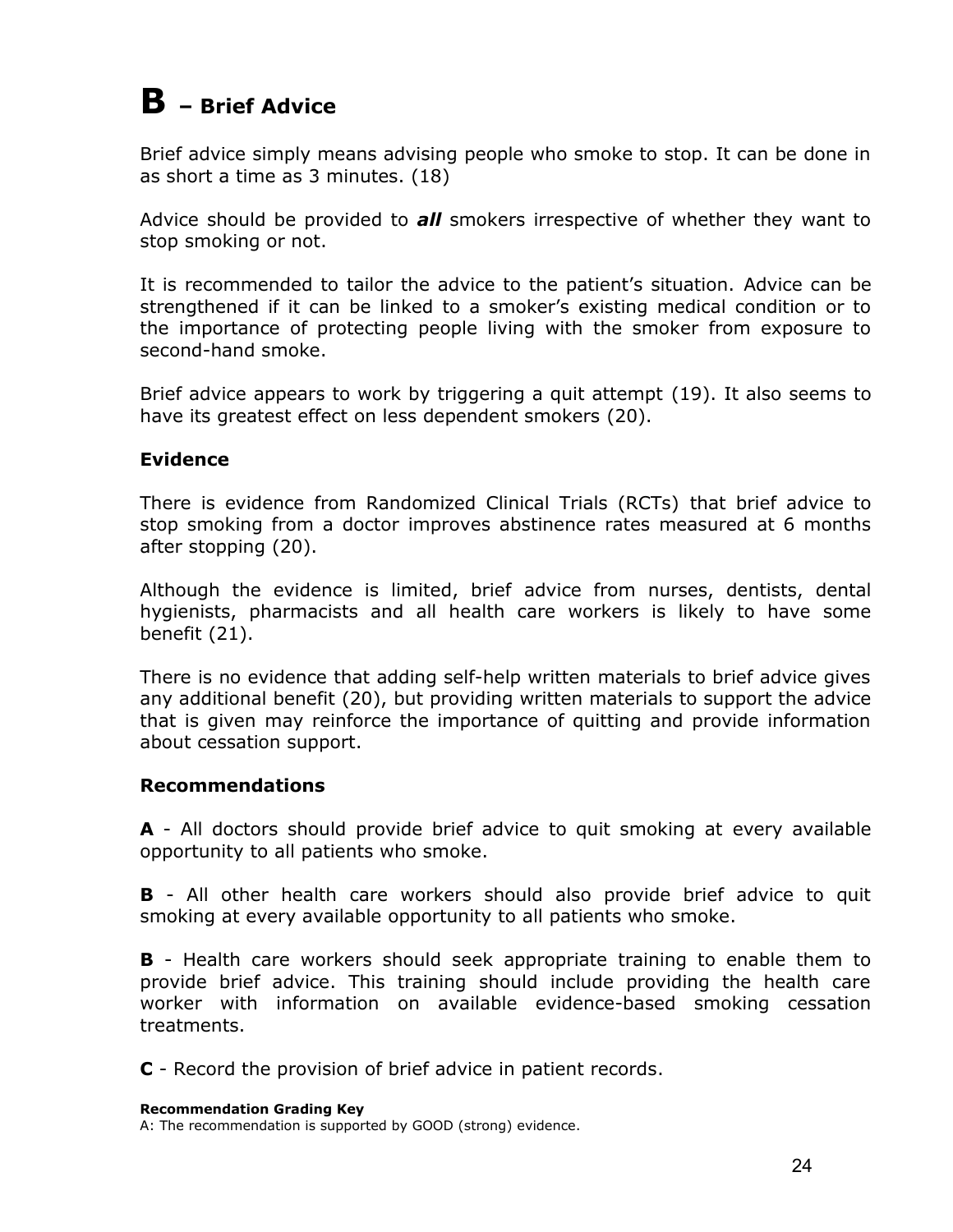# **B** – Brief Advice

Brief advice simply means advising people who smoke to stop. It can be done in as short a time as 3 minutes. (18)

Advice should be provided to ***all*** smokers irrespective of whether they want to stop smoking or not.

It is recommended to tailor the advice to the patient's situation. Advice can be strengthened if it can be linked to a smoker's existing medical condition or to the importance of protecting people living with the smoker from exposure to second-hand smoke.

Brief advice appears to work by triggering a quit attempt (19). It also seems to have its greatest effect on less dependent smokers (20).

### Evidence

There is evidence from Randomized Clinical Trials (RCTs) that brief advice to stop smoking from a doctor improves abstinence rates measured at 6 months after stopping (20).

Although the evidence is limited, brief advice from nurses, dentists, dental hygienists, pharmacists and all health care workers is likely to have some benefit (21).

There is no evidence that adding self-help written materials to brief advice gives any additional benefit (20), but providing written materials to support the advice that is given may reinforce the importance of quitting and provide information about cessation support.

### Recommendations

**A** - All doctors should provide brief advice to quit smoking at every available opportunity to all patients who smoke.

**B** - All other health care workers should also provide brief advice to quit smoking at every available opportunity to all patients who smoke.

**B** - Health care workers should seek appropriate training to enable them to provide brief advice. This training should include providing the health care worker with information on available evidence-based smoking cessation treatments.

**C** - Record the provision of brief advice in patient records.

**Recommendation Grading Key**
A: The recommendation is supported by GOOD (strong) evidence.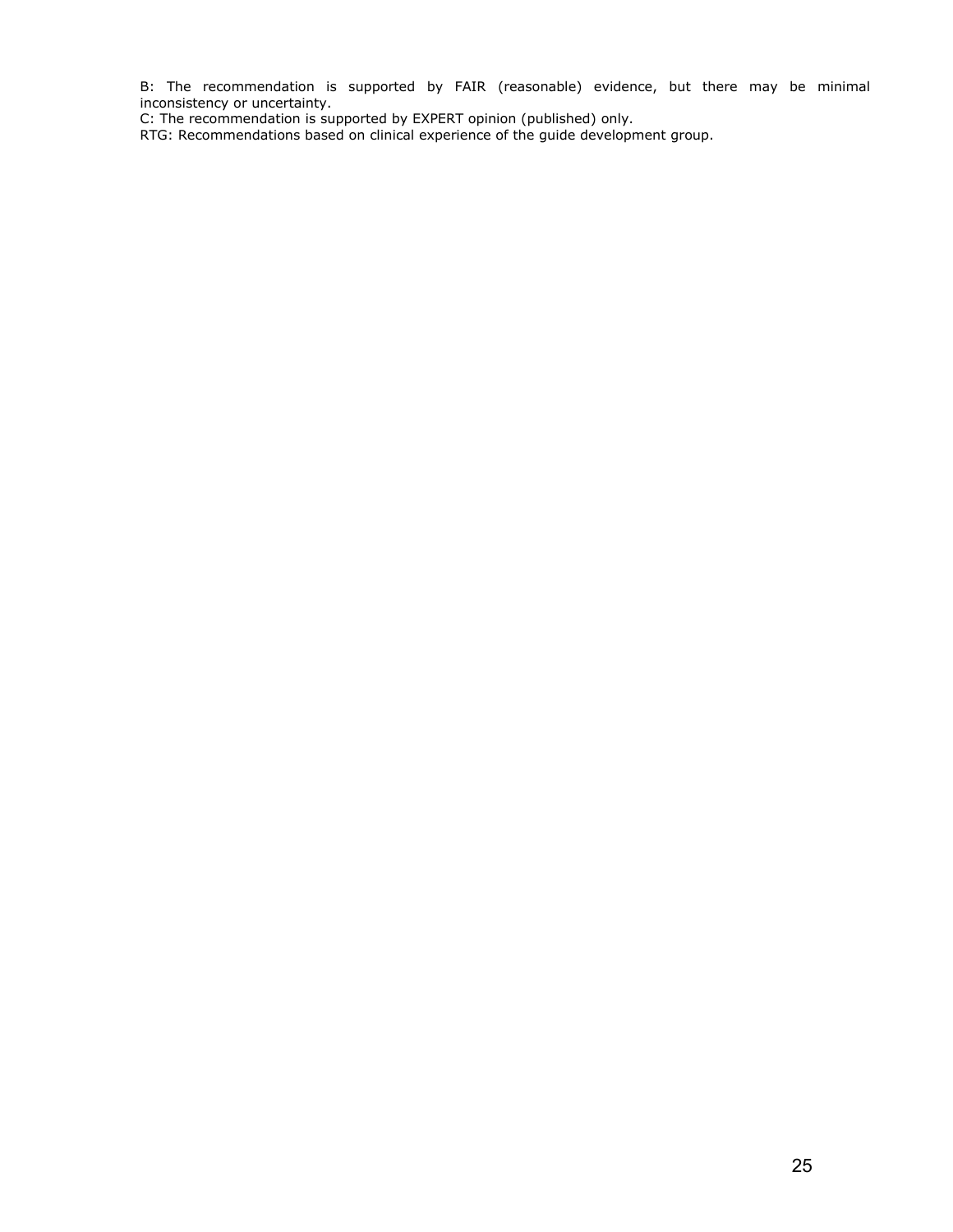B: The recommendation is supported by FAIR (reasonable) evidence, but there may be minimal inconsistency or uncertainty.

C: The recommendation is supported by EXPERT opinion (published) only.

RTG: Recommendations based on clinical experience of the guide development group.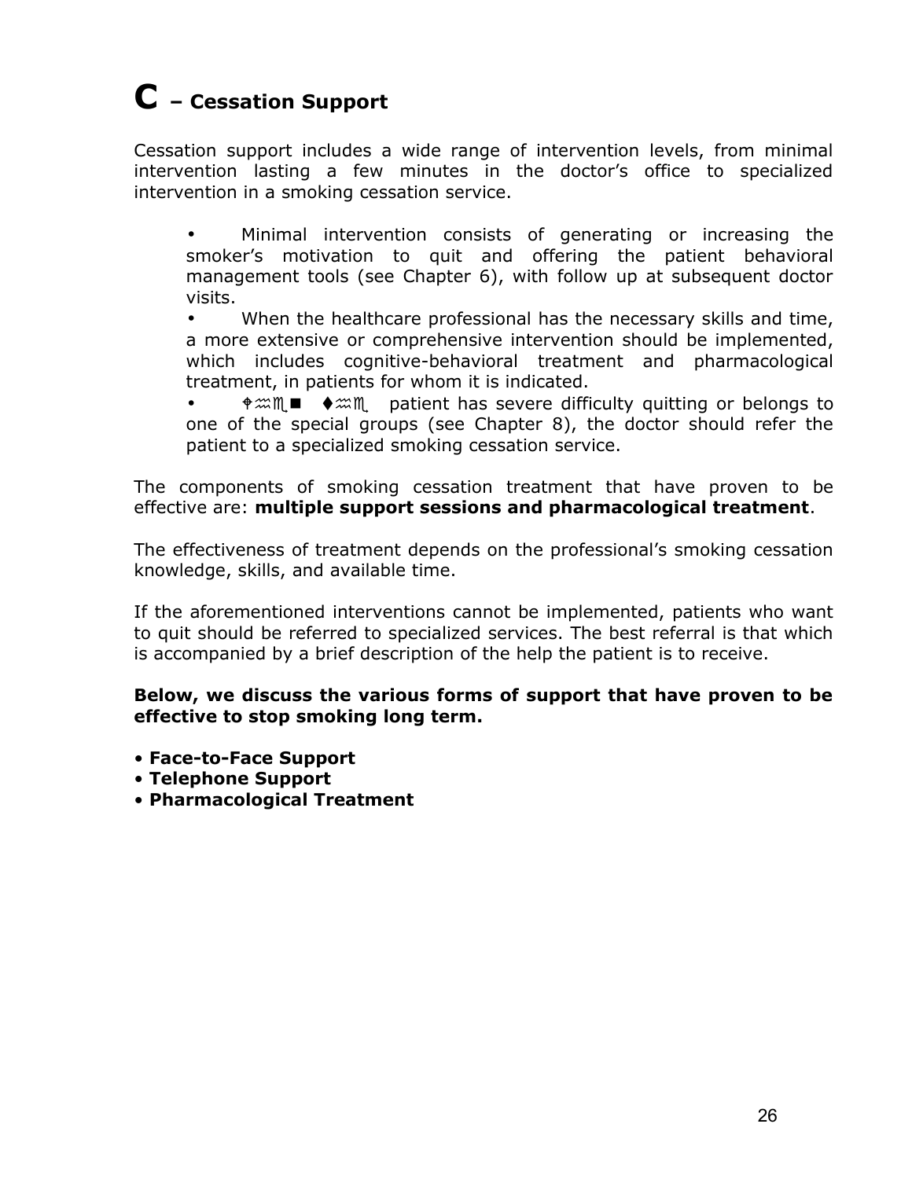# C – Cessation Support

Cessation support includes a wide range of intervention levels, from minimal intervention lasting a few minutes in the doctor's office to specialized intervention in a smoking cessation service.

- Minimal intervention consists of generating or increasing the smoker's motivation to quit and offering the patient behavioral management tools (see Chapter 6), with follow up at subsequent doctor visits.
- When the healthcare professional has the necessary skills and time, a more extensive or comprehensive intervention should be implemented, which includes cognitive-behavioral treatment and pharmacological treatment, in patients for whom it is indicated.
- When the patient has severe difficulty quitting or belongs to one of the special groups (see Chapter 8), the doctor should refer the patient to a specialized smoking cessation service.

The components of smoking cessation treatment that have proven to be effective are: **multiple support sessions and pharmacological treatment**.

The effectiveness of treatment depends on the professional's smoking cessation knowledge, skills, and available time.

If the aforementioned interventions cannot be implemented, patients who want to quit should be referred to specialized services. The best referral is that which is accompanied by a brief description of the help the patient is to receive.

**Below, we discuss the various forms of support that have proven to be effective to stop smoking long term.**

- **Face-to-Face Support**
- **Telephone Support**
- **Pharmacological Treatment**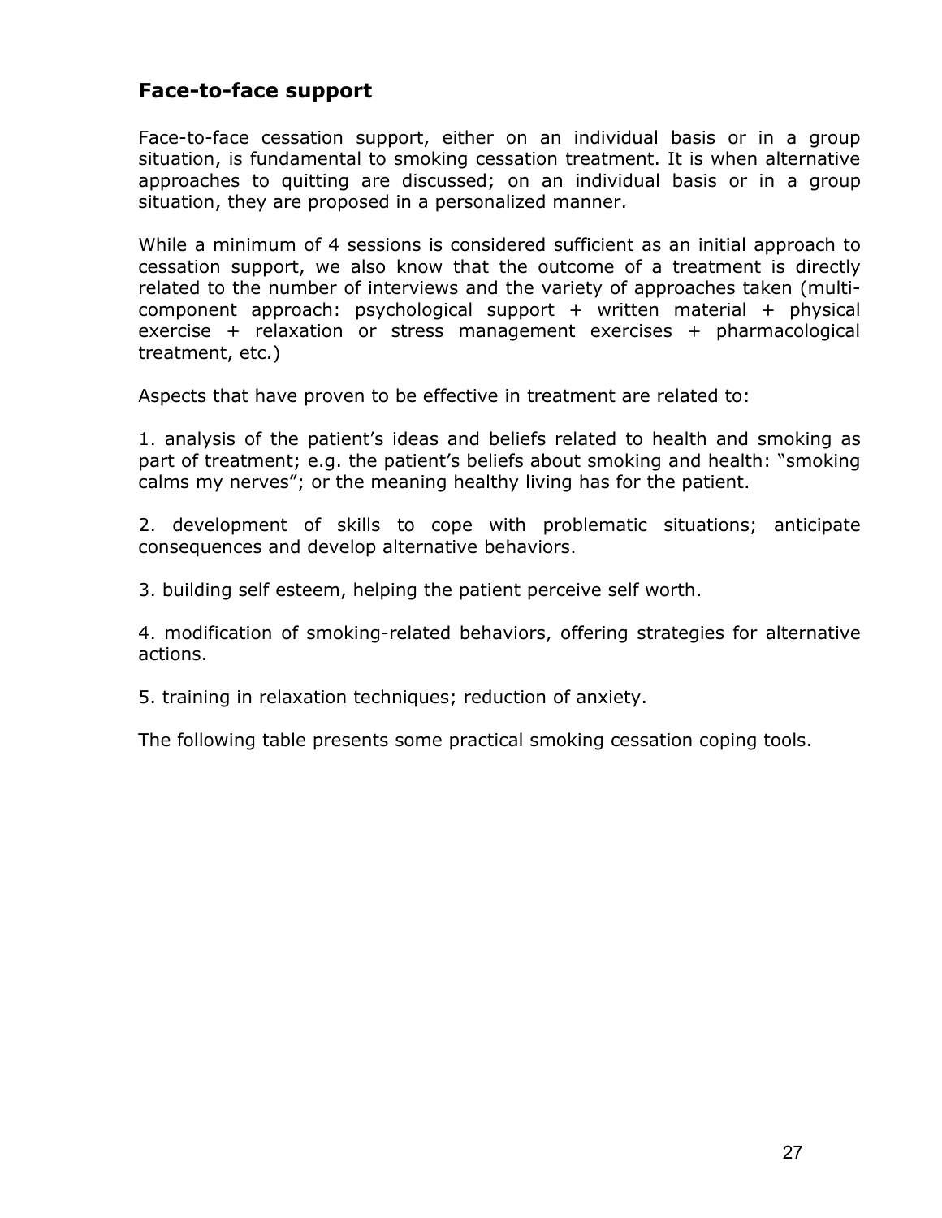## Face-to-face support

Face-to-face cessation support, either on an individual basis or in a group situation, is fundamental to smoking cessation treatment. It is when alternative approaches to quitting are discussed; on an individual basis or in a group situation, they are proposed in a personalized manner.

While a minimum of 4 sessions is considered sufficient as an initial approach to cessation support, we also know that the outcome of a treatment is directly related to the number of interviews and the variety of approaches taken (multi-component approach: psychological support + written material + physical exercise + relaxation or stress management exercises + pharmacological treatment, etc.)

Aspects that have proven to be effective in treatment are related to:

1. analysis of the patient's ideas and beliefs related to health and smoking as part of treatment; e.g. the patient's beliefs about smoking and health: "smoking calms my nerves"; or the meaning healthy living has for the patient.

2. development of skills to cope with problematic situations; anticipate consequences and develop alternative behaviors.

3. building self esteem, helping the patient perceive self worth.

4. modification of smoking-related behaviors, offering strategies for alternative actions.

5. training in relaxation techniques; reduction of anxiety.

The following table presents some practical smoking cessation coping tools.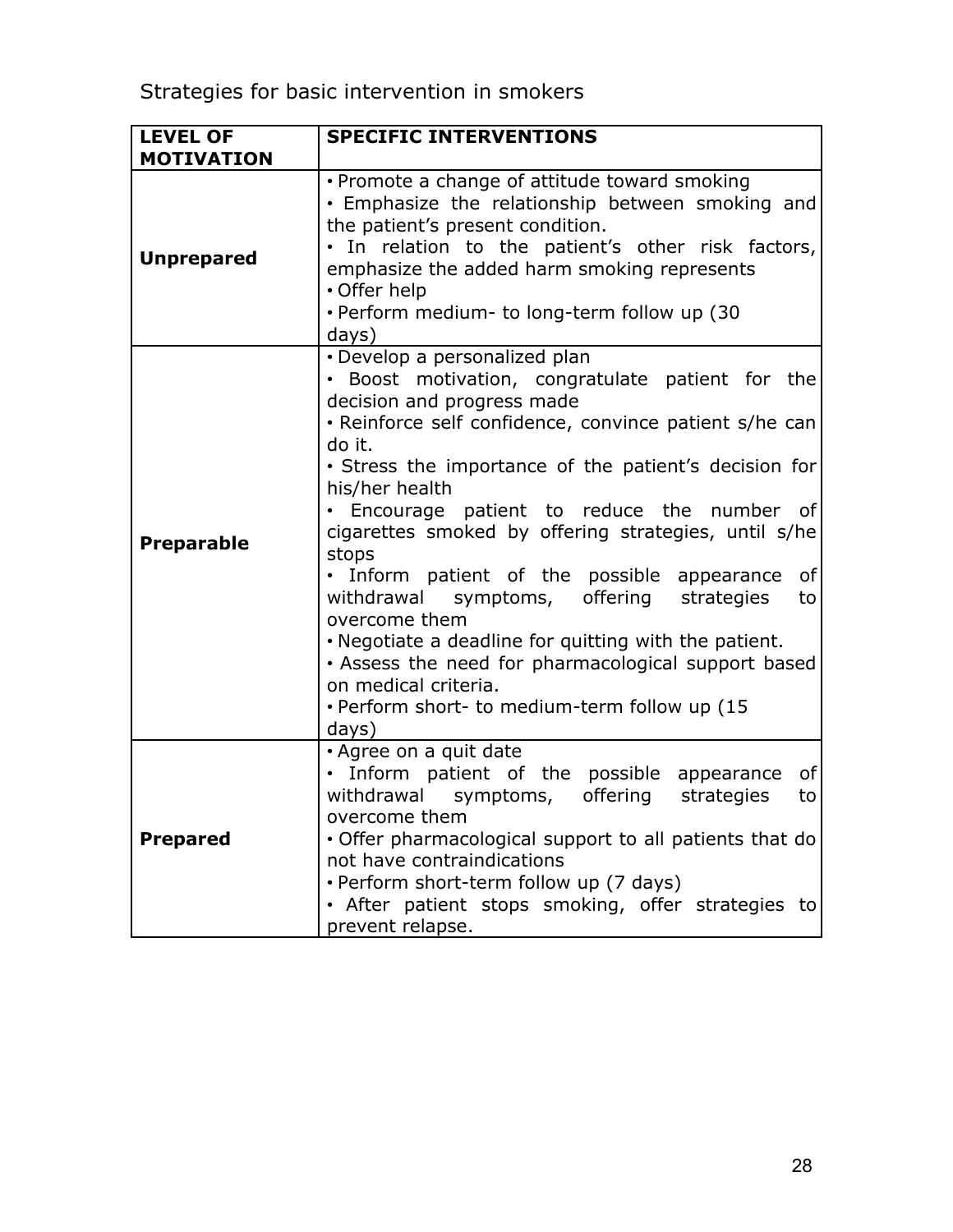Strategies for basic intervention in smokers

| **LEVEL OF MOTIVATION** | **SPECIFIC INTERVENTIONS** |
|---|---|
| **Unprepared** | • Promote a change of attitude toward smoking<br>• Emphasize the relationship between smoking and the patient's present condition.<br>• In relation to the patient's other risk factors, emphasize the added harm smoking represents<br>• Offer help<br>• Perform medium- to long-term follow up (30 days) |
| **Preparable** | • Develop a personalized plan<br>• Boost motivation, congratulate patient for the decision and progress made<br>• Reinforce self confidence, convince patient s/he can do it.<br>• Stress the importance of the patient's decision for his/her health<br>• Encourage patient to reduce the number of cigarettes smoked by offering strategies, until s/he stops<br>• Inform patient of the possible appearance of withdrawal symptoms, offering strategies to overcome them<br>• Negotiate a deadline for quitting with the patient.<br>• Assess the need for pharmacological support based on medical criteria.<br>• Perform short- to medium-term follow up (15 days) |
| **Prepared** | • Agree on a quit date<br>• Inform patient of the possible appearance of withdrawal symptoms, offering strategies to overcome them<br>• Offer pharmacological support to all patients that do not have contraindications<br>• Perform short-term follow up (7 days)<br>• After patient stops smoking, offer strategies to prevent relapse. |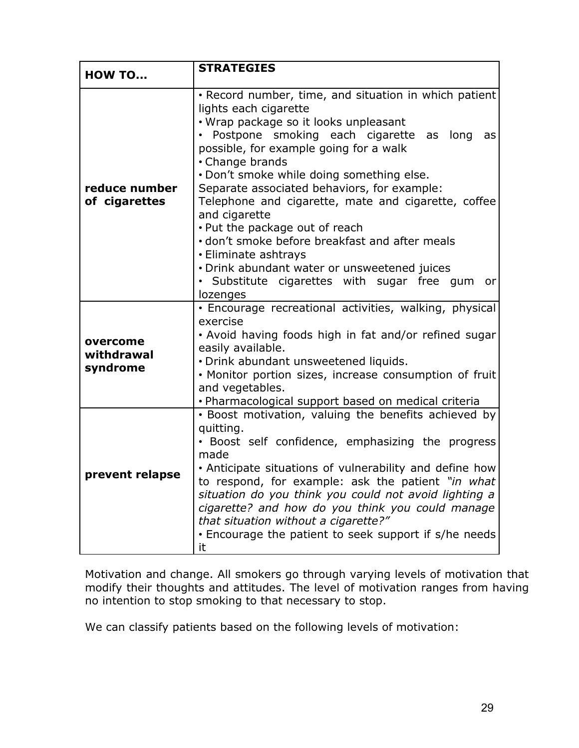| **HOW TO…** | **STRATEGIES** |
|---|---|
| **reduce number of cigarettes** | • Record number, time, and situation in which patient lights each cigarette<br>• Wrap package so it looks unpleasant<br>• Postpone smoking each cigarette as long as possible, for example going for a walk<br>• Change brands<br>• Don't smoke while doing something else. Separate associated behaviors, for example: Telephone and cigarette, mate and cigarette, coffee and cigarette<br>• Put the package out of reach<br>• don't smoke before breakfast and after meals<br>• Eliminate ashtrays<br>• Drink abundant water or unsweetened juices<br>• Substitute cigarettes with sugar free gum or lozenges |
| **overcome withdrawal syndrome** | • Encourage recreational activities, walking, physical exercise<br>• Avoid having foods high in fat and/or refined sugar easily available.<br>• Drink abundant unsweetened liquids.<br>• Monitor portion sizes, increase consumption of fruit and vegetables.<br>• Pharmacological support based on medical criteria |
| **prevent relapse** | • Boost motivation, valuing the benefits achieved by quitting.<br>• Boost self confidence, emphasizing the progress made<br>• Anticipate situations of vulnerability and define how to respond, for example: ask the patient *"in what situation do you think you could not avoid lighting a cigarette? and how do you think you could manage that situation without a cigarette?"*<br>• Encourage the patient to seek support if s/he needs it |

Motivation and change. All smokers go through varying levels of motivation that modify their thoughts and attitudes. The level of motivation ranges from having no intention to stop smoking to that necessary to stop.

We can classify patients based on the following levels of motivation: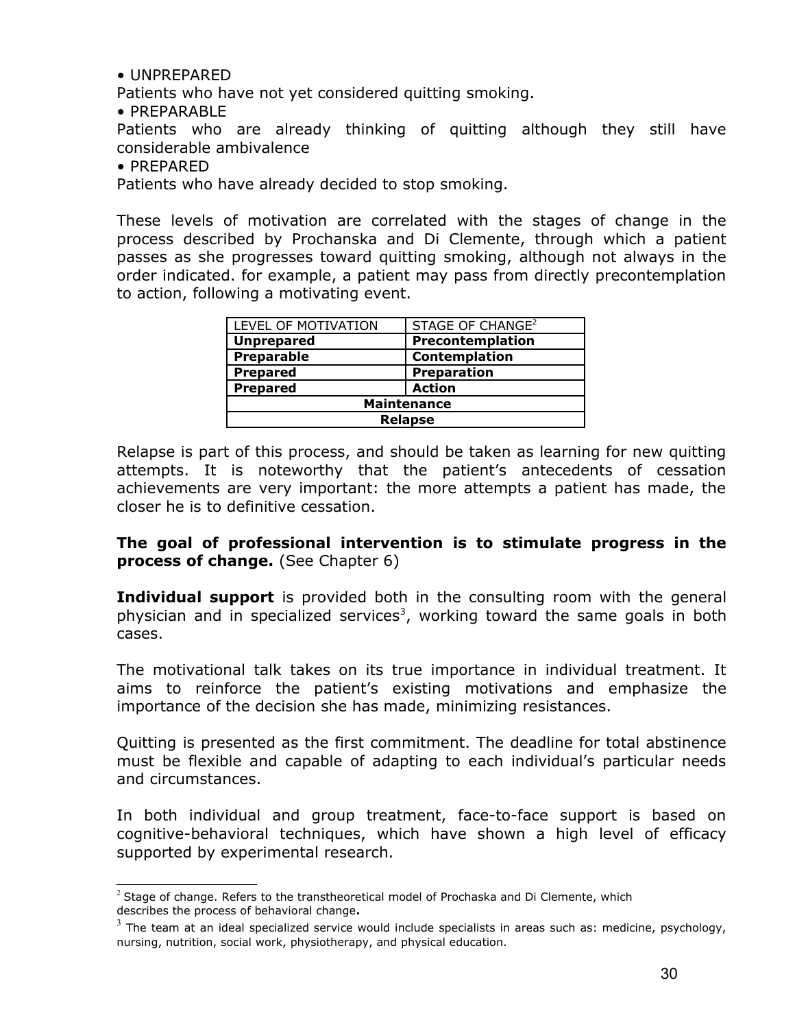• UNPREPARED

Patients who have not yet considered quitting smoking.

• PREPARABLE

Patients who are already thinking of quitting although they still have considerable ambivalence

• PREPARED

Patients who have already decided to stop smoking.

These levels of motivation are correlated with the stages of change in the process described by Prochanska and Di Clemente, through which a patient passes as she progresses toward quitting smoking, although not always in the order indicated. for example, a patient may pass from directly precontemplation to action, following a motivating event.

| LEVEL OF MOTIVATION | STAGE OF CHANGE[2] |
|---|---|
| **Unprepared** | **Precontemplation** |
| **Preparable** | **Contemplation** |
| **Prepared** | **Preparation** |
| **Prepared** | **Action** |
| **Maintenance** | |
| **Relapse** | |

Relapse is part of this process, and should be taken as learning for new quitting attempts. It is noteworthy that the patient's antecedents of cessation achievements are very important: the more attempts a patient has made, the closer he is to definitive cessation.

**The goal of professional intervention is to stimulate progress in the process of change.** (See Chapter 6)

**Individual support** is provided both in the consulting room with the general physician and in specialized services[3], working toward the same goals in both cases.

The motivational talk takes on its true importance in individual treatment. It aims to reinforce the patient's existing motivations and emphasize the importance of the decision she has made, minimizing resistances.

Quitting is presented as the first commitment. The deadline for total abstinence must be flexible and capable of adapting to each individual's particular needs and circumstances.

In both individual and group treatment, face-to-face support is based on cognitive-behavioral techniques, which have shown a high level of efficacy supported by experimental research.

---

[2] Stage of change. Refers to the transtheoretical model of Prochaska and Di Clemente, which describes the process of behavioral change**.**

[3] The team at an ideal specialized service would include specialists in areas such as: medicine, psychology, nursing, nutrition, social work, physiotherapy, and physical education.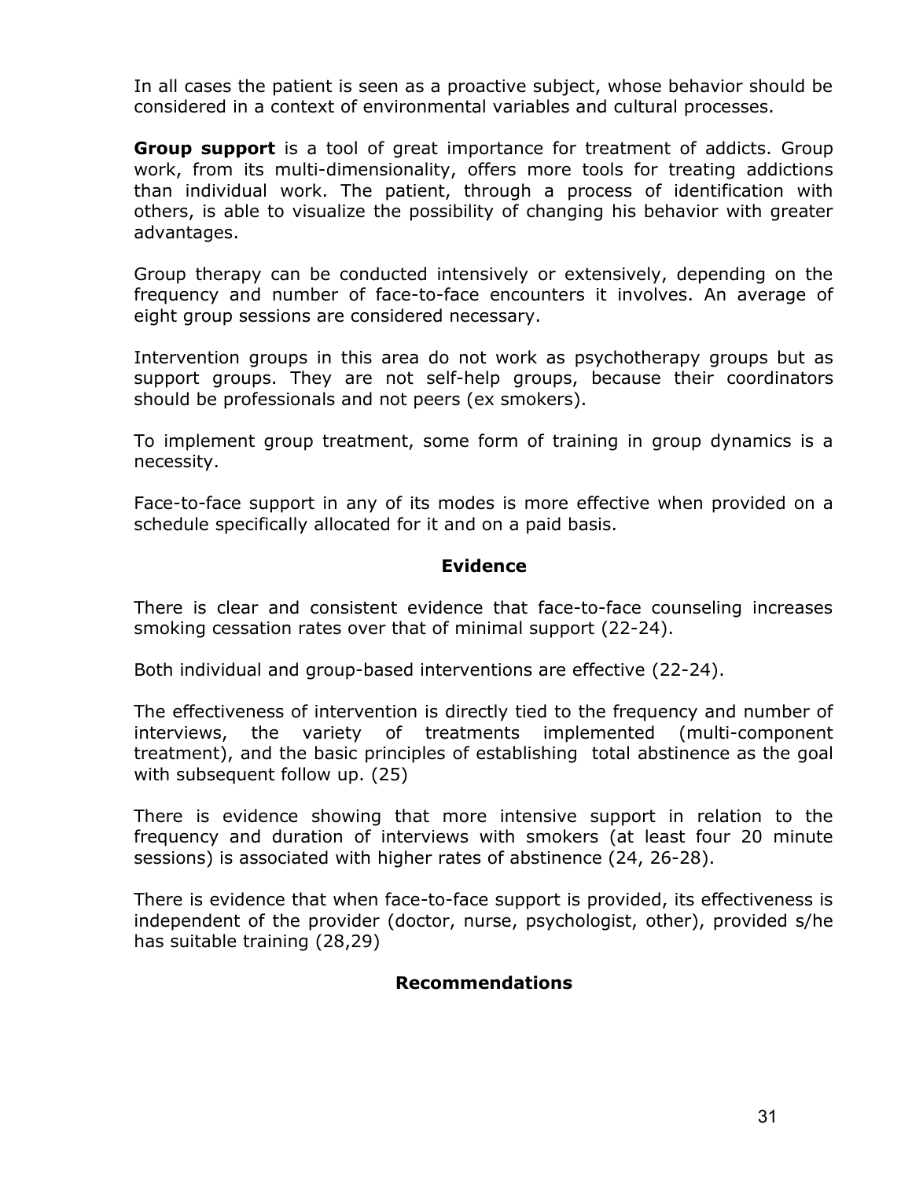In all cases the patient is seen as a proactive subject, whose behavior should be considered in a context of environmental variables and cultural processes.

**Group support** is a tool of great importance for treatment of addicts. Group work, from its multi-dimensionality, offers more tools for treating addictions than individual work. The patient, through a process of identification with others, is able to visualize the possibility of changing his behavior with greater advantages.

Group therapy can be conducted intensively or extensively, depending on the frequency and number of face-to-face encounters it involves. An average of eight group sessions are considered necessary.

Intervention groups in this area do not work as psychotherapy groups but as support groups. They are not self-help groups, because their coordinators should be professionals and not peers (ex smokers).

To implement group treatment, some form of training in group dynamics is a necessity.

Face-to-face support in any of its modes is more effective when provided on a schedule specifically allocated for it and on a paid basis.

### Evidence

There is clear and consistent evidence that face-to-face counseling increases smoking cessation rates over that of minimal support (22-24).

Both individual and group-based interventions are effective (22-24).

The effectiveness of intervention is directly tied to the frequency and number of interviews, the variety of treatments implemented (multi-component treatment), and the basic principles of establishing total abstinence as the goal with subsequent follow up. (25)

There is evidence showing that more intensive support in relation to the frequency and duration of interviews with smokers (at least four 20 minute sessions) is associated with higher rates of abstinence (24, 26-28).

There is evidence that when face-to-face support is provided, its effectiveness is independent of the provider (doctor, nurse, psychologist, other), provided s/he has suitable training (28,29)

### Recommendations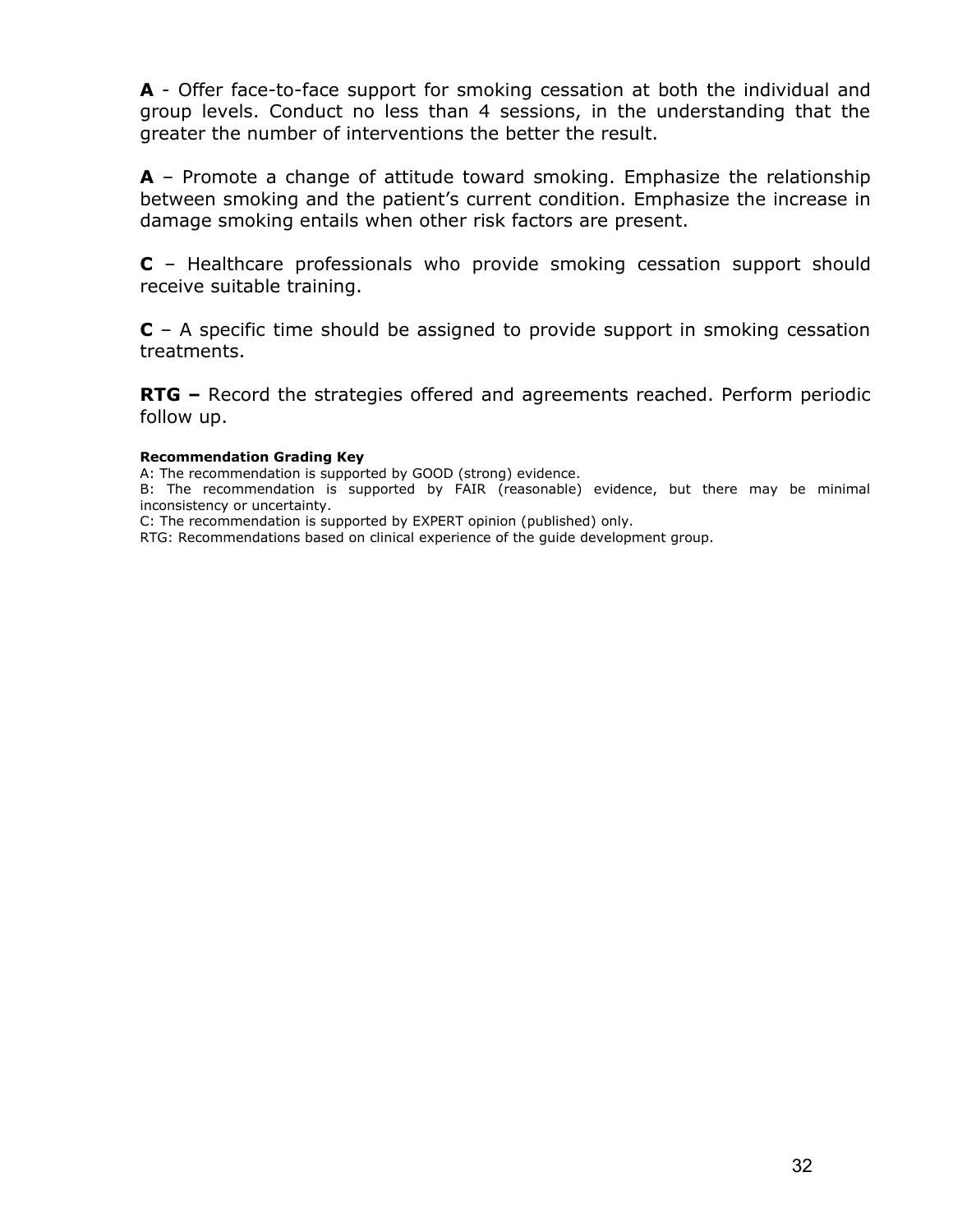**A** - Offer face-to-face support for smoking cessation at both the individual and group levels. Conduct no less than 4 sessions, in the understanding that the greater the number of interventions the better the result.

**A** – Promote a change of attitude toward smoking. Emphasize the relationship between smoking and the patient's current condition. Emphasize the increase in damage smoking entails when other risk factors are present.

**C** – Healthcare professionals who provide smoking cessation support should receive suitable training.

**C** – A specific time should be assigned to provide support in smoking cessation treatments.

**RTG –** Record the strategies offered and agreements reached. Perform periodic follow up.

**Recommendation Grading Key**

A: The recommendation is supported by GOOD (strong) evidence.
B: The recommendation is supported by FAIR (reasonable) evidence, but there may be minimal inconsistency or uncertainty.
C: The recommendation is supported by EXPERT opinion (published) only.
RTG: Recommendations based on clinical experience of the guide development group.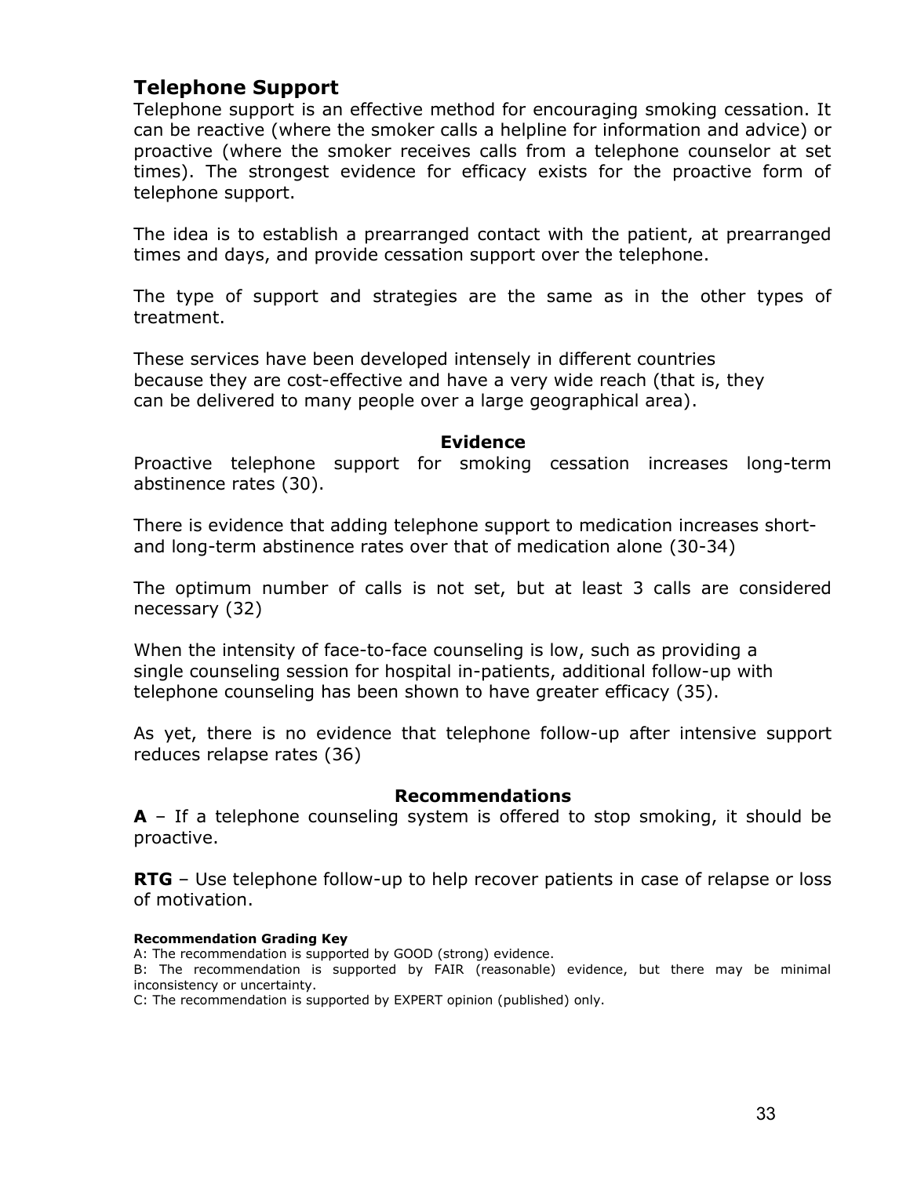## Telephone Support

Telephone support is an effective method for encouraging smoking cessation. It can be reactive (where the smoker calls a helpline for information and advice) or proactive (where the smoker receives calls from a telephone counselor at set times). The strongest evidence for efficacy exists for the proactive form of telephone support.

The idea is to establish a prearranged contact with the patient, at prearranged times and days, and provide cessation support over the telephone.

The type of support and strategies are the same as in the other types of treatment.

These services have been developed intensely in different countries because they are cost-effective and have a very wide reach (that is, they can be delivered to many people over a large geographical area).

**Evidence**

Proactive telephone support for smoking cessation increases long-term abstinence rates (30).

There is evidence that adding telephone support to medication increases short- and long-term abstinence rates over that of medication alone (30-34)

The optimum number of calls is not set, but at least 3 calls are considered necessary (32)

When the intensity of face-to-face counseling is low, such as providing a single counseling session for hospital in-patients, additional follow-up with telephone counseling has been shown to have greater efficacy (35).

As yet, there is no evidence that telephone follow-up after intensive support reduces relapse rates (36)

**Recommendations**

**A** – If a telephone counseling system is offered to stop smoking, it should be proactive.

**RTG** – Use telephone follow-up to help recover patients in case of relapse or loss of motivation.

**Recommendation Grading Key**

A: The recommendation is supported by GOOD (strong) evidence.

B: The recommendation is supported by FAIR (reasonable) evidence, but there may be minimal inconsistency or uncertainty.

C: The recommendation is supported by EXPERT opinion (published) only.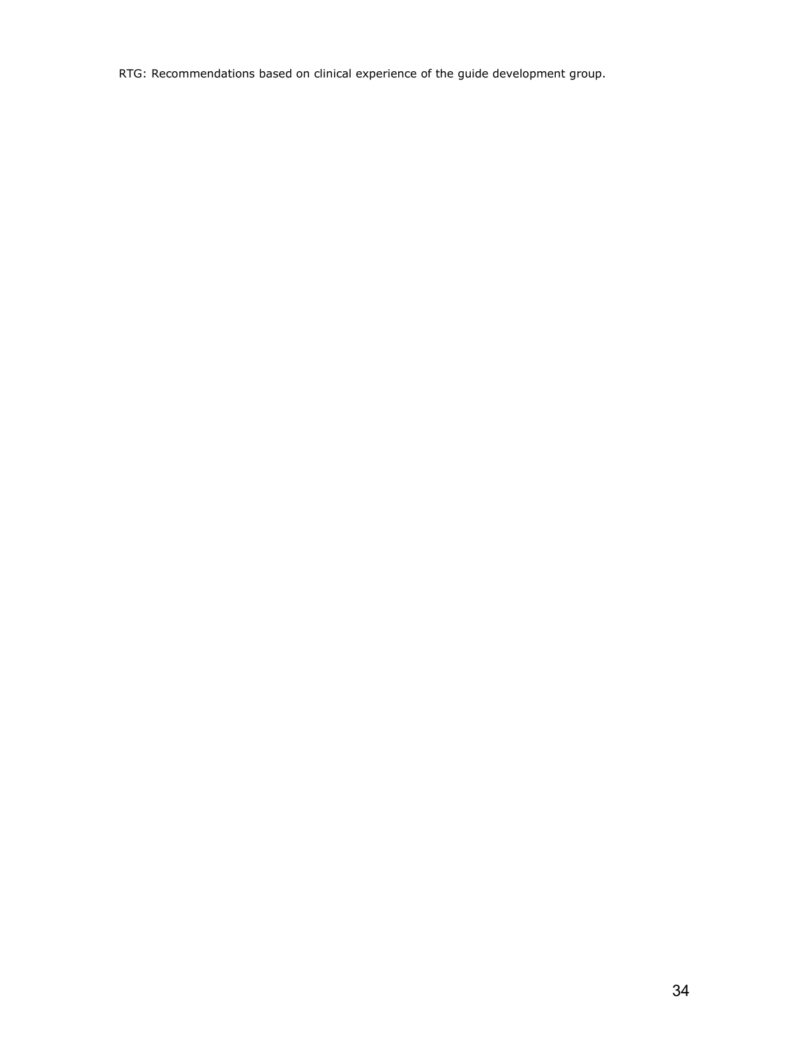RTG: Recommendations based on clinical experience of the guide development group.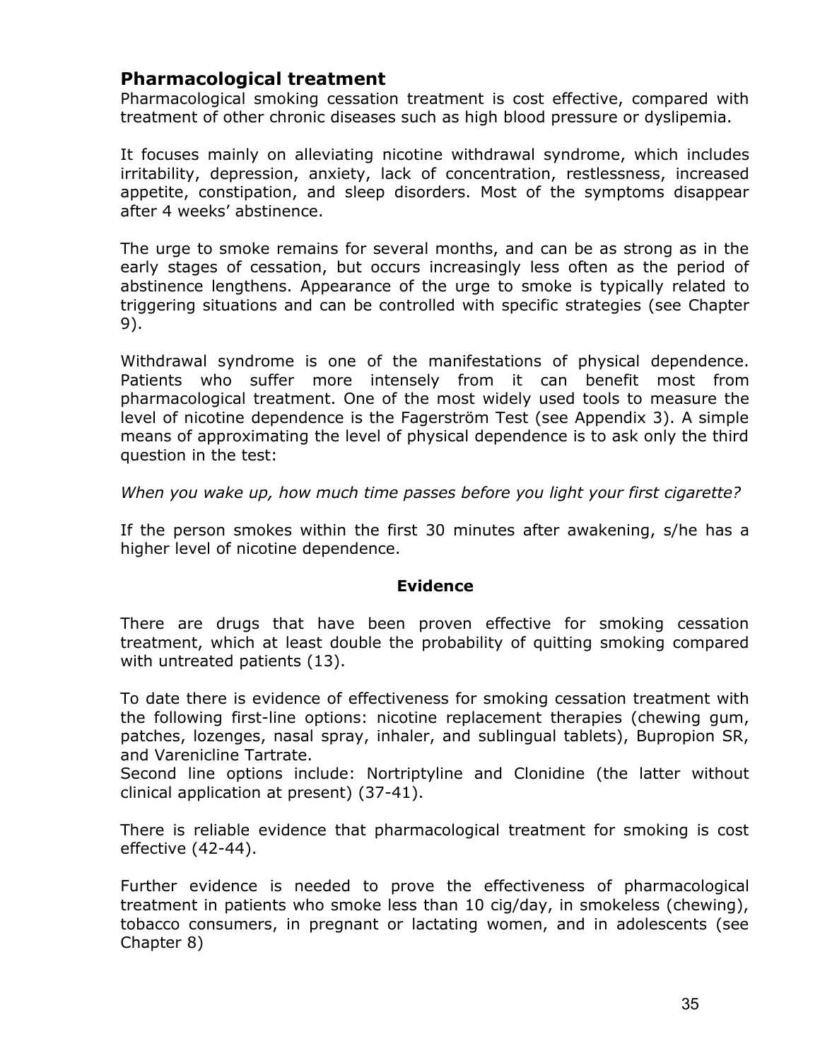## Pharmacological treatment

Pharmacological smoking cessation treatment is cost effective, compared with treatment of other chronic diseases such as high blood pressure or dyslipemia.

It focuses mainly on alleviating nicotine withdrawal syndrome, which includes irritability, depression, anxiety, lack of concentration, restlessness, increased appetite, constipation, and sleep disorders. Most of the symptoms disappear after 4 weeks' abstinence.

The urge to smoke remains for several months, and can be as strong as in the early stages of cessation, but occurs increasingly less often as the period of abstinence lengthens. Appearance of the urge to smoke is typically related to triggering situations and can be controlled with specific strategies (see Chapter 9).

Withdrawal syndrome is one of the manifestations of physical dependence. Patients who suffer more intensely from it can benefit most from pharmacological treatment. One of the most widely used tools to measure the level of nicotine dependence is the Fagerström Test (see Appendix 3). A simple means of approximating the level of physical dependence is to ask only the third question in the test:

*When you wake up, how much time passes before you light your first cigarette?*

If the person smokes within the first 30 minutes after awakening, s/he has a higher level of nicotine dependence.

**Evidence**

There are drugs that have been proven effective for smoking cessation treatment, which at least double the probability of quitting smoking compared with untreated patients (13).

To date there is evidence of effectiveness for smoking cessation treatment with the following first-line options: nicotine replacement therapies (chewing gum, patches, lozenges, nasal spray, inhaler, and sublingual tablets), Bupropion SR, and Varenicline Tartrate.
Second line options include: Nortriptyline and Clonidine (the latter without clinical application at present) (37-41).

There is reliable evidence that pharmacological treatment for smoking is cost effective (42-44).

Further evidence is needed to prove the effectiveness of pharmacological treatment in patients who smoke less than 10 cig/day, in smokeless (chewing), tobacco consumers, in pregnant or lactating women, and in adolescents (see Chapter 8)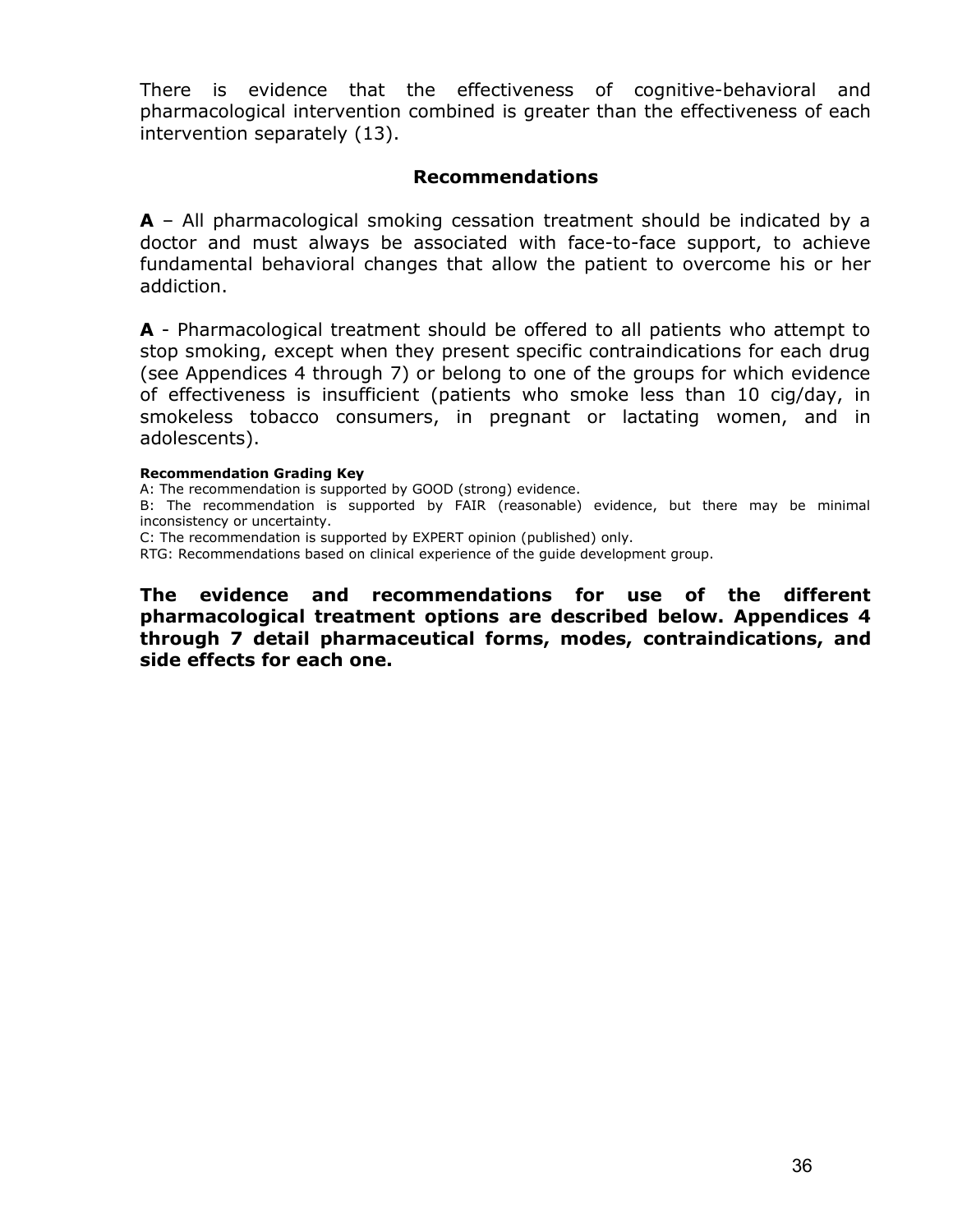There is evidence that the effectiveness of cognitive-behavioral and pharmacological intervention combined is greater than the effectiveness of each intervention separately (13).

## Recommendations

**A** – All pharmacological smoking cessation treatment should be indicated by a doctor and must always be associated with face-to-face support, to achieve fundamental behavioral changes that allow the patient to overcome his or her addiction.

**A** - Pharmacological treatment should be offered to all patients who attempt to stop smoking, except when they present specific contraindications for each drug (see Appendices 4 through 7) or belong to one of the groups for which evidence of effectiveness is insufficient (patients who smoke less than 10 cig/day, in smokeless tobacco consumers, in pregnant or lactating women, and in adolescents).

**Recommendation Grading Key**

A: The recommendation is supported by GOOD (strong) evidence.

B: The recommendation is supported by FAIR (reasonable) evidence, but there may be minimal inconsistency or uncertainty.

C: The recommendation is supported by EXPERT opinion (published) only.

RTG: Recommendations based on clinical experience of the guide development group.

**The evidence and recommendations for use of the different pharmacological treatment options are described below. Appendices 4 through 7 detail pharmaceutical forms, modes, contraindications, and side effects for each one.**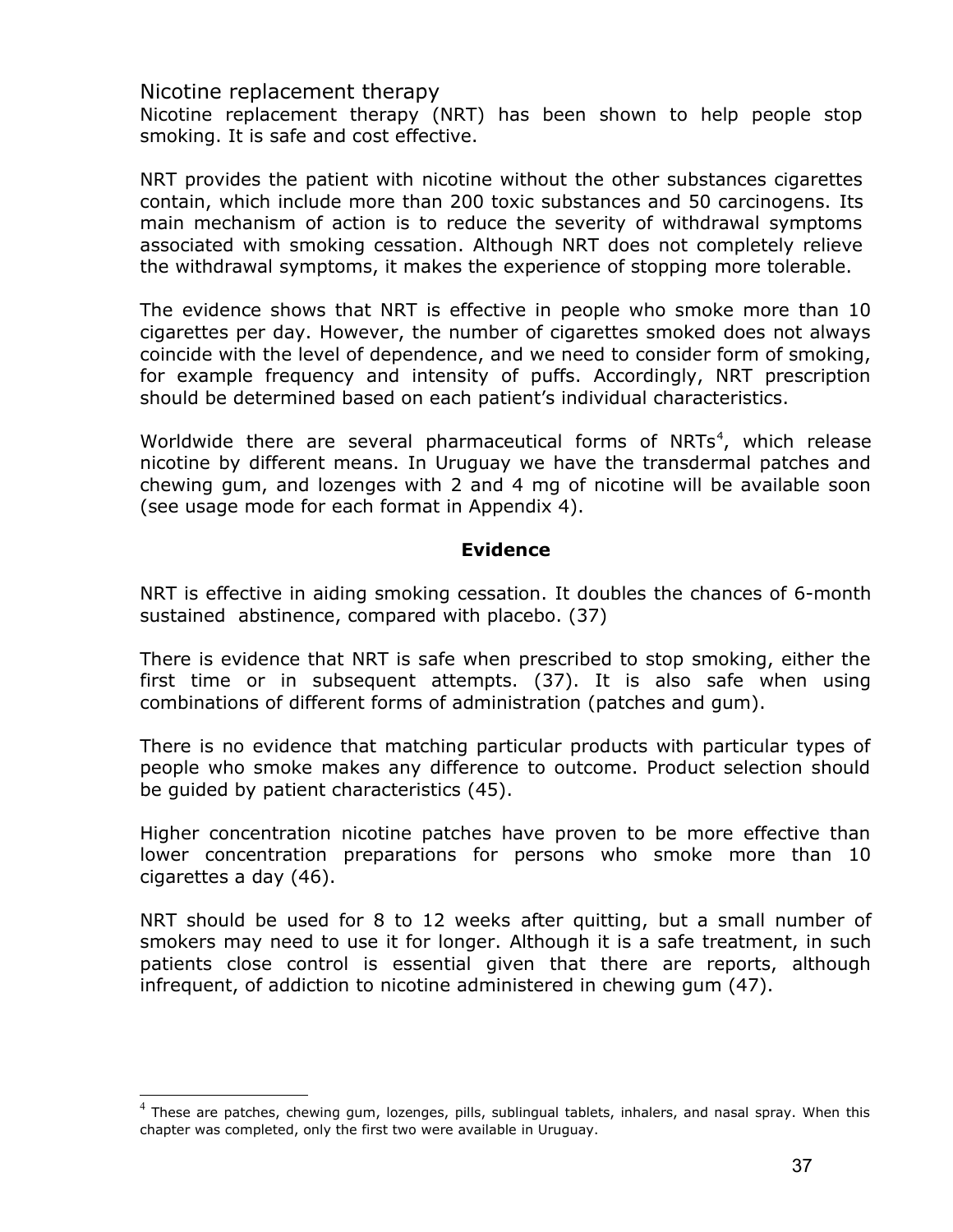## Nicotine replacement therapy

Nicotine replacement therapy (NRT) has been shown to help people stop smoking. It is safe and cost effective.

NRT provides the patient with nicotine without the other substances cigarettes contain, which include more than 200 toxic substances and 50 carcinogens. Its main mechanism of action is to reduce the severity of withdrawal symptoms associated with smoking cessation. Although NRT does not completely relieve the withdrawal symptoms, it makes the experience of stopping more tolerable.

The evidence shows that NRT is effective in people who smoke more than 10 cigarettes per day. However, the number of cigarettes smoked does not always coincide with the level of dependence, and we need to consider form of smoking, for example frequency and intensity of puffs. Accordingly, NRT prescription should be determined based on each patient's individual characteristics.

Worldwide there are several pharmaceutical forms of NRTs[4], which release nicotine by different means. In Uruguay we have the transdermal patches and chewing gum, and lozenges with 2 and 4 mg of nicotine will be available soon (see usage mode for each format in Appendix 4).

**Evidence**

NRT is effective in aiding smoking cessation. It doubles the chances of 6-month sustained abstinence, compared with placebo. (37)

There is evidence that NRT is safe when prescribed to stop smoking, either the first time or in subsequent attempts. (37). It is also safe when using combinations of different forms of administration (patches and gum).

There is no evidence that matching particular products with particular types of people who smoke makes any difference to outcome. Product selection should be guided by patient characteristics (45).

Higher concentration nicotine patches have proven to be more effective than lower concentration preparations for persons who smoke more than 10 cigarettes a day (46).

NRT should be used for 8 to 12 weeks after quitting, but a small number of smokers may need to use it for longer. Although it is a safe treatment, in such patients close control is essential given that there are reports, although infrequent, of addiction to nicotine administered in chewing gum (47).

[4] These are patches, chewing gum, lozenges, pills, sublingual tablets, inhalers, and nasal spray. When this chapter was completed, only the first two were available in Uruguay.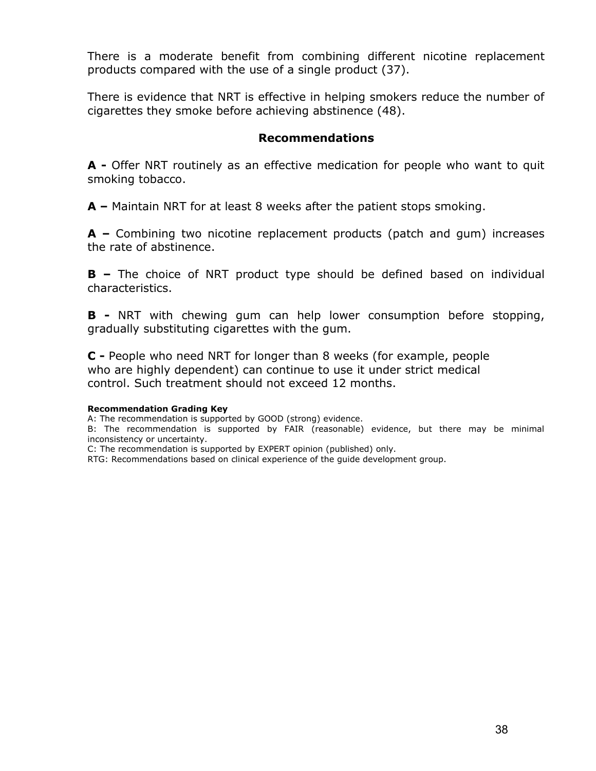There is a moderate benefit from combining different nicotine replacement products compared with the use of a single product (37).

There is evidence that NRT is effective in helping smokers reduce the number of cigarettes they smoke before achieving abstinence (48).

### Recommendations

**A -** Offer NRT routinely as an effective medication for people who want to quit smoking tobacco.

**A –** Maintain NRT for at least 8 weeks after the patient stops smoking.

**A –** Combining two nicotine replacement products (patch and gum) increases the rate of abstinence.

**B –** The choice of NRT product type should be defined based on individual characteristics.

**B -** NRT with chewing gum can help lower consumption before stopping, gradually substituting cigarettes with the gum.

**C -** People who need NRT for longer than 8 weeks (for example, people who are highly dependent) can continue to use it under strict medical control. Such treatment should not exceed 12 months.

**Recommendation Grading Key**

A: The recommendation is supported by GOOD (strong) evidence.

B: The recommendation is supported by FAIR (reasonable) evidence, but there may be minimal inconsistency or uncertainty.

C: The recommendation is supported by EXPERT opinion (published) only.

RTG: Recommendations based on clinical experience of the guide development group.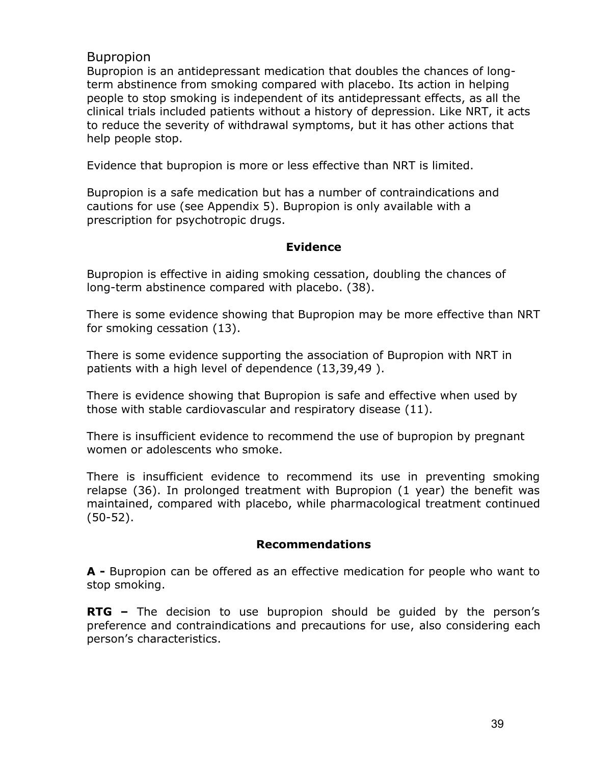## Bupropion

Bupropion is an antidepressant medication that doubles the chances of long-term abstinence from smoking compared with placebo. Its action in helping people to stop smoking is independent of its antidepressant effects, as all the clinical trials included patients without a history of depression. Like NRT, it acts to reduce the severity of withdrawal symptoms, but it has other actions that help people stop.

Evidence that bupropion is more or less effective than NRT is limited.

Bupropion is a safe medication but has a number of contraindications and cautions for use (see Appendix 5). Bupropion is only available with a prescription for psychotropic drugs.

### Evidence

Bupropion is effective in aiding smoking cessation, doubling the chances of long-term abstinence compared with placebo. (38).

There is some evidence showing that Bupropion may be more effective than NRT for smoking cessation (13).

There is some evidence supporting the association of Bupropion with NRT in patients with a high level of dependence (13,39,49 ).

There is evidence showing that Bupropion is safe and effective when used by those with stable cardiovascular and respiratory disease (11).

There is insufficient evidence to recommend the use of bupropion by pregnant women or adolescents who smoke.

There is insufficient evidence to recommend its use in preventing smoking relapse (36). In prolonged treatment with Bupropion (1 year) the benefit was maintained, compared with placebo, while pharmacological treatment continued (50-52).

### Recommendations

**A -** Bupropion can be offered as an effective medication for people who want to stop smoking.

**RTG –** The decision to use bupropion should be guided by the person's preference and contraindications and precautions for use, also considering each person's characteristics.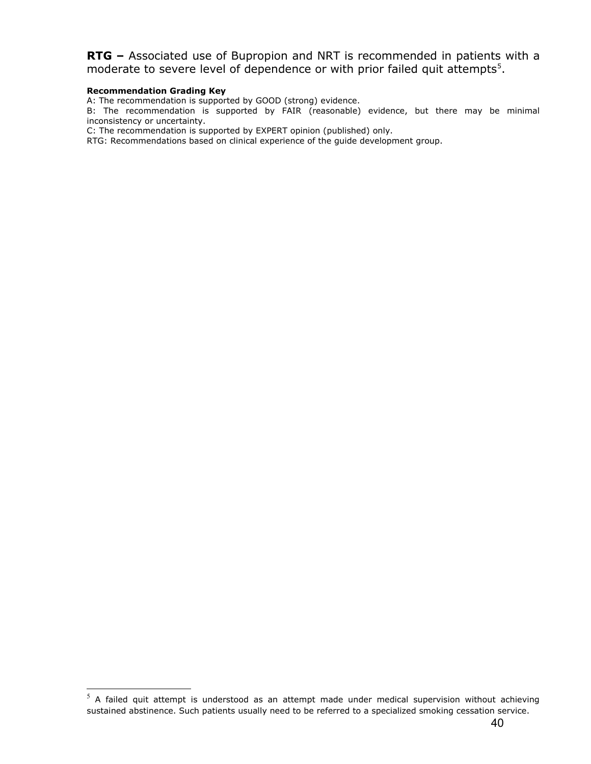**RTG –** Associated use of Bupropion and NRT is recommended in patients with a moderate to severe level of dependence or with prior failed quit attempts[5].

**Recommendation Grading Key**

A: The recommendation is supported by GOOD (strong) evidence.

B: The recommendation is supported by FAIR (reasonable) evidence, but there may be minimal inconsistency or uncertainty.

C: The recommendation is supported by EXPERT opinion (published) only.

RTG: Recommendations based on clinical experience of the guide development group.

---

[5] A failed quit attempt is understood as an attempt made under medical supervision without achieving sustained abstinence. Such patients usually need to be referred to a specialized smoking cessation service.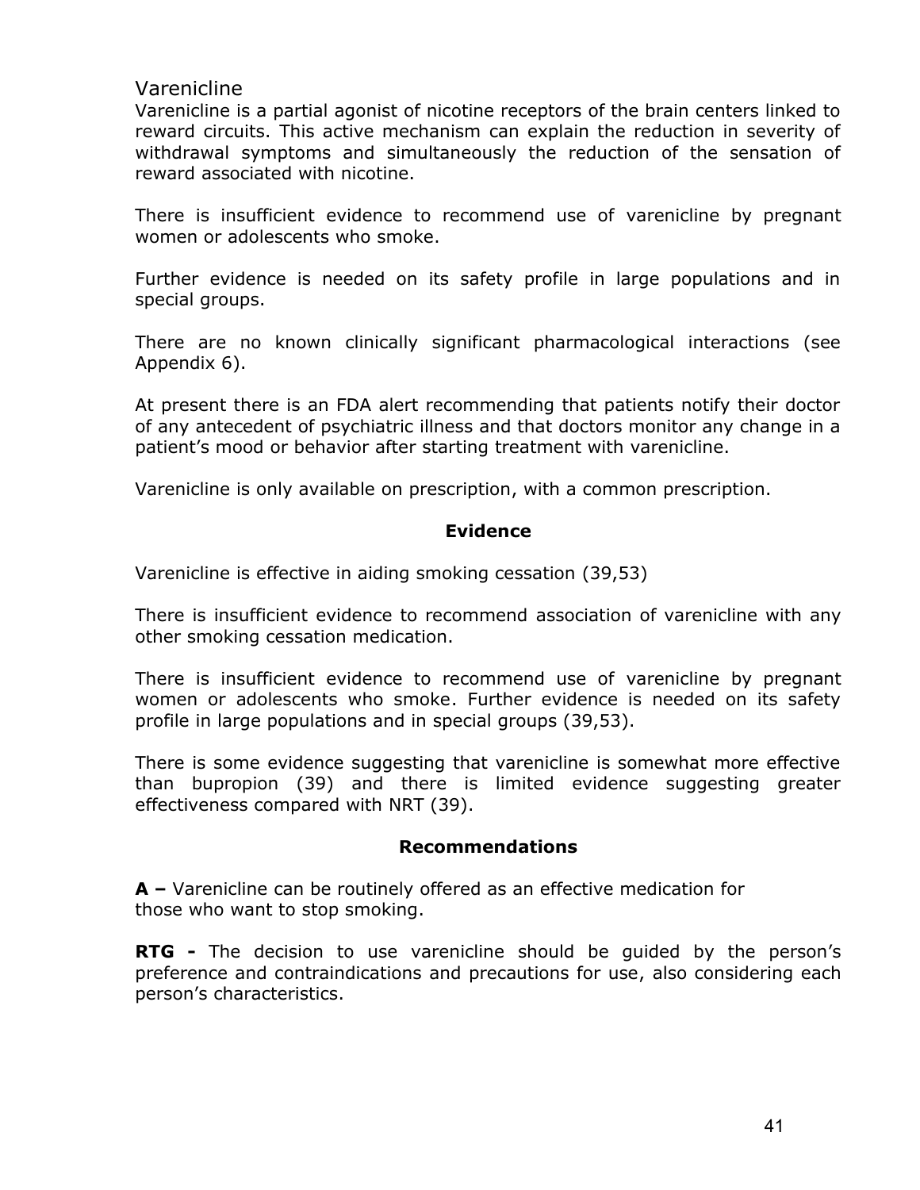## Varenicline

Varenicline is a partial agonist of nicotine receptors of the brain centers linked to reward circuits. This active mechanism can explain the reduction in severity of withdrawal symptoms and simultaneously the reduction of the sensation of reward associated with nicotine.

There is insufficient evidence to recommend use of varenicline by pregnant women or adolescents who smoke.

Further evidence is needed on its safety profile in large populations and in special groups.

There are no known clinically significant pharmacological interactions (see Appendix 6).

At present there is an FDA alert recommending that patients notify their doctor of any antecedent of psychiatric illness and that doctors monitor any change in a patient's mood or behavior after starting treatment with varenicline.

Varenicline is only available on prescription, with a common prescription.

**Evidence**

Varenicline is effective in aiding smoking cessation (39,53)

There is insufficient evidence to recommend association of varenicline with any other smoking cessation medication.

There is insufficient evidence to recommend use of varenicline by pregnant women or adolescents who smoke. Further evidence is needed on its safety profile in large populations and in special groups (39,53).

There is some evidence suggesting that varenicline is somewhat more effective than bupropion (39) and there is limited evidence suggesting greater effectiveness compared with NRT (39).

**Recommendations**

**A –** Varenicline can be routinely offered as an effective medication for those who want to stop smoking.

**RTG -** The decision to use varenicline should be guided by the person's preference and contraindications and precautions for use, also considering each person's characteristics.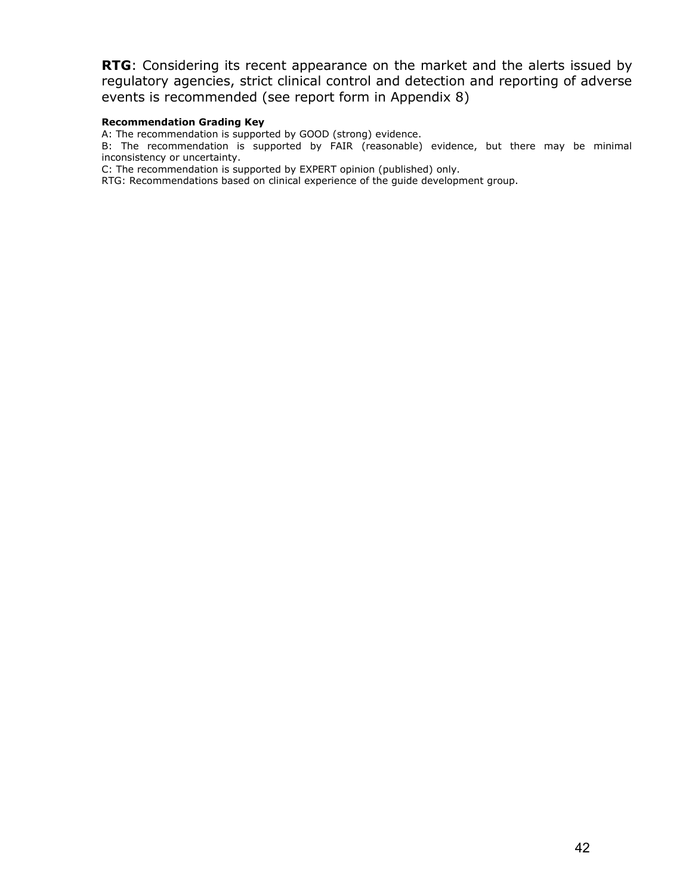**RTG**: Considering its recent appearance on the market and the alerts issued by regulatory agencies, strict clinical control and detection and reporting of adverse events is recommended (see report form in Appendix 8)

**Recommendation Grading Key**

A: The recommendation is supported by GOOD (strong) evidence.

B: The recommendation is supported by FAIR (reasonable) evidence, but there may be minimal inconsistency or uncertainty.

C: The recommendation is supported by EXPERT opinion (published) only.

RTG: Recommendations based on clinical experience of the guide development group.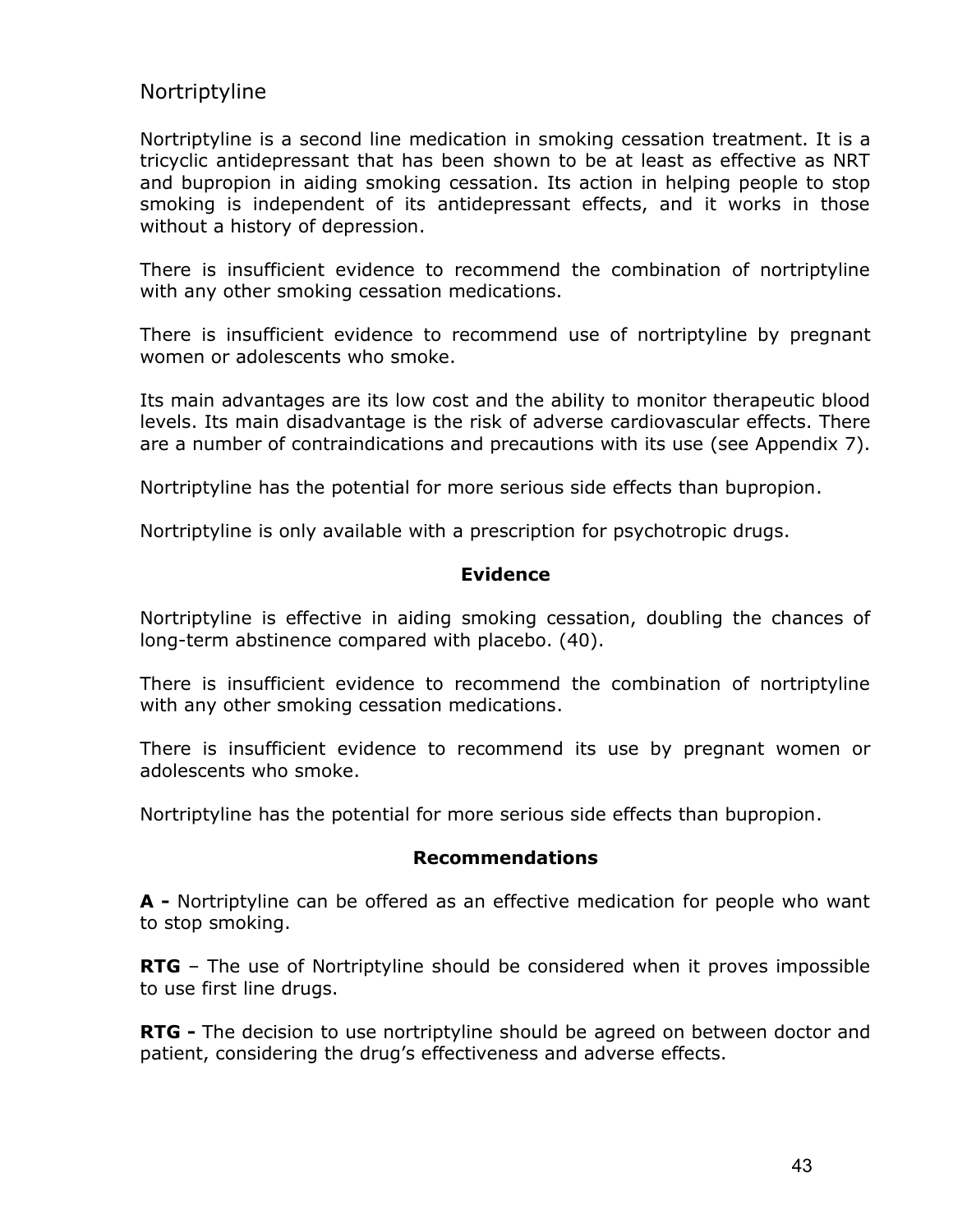## Nortriptyline

Nortriptyline is a second line medication in smoking cessation treatment. It is a tricyclic antidepressant that has been shown to be at least as effective as NRT and bupropion in aiding smoking cessation. Its action in helping people to stop smoking is independent of its antidepressant effects, and it works in those without a history of depression.

There is insufficient evidence to recommend the combination of nortriptyline with any other smoking cessation medications.

There is insufficient evidence to recommend use of nortriptyline by pregnant women or adolescents who smoke.

Its main advantages are its low cost and the ability to monitor therapeutic blood levels. Its main disadvantage is the risk of adverse cardiovascular effects. There are a number of contraindications and precautions with its use (see Appendix 7).

Nortriptyline has the potential for more serious side effects than bupropion.

Nortriptyline is only available with a prescription for psychotropic drugs.

### Evidence

Nortriptyline is effective in aiding smoking cessation, doubling the chances of long-term abstinence compared with placebo. (40).

There is insufficient evidence to recommend the combination of nortriptyline with any other smoking cessation medications.

There is insufficient evidence to recommend its use by pregnant women or adolescents who smoke.

Nortriptyline has the potential for more serious side effects than bupropion.

### Recommendations

**A -** Nortriptyline can be offered as an effective medication for people who want to stop smoking.

**RTG** – The use of Nortriptyline should be considered when it proves impossible to use first line drugs.

**RTG -** The decision to use nortriptyline should be agreed on between doctor and patient, considering the drug's effectiveness and adverse effects.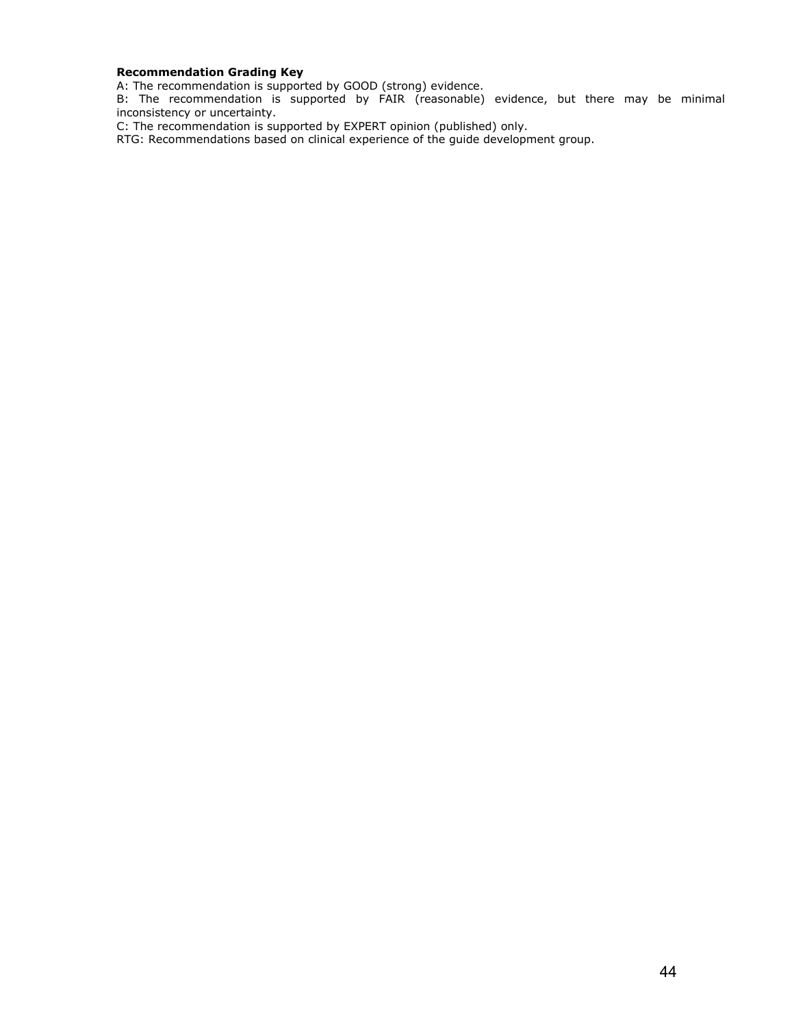**Recommendation Grading Key**

A: The recommendation is supported by GOOD (strong) evidence.
B: The recommendation is supported by FAIR (reasonable) evidence, but there may be minimal inconsistency or uncertainty.
C: The recommendation is supported by EXPERT opinion (published) only.
RTG: Recommendations based on clinical experience of the guide development group.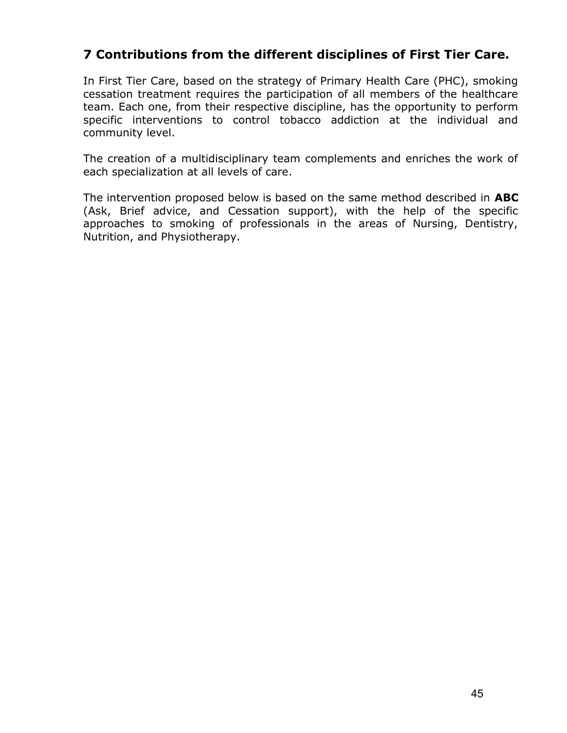## 7 Contributions from the different disciplines of First Tier Care.

In First Tier Care, based on the strategy of Primary Health Care (PHC), smoking cessation treatment requires the participation of all members of the healthcare team. Each one, from their respective discipline, has the opportunity to perform specific interventions to control tobacco addiction at the individual and community level.

The creation of a multidisciplinary team complements and enriches the work of each specialization at all levels of care.

The intervention proposed below is based on the same method described in **ABC** (Ask, Brief advice, and Cessation support), with the help of the specific approaches to smoking of professionals in the areas of Nursing, Dentistry, Nutrition, and Physiotherapy.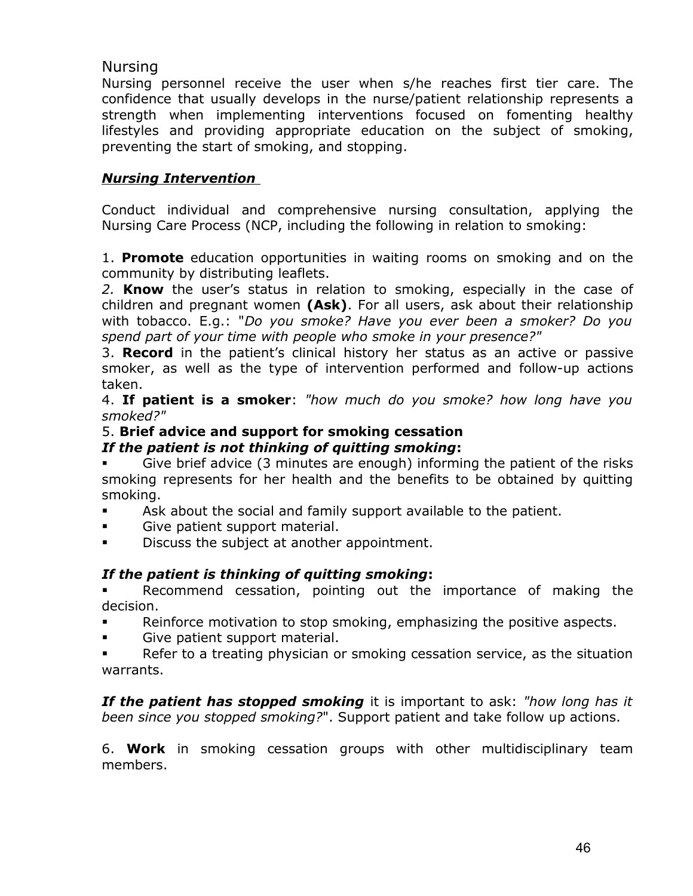## Nursing

Nursing personnel receive the user when s/he reaches first tier care. The confidence that usually develops in the nurse/patient relationship represents a strength when implementing interventions focused on fomenting healthy lifestyles and providing appropriate education on the subject of smoking, preventing the start of smoking, and stopping.

### ***Nursing Intervention***

Conduct individual and comprehensive nursing consultation, applying the Nursing Care Process (NCP, including the following in relation to smoking:

1. **Promote** education opportunities in waiting rooms on smoking and on the community by distributing leaflets.
2. **Know** the user's status in relation to smoking, especially in the case of children and pregnant women **(Ask)**. For all users, ask about their relationship with tobacco. E.g.: "*Do you smoke? Have you ever been a smoker? Do you spend part of your time with people who smoke in your presence?*"
3. **Record** in the patient's clinical history her status as an active or passive smoker, as well as the type of intervention performed and follow-up actions taken.
4. **If patient is a smoker**: *"how much do you smoke? how long have you smoked?"*
5. **Brief advice and support for smoking cessation**

***If the patient is not thinking of quitting smoking*:**

- Give brief advice (3 minutes are enough) informing the patient of the risks smoking represents for her health and the benefits to be obtained by quitting smoking.
- Ask about the social and family support available to the patient.
- Give patient support material.
- Discuss the subject at another appointment.

***If the patient is thinking of quitting smoking*:**

- Recommend cessation, pointing out the importance of making the decision.
- Reinforce motivation to stop smoking, emphasizing the positive aspects.
- Give patient support material.
- Refer to a treating physician or smoking cessation service, as the situation warrants.

***If the patient has stopped smoking*** it is important to ask: *"how long has it been since you stopped smoking?*". Support patient and take follow up actions.

6. **Work** in smoking cessation groups with other multidisciplinary team members.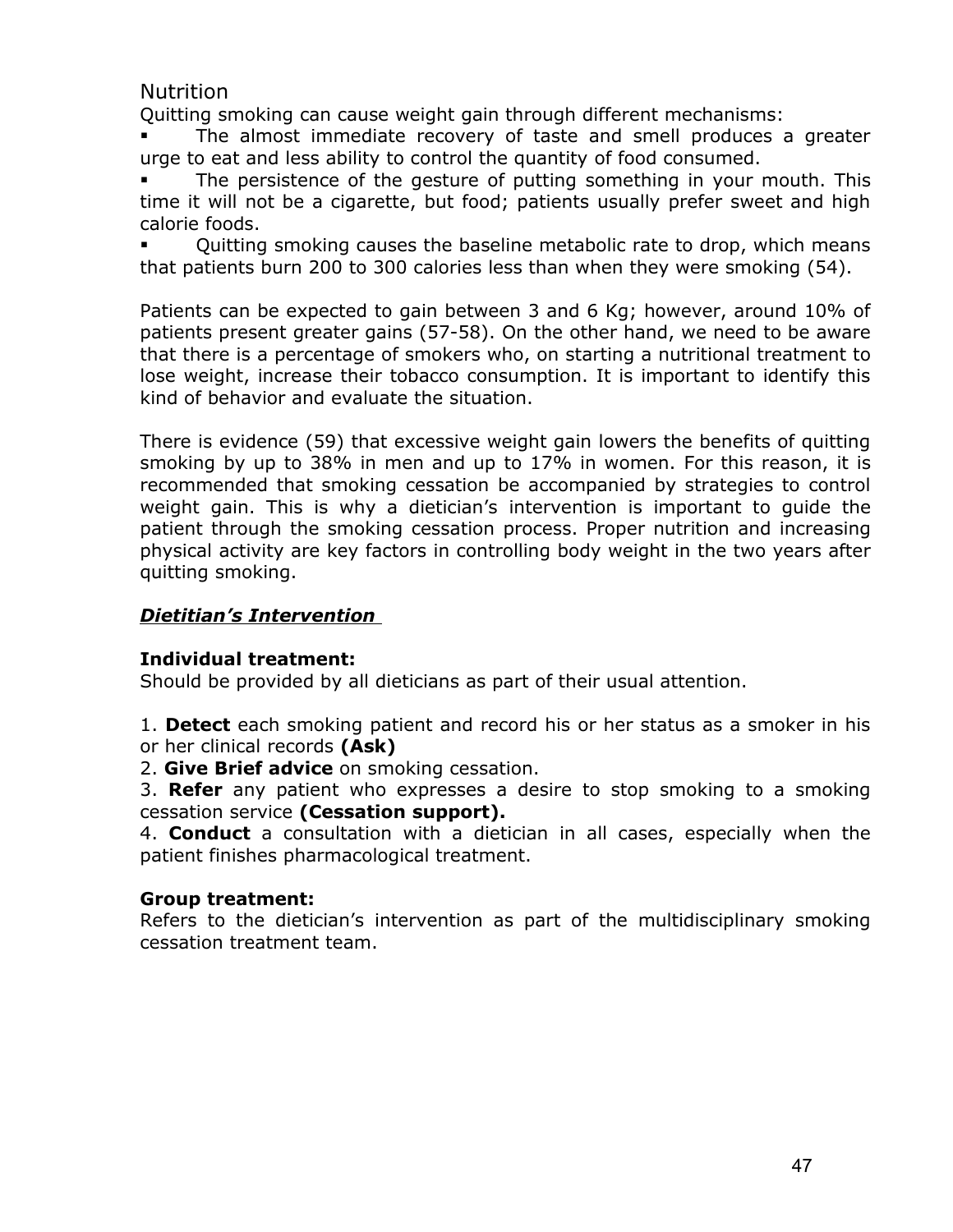## Nutrition

Quitting smoking can cause weight gain through different mechanisms:

- The almost immediate recovery of taste and smell produces a greater urge to eat and less ability to control the quantity of food consumed.
- The persistence of the gesture of putting something in your mouth. This time it will not be a cigarette, but food; patients usually prefer sweet and high calorie foods.
- Quitting smoking causes the baseline metabolic rate to drop, which means that patients burn 200 to 300 calories less than when they were smoking (54).

Patients can be expected to gain between 3 and 6 Kg; however, around 10% of patients present greater gains (57-58). On the other hand, we need to be aware that there is a percentage of smokers who, on starting a nutritional treatment to lose weight, increase their tobacco consumption. It is important to identify this kind of behavior and evaluate the situation.

There is evidence (59) that excessive weight gain lowers the benefits of quitting smoking by up to 38% in men and up to 17% in women. For this reason, it is recommended that smoking cessation be accompanied by strategies to control weight gain. This is why a dietician's intervention is important to guide the patient through the smoking cessation process. Proper nutrition and increasing physical activity are key factors in controlling body weight in the two years after quitting smoking.

### ***Dietitian's Intervention***

**Individual treatment:**
Should be provided by all dieticians as part of their usual attention.

1. **Detect** each smoking patient and record his or her status as a smoker in his or her clinical records **(Ask)**
2. **Give Brief advice** on smoking cessation.
3. **Refer** any patient who expresses a desire to stop smoking to a smoking cessation service **(Cessation support).**
4. **Conduct** a consultation with a dietician in all cases, especially when the patient finishes pharmacological treatment.

**Group treatment:**
Refers to the dietician's intervention as part of the multidisciplinary smoking cessation treatment team.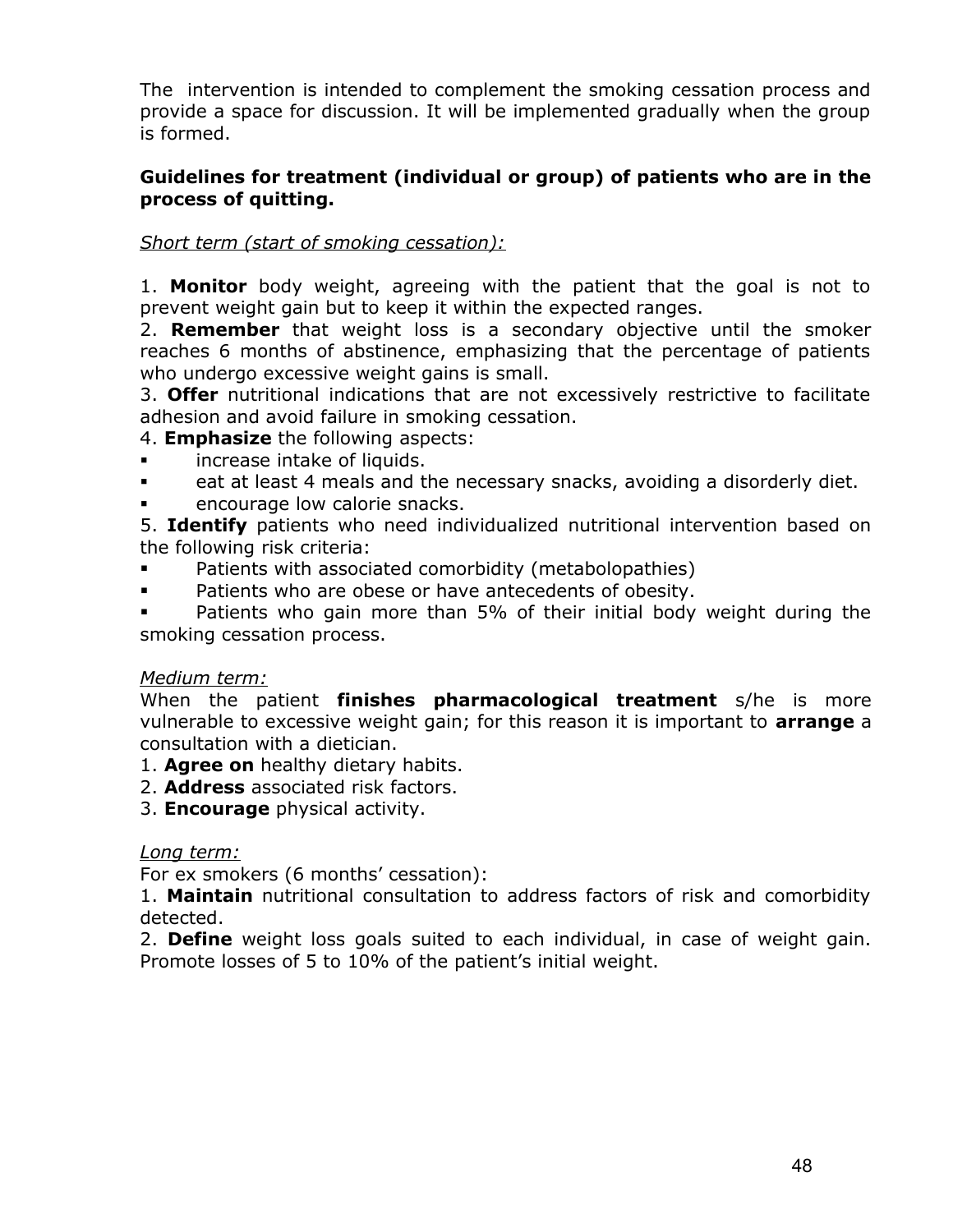The  intervention is intended to complement the smoking cessation process and provide a space for discussion. It will be implemented gradually when the group is formed.

**Guidelines for treatment (individual or group) of patients who are in the process of quitting.**

*Short term (start of smoking cessation):*

1. **Monitor** body weight, agreeing with the patient that the goal is not to prevent weight gain but to keep it within the expected ranges.
2. **Remember** that weight loss is a secondary objective until the smoker reaches 6 months of abstinence, emphasizing that the percentage of patients who undergo excessive weight gains is small.
3. **Offer** nutritional indications that are not excessively restrictive to facilitate adhesion and avoid failure in smoking cessation.
4. **Emphasize** the following aspects:
   - increase intake of liquids.
   - eat at least 4 meals and the necessary snacks, avoiding a disorderly diet.
   - encourage low calorie snacks.
5. **Identify** patients who need individualized nutritional intervention based on the following risk criteria:
   - Patients with associated comorbidity (metabolopathies)
   - Patients who are obese or have antecedents of obesity.
   - Patients who gain more than 5% of their initial body weight during the smoking cessation process.

*Medium term:*

When the patient **finishes pharmacological treatment** s/he is more vulnerable to excessive weight gain; for this reason it is important to **arrange** a consultation with a dietician.

1. **Agree on** healthy dietary habits.
2. **Address** associated risk factors.
3. **Encourage** physical activity.

*Long term:*

For ex smokers (6 months' cessation):

1. **Maintain** nutritional consultation to address factors of risk and comorbidity detected.
2. **Define** weight loss goals suited to each individual, in case of weight gain. Promote losses of 5 to 10% of the patient's initial weight.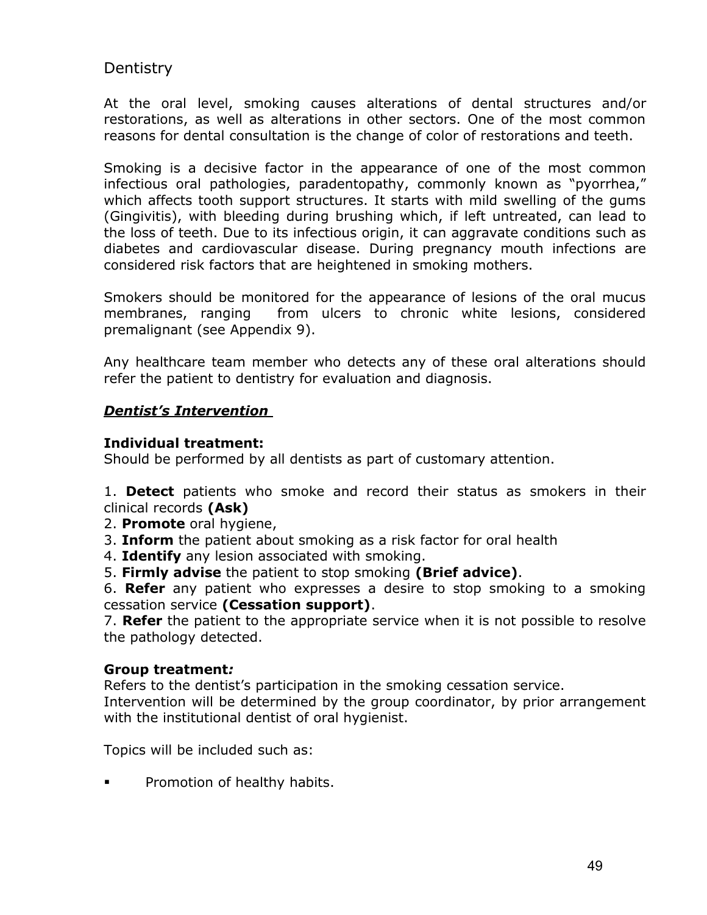## Dentistry

At the oral level, smoking causes alterations of dental structures and/or restorations, as well as alterations in other sectors. One of the most common reasons for dental consultation is the change of color of restorations and teeth.

Smoking is a decisive factor in the appearance of one of the most common infectious oral pathologies, paradentopathy, commonly known as "pyorrhea," which affects tooth support structures. It starts with mild swelling of the gums (Gingivitis), with bleeding during brushing which, if left untreated, can lead to the loss of teeth. Due to its infectious origin, it can aggravate conditions such as diabetes and cardiovascular disease. During pregnancy mouth infections are considered risk factors that are heightened in smoking mothers.

Smokers should be monitored for the appearance of lesions of the oral mucus membranes, ranging from ulcers to chronic white lesions, considered premalignant (see Appendix 9).

Any healthcare team member who detects any of these oral alterations should refer the patient to dentistry for evaluation and diagnosis.

***<u>Dentist's Intervention</u>***

**Individual treatment:**
Should be performed by all dentists as part of customary attention.

1. **Detect** patients who smoke and record their status as smokers in their clinical records **(Ask)**
2. **Promote** oral hygiene,
3. **Inform** the patient about smoking as a risk factor for oral health
4. **Identify** any lesion associated with smoking.
5. **Firmly advise** the patient to stop smoking **(Brief advice)**.
6. **Refer** any patient who expresses a desire to stop smoking to a smoking cessation service **(Cessation support)**.
7. **Refer** the patient to the appropriate service when it is not possible to resolve the pathology detected.

**Group treatment*:***
Refers to the dentist's participation in the smoking cessation service.
Intervention will be determined by the group coordinator, by prior arrangement with the institutional dentist of oral hygienist.

Topics will be included such as:

- Promotion of healthy habits.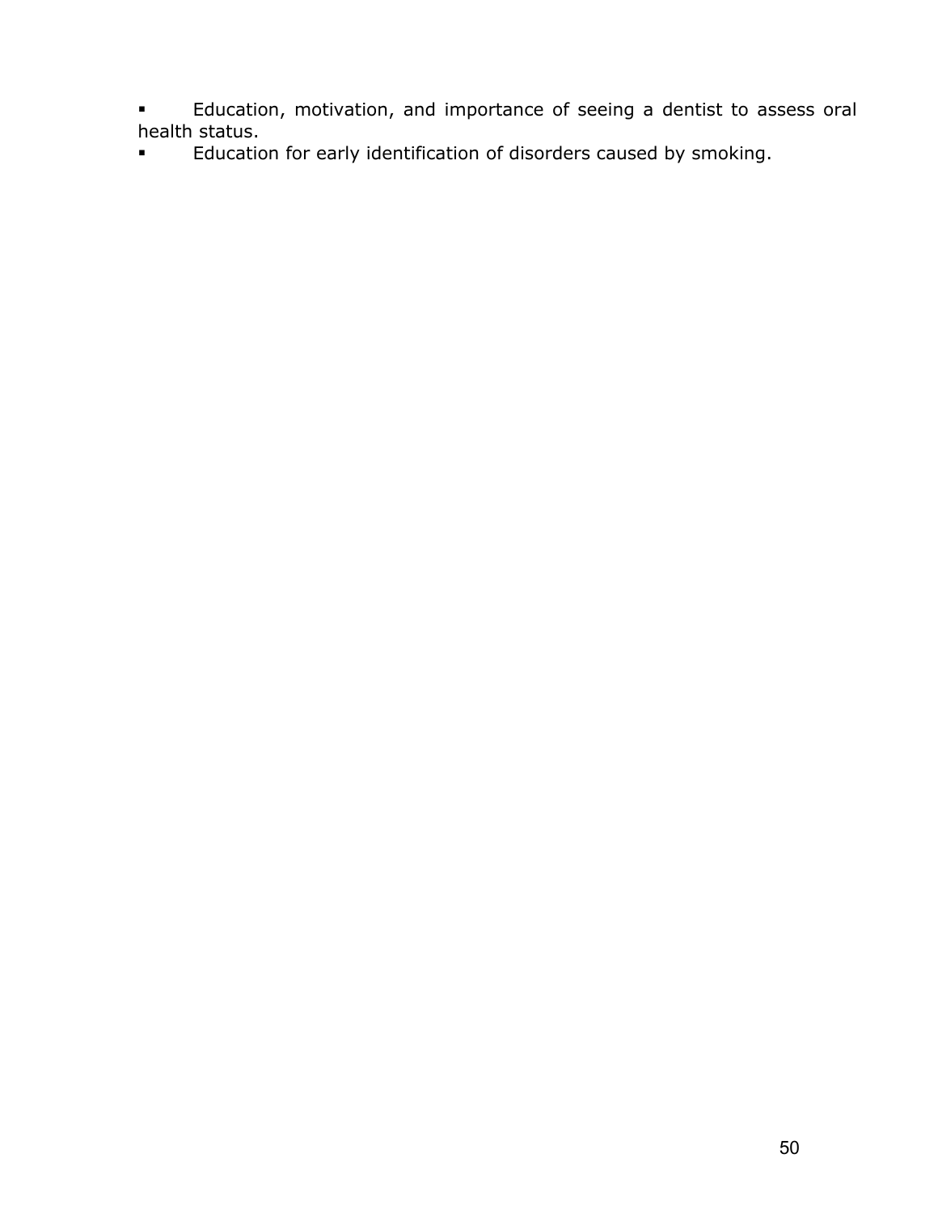- Education, motivation, and importance of seeing a dentist to assess oral health status.
- Education for early identification of disorders caused by smoking.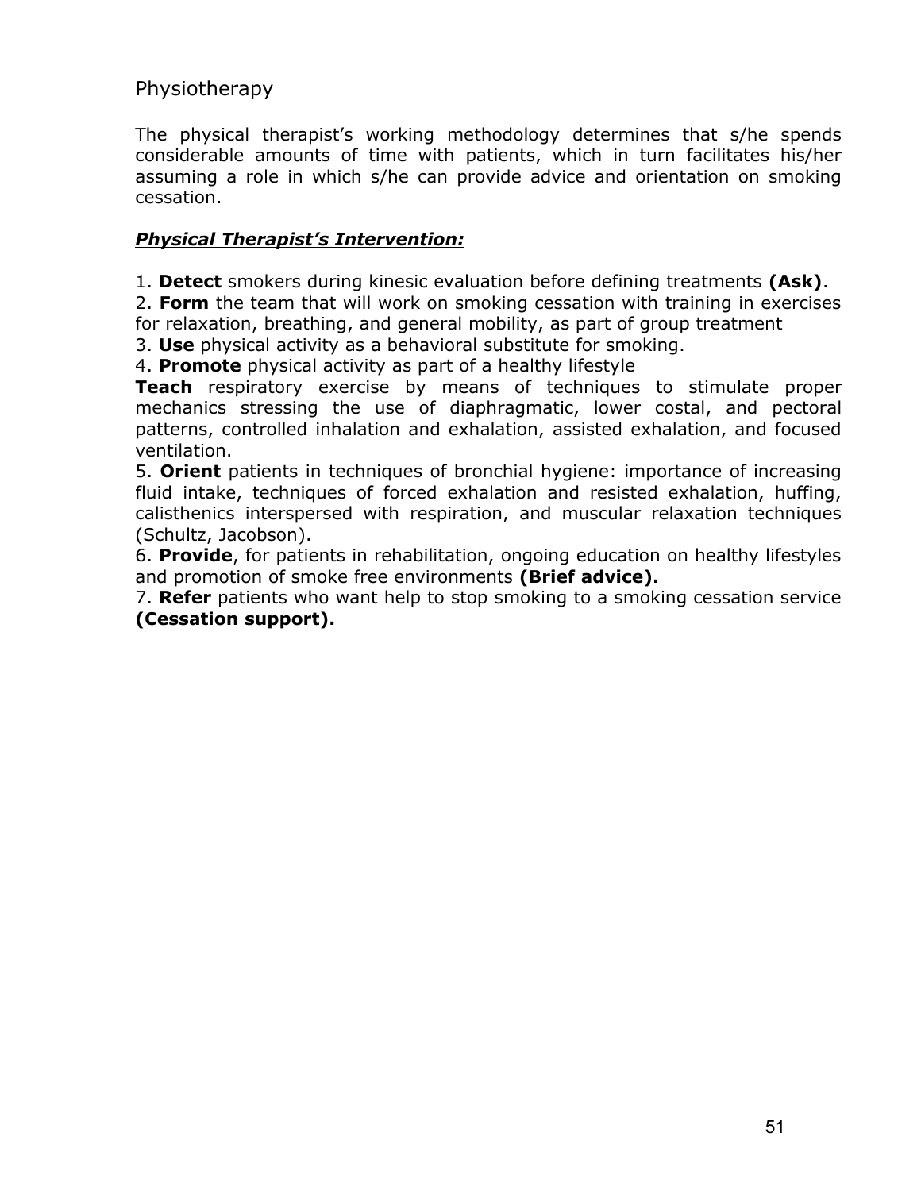## Physiotherapy

The physical therapist's working methodology determines that s/he spends considerable amounts of time with patients, which in turn facilitates his/her assuming a role in which s/he can provide advice and orientation on smoking cessation.

***Physical Therapist's Intervention:***

1. **Detect** smokers during kinesic evaluation before defining treatments **(Ask)**.
2. **Form** the team that will work on smoking cessation with training in exercises for relaxation, breathing, and general mobility, as part of group treatment
3. **Use** physical activity as a behavioral substitute for smoking.
4. **Promote** physical activity as part of a healthy lifestyle

**Teach** respiratory exercise by means of techniques to stimulate proper mechanics stressing the use of diaphragmatic, lower costal, and pectoral patterns, controlled inhalation and exhalation, assisted exhalation, and focused ventilation.

5. **Orient** patients in techniques of bronchial hygiene: importance of increasing fluid intake, techniques of forced exhalation and resisted exhalation, huffing, calisthenics interspersed with respiration, and muscular relaxation techniques (Schultz, Jacobson).
6. **Provide**, for patients in rehabilitation, ongoing education on healthy lifestyles and promotion of smoke free environments **(Brief advice).**
7. **Refer** patients who want help to stop smoking to a smoking cessation service **(Cessation support).**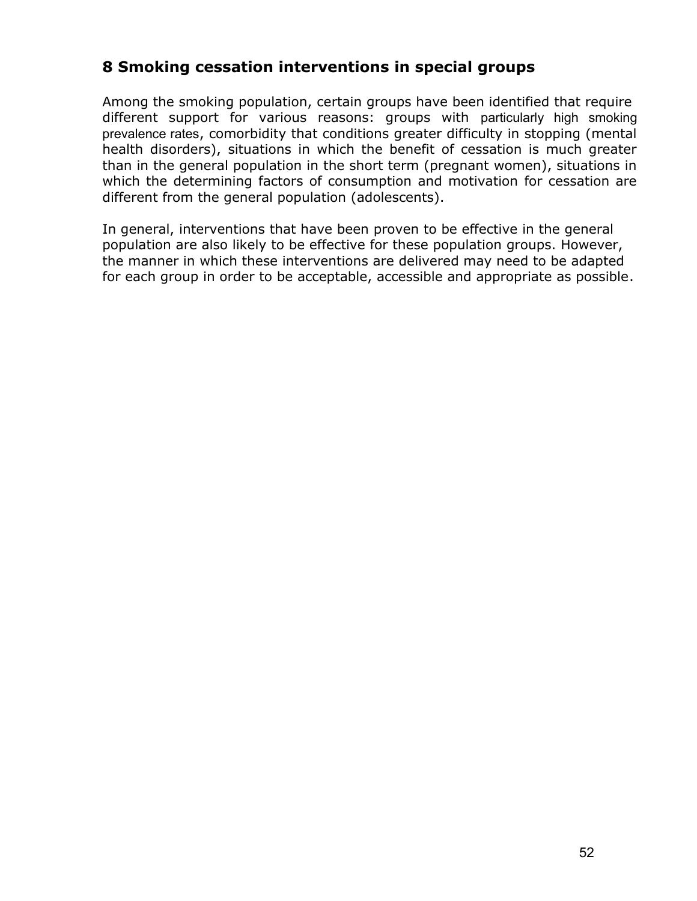## 8 Smoking cessation interventions in special groups

Among the smoking population, certain groups have been identified that require different support for various reasons: groups with particularly high smoking prevalence rates, comorbidity that conditions greater difficulty in stopping (mental health disorders), situations in which the benefit of cessation is much greater than in the general population in the short term (pregnant women), situations in which the determining factors of consumption and motivation for cessation are different from the general population (adolescents).

In general, interventions that have been proven to be effective in the general population are also likely to be effective for these population groups. However, the manner in which these interventions are delivered may need to be adapted for each group in order to be acceptable, accessible and appropriate as possible.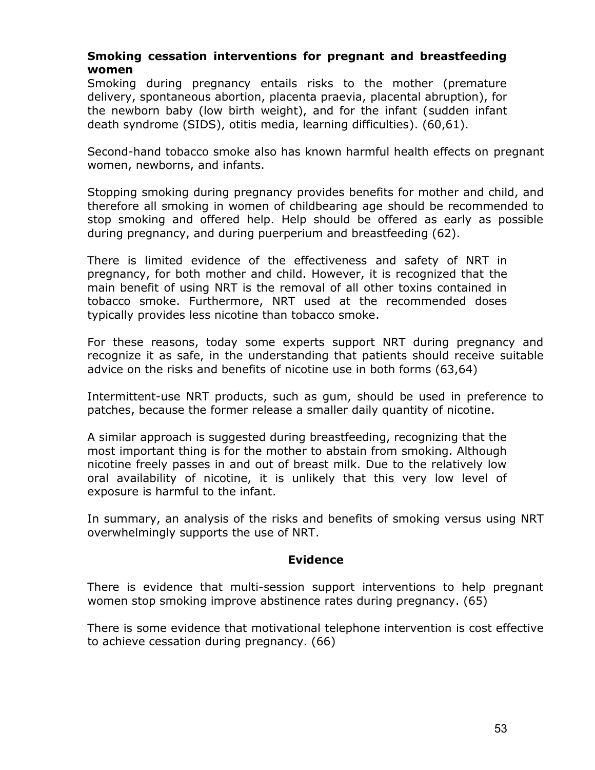**Smoking cessation interventions for pregnant and breastfeeding women**

Smoking during pregnancy entails risks to the mother (premature delivery, spontaneous abortion, placenta praevia, placental abruption), for the newborn baby (low birth weight), and for the infant (sudden infant death syndrome (SIDS), otitis media, learning difficulties). (60,61).

Second-hand tobacco smoke also has known harmful health effects on pregnant women, newborns, and infants.

Stopping smoking during pregnancy provides benefits for mother and child, and therefore all smoking in women of childbearing age should be recommended to stop smoking and offered help. Help should be offered as early as possible during pregnancy, and during puerperium and breastfeeding (62).

There is limited evidence of the effectiveness and safety of NRT in pregnancy, for both mother and child. However, it is recognized that the main benefit of using NRT is the removal of all other toxins contained in tobacco smoke. Furthermore, NRT used at the recommended doses typically provides less nicotine than tobacco smoke.

For these reasons, today some experts support NRT during pregnancy and recognize it as safe, in the understanding that patients should receive suitable advice on the risks and benefits of nicotine use in both forms (63,64)

Intermittent-use NRT products, such as gum, should be used in preference to patches, because the former release a smaller daily quantity of nicotine.

A similar approach is suggested during breastfeeding, recognizing that the most important thing is for the mother to abstain from smoking. Although nicotine freely passes in and out of breast milk. Due to the relatively low oral availability of nicotine, it is unlikely that this very low level of exposure is harmful to the infant.

In summary, an analysis of the risks and benefits of smoking versus using NRT overwhelmingly supports the use of NRT.

**Evidence**

There is evidence that multi-session support interventions to help pregnant women stop smoking improve abstinence rates during pregnancy. (65)

There is some evidence that motivational telephone intervention is cost effective to achieve cessation during pregnancy. (66)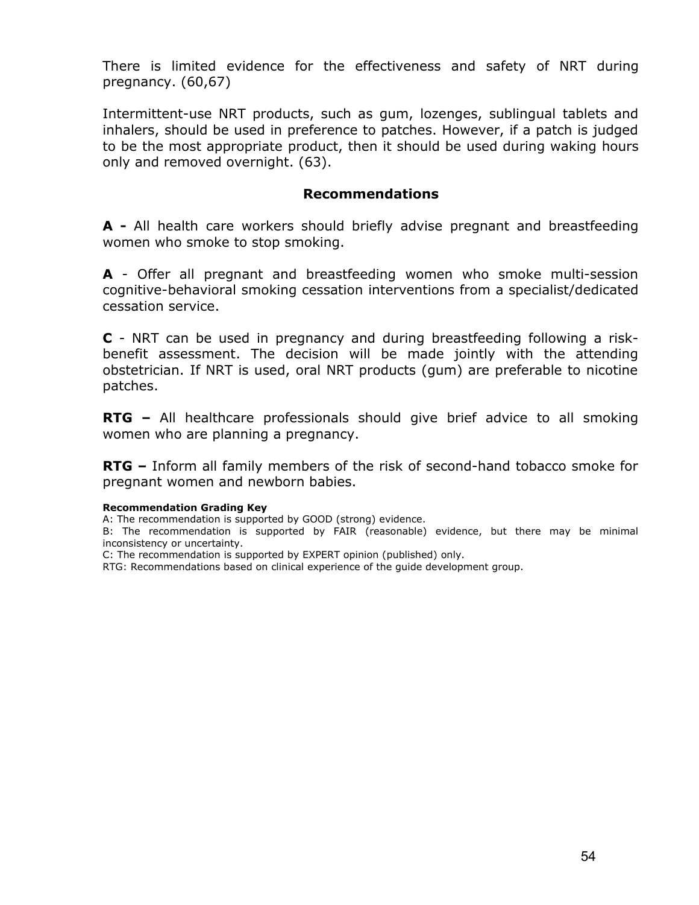There is limited evidence for the effectiveness and safety of NRT during pregnancy. (60,67)

Intermittent-use NRT products, such as gum, lozenges, sublingual tablets and inhalers, should be used in preference to patches. However, if a patch is judged to be the most appropriate product, then it should be used during waking hours only and removed overnight. (63).

### Recommendations

**A -** All health care workers should briefly advise pregnant and breastfeeding women who smoke to stop smoking.

**A** - Offer all pregnant and breastfeeding women who smoke multi-session cognitive-behavioral smoking cessation interventions from a specialist/dedicated cessation service.

**C** - NRT can be used in pregnancy and during breastfeeding following a risk-benefit assessment. The decision will be made jointly with the attending obstetrician. If NRT is used, oral NRT products (gum) are preferable to nicotine patches.

**RTG –** All healthcare professionals should give brief advice to all smoking women who are planning a pregnancy.

**RTG –** Inform all family members of the risk of second-hand tobacco smoke for pregnant women and newborn babies.

**Recommendation Grading Key**

A: The recommendation is supported by GOOD (strong) evidence.

B: The recommendation is supported by FAIR (reasonable) evidence, but there may be minimal inconsistency or uncertainty.

C: The recommendation is supported by EXPERT opinion (published) only.

RTG: Recommendations based on clinical experience of the guide development group.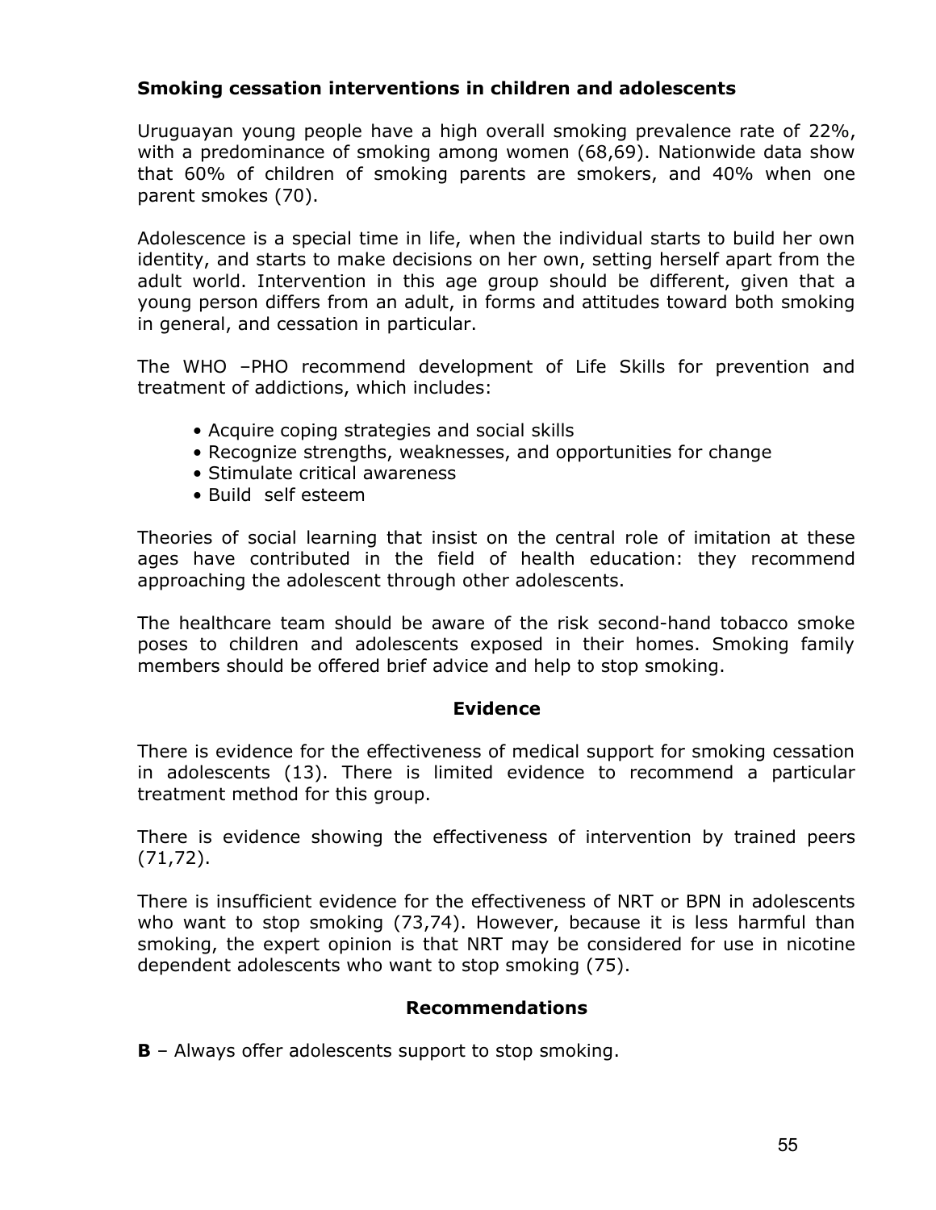### Smoking cessation interventions in children and adolescents

Uruguayan young people have a high overall smoking prevalence rate of 22%, with a predominance of smoking among women (68,69). Nationwide data show that 60% of children of smoking parents are smokers, and 40% when one parent smokes (70).

Adolescence is a special time in life, when the individual starts to build her own identity, and starts to make decisions on her own, setting herself apart from the adult world. Intervention in this age group should be different, given that a young person differs from an adult, in forms and attitudes toward both smoking in general, and cessation in particular.

The WHO –PHO recommend development of Life Skills for prevention and treatment of addictions, which includes:

- Acquire coping strategies and social skills
- Recognize strengths, weaknesses, and opportunities for change
- Stimulate critical awareness
- Build self esteem

Theories of social learning that insist on the central role of imitation at these ages have contributed in the field of health education: they recommend approaching the adolescent through other adolescents.

The healthcare team should be aware of the risk second-hand tobacco smoke poses to children and adolescents exposed in their homes. Smoking family members should be offered brief advice and help to stop smoking.

#### Evidence

There is evidence for the effectiveness of medical support for smoking cessation in adolescents (13). There is limited evidence to recommend a particular treatment method for this group.

There is evidence showing the effectiveness of intervention by trained peers (71,72).

There is insufficient evidence for the effectiveness of NRT or BPN in adolescents who want to stop smoking (73,74). However, because it is less harmful than smoking, the expert opinion is that NRT may be considered for use in nicotine dependent adolescents who want to stop smoking (75).

#### Recommendations

**B** – Always offer adolescents support to stop smoking.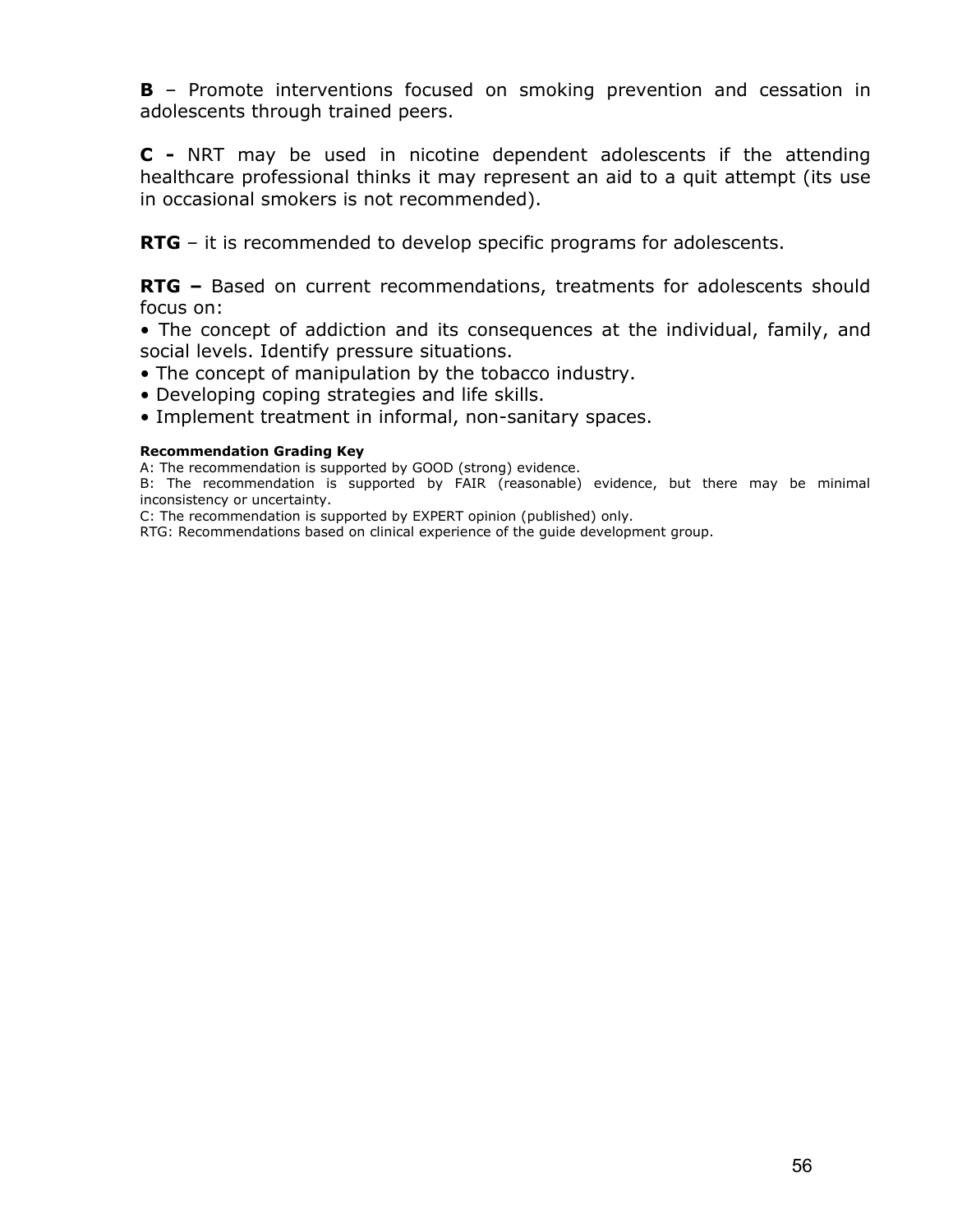**B** – Promote interventions focused on smoking prevention and cessation in adolescents through trained peers.

**C -** NRT may be used in nicotine dependent adolescents if the attending healthcare professional thinks it may represent an aid to a quit attempt (its use in occasional smokers is not recommended).

**RTG** – it is recommended to develop specific programs for adolescents.

**RTG –** Based on current recommendations, treatments for adolescents should focus on:

- The concept of addiction and its consequences at the individual, family, and social levels. Identify pressure situations.
- The concept of manipulation by the tobacco industry.
- Developing coping strategies and life skills.
- Implement treatment in informal, non-sanitary spaces.

**Recommendation Grading Key**

A: The recommendation is supported by GOOD (strong) evidence.
B: The recommendation is supported by FAIR (reasonable) evidence, but there may be minimal inconsistency or uncertainty.
C: The recommendation is supported by EXPERT opinion (published) only.
RTG: Recommendations based on clinical experience of the guide development group.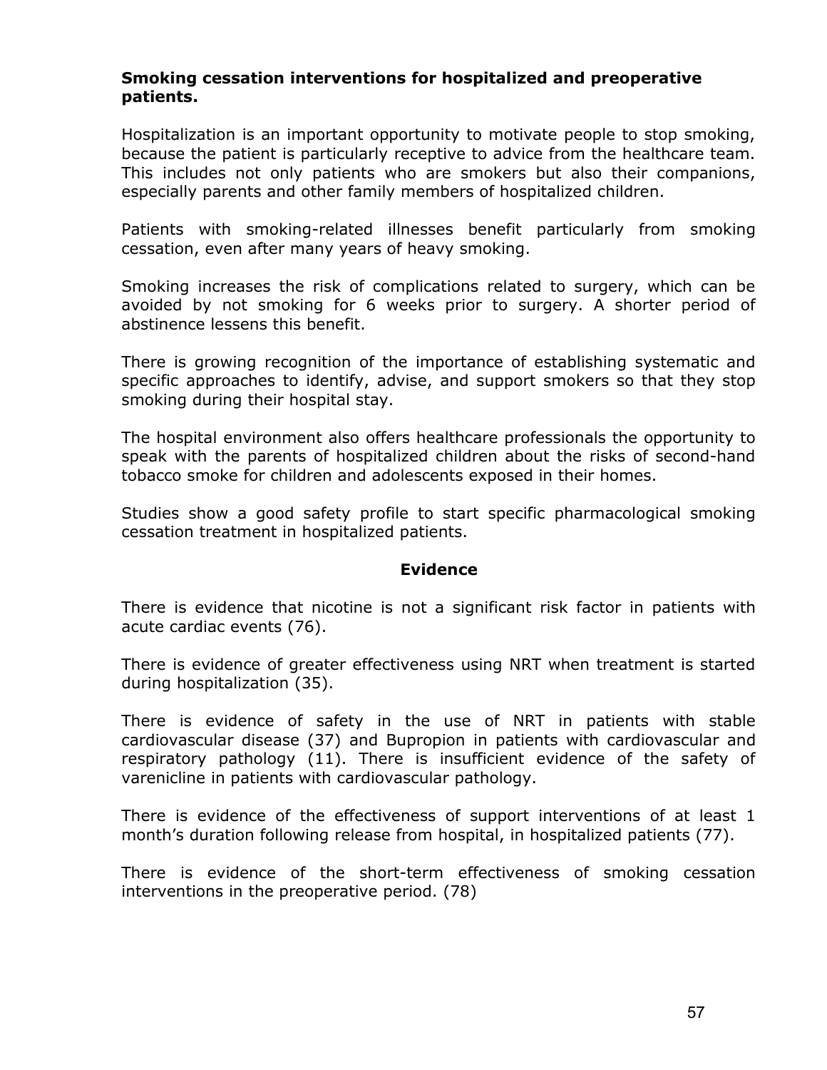**Smoking cessation interventions for hospitalized and preoperative patients.**

Hospitalization is an important opportunity to motivate people to stop smoking, because the patient is particularly receptive to advice from the healthcare team. This includes not only patients who are smokers but also their companions, especially parents and other family members of hospitalized children.

Patients with smoking-related illnesses benefit particularly from smoking cessation, even after many years of heavy smoking.

Smoking increases the risk of complications related to surgery, which can be avoided by not smoking for 6 weeks prior to surgery. A shorter period of abstinence lessens this benefit.

There is growing recognition of the importance of establishing systematic and specific approaches to identify, advise, and support smokers so that they stop smoking during their hospital stay.

The hospital environment also offers healthcare professionals the opportunity to speak with the parents of hospitalized children about the risks of second-hand tobacco smoke for children and adolescents exposed in their homes.

Studies show a good safety profile to start specific pharmacological smoking cessation treatment in hospitalized patients.

**Evidence**

There is evidence that nicotine is not a significant risk factor in patients with acute cardiac events (76).

There is evidence of greater effectiveness using NRT when treatment is started during hospitalization (35).

There is evidence of safety in the use of NRT in patients with stable cardiovascular disease (37) and Bupropion in patients with cardiovascular and respiratory pathology (11). There is insufficient evidence of the safety of varenicline in patients with cardiovascular pathology.

There is evidence of the effectiveness of support interventions of at least 1 month's duration following release from hospital, in hospitalized patients (77).

There is evidence of the short-term effectiveness of smoking cessation interventions in the preoperative period. (78)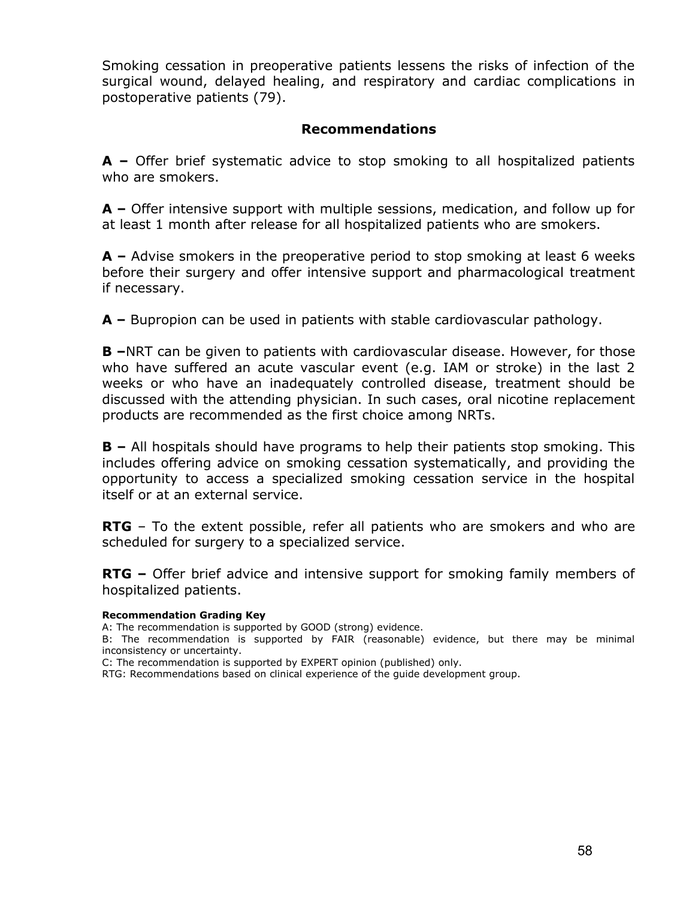Smoking cessation in preoperative patients lessens the risks of infection of the surgical wound, delayed healing, and respiratory and cardiac complications in postoperative patients (79).

### Recommendations

**A –** Offer brief systematic advice to stop smoking to all hospitalized patients who are smokers.

**A –** Offer intensive support with multiple sessions, medication, and follow up for at least 1 month after release for all hospitalized patients who are smokers.

**A –** Advise smokers in the preoperative period to stop smoking at least 6 weeks before their surgery and offer intensive support and pharmacological treatment if necessary.

**A –** Bupropion can be used in patients with stable cardiovascular pathology.

**B –**NRT can be given to patients with cardiovascular disease. However, for those who have suffered an acute vascular event (e.g. IAM or stroke) in the last 2 weeks or who have an inadequately controlled disease, treatment should be discussed with the attending physician. In such cases, oral nicotine replacement products are recommended as the first choice among NRTs.

**B –** All hospitals should have programs to help their patients stop smoking. This includes offering advice on smoking cessation systematically, and providing the opportunity to access a specialized smoking cessation service in the hospital itself or at an external service.

**RTG** – To the extent possible, refer all patients who are smokers and who are scheduled for surgery to a specialized service.

**RTG –** Offer brief advice and intensive support for smoking family members of hospitalized patients.

**Recommendation Grading Key**

A: The recommendation is supported by GOOD (strong) evidence.

B: The recommendation is supported by FAIR (reasonable) evidence, but there may be minimal inconsistency or uncertainty.

C: The recommendation is supported by EXPERT opinion (published) only.

RTG: Recommendations based on clinical experience of the guide development group.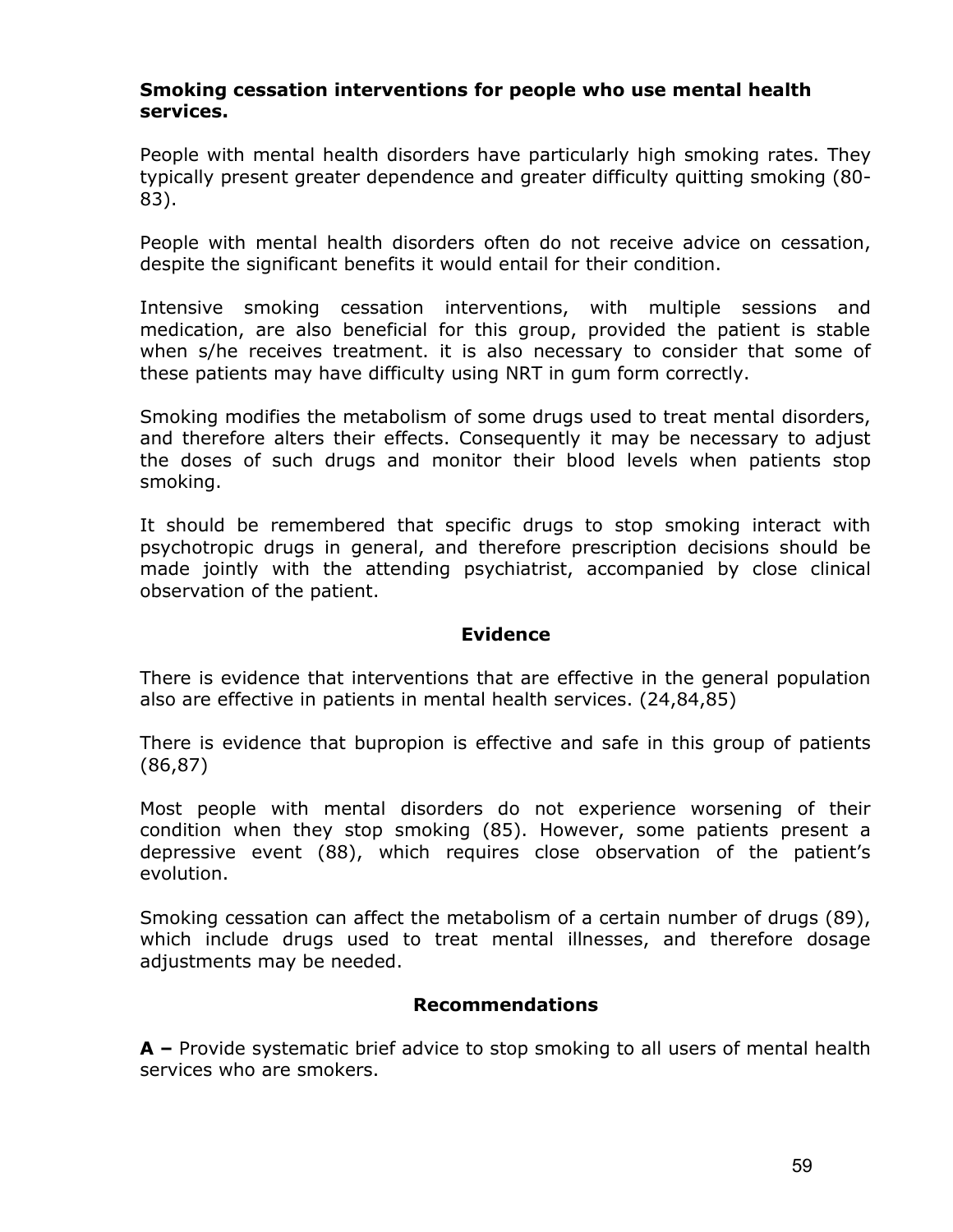**Smoking cessation interventions for people who use mental health services.**

People with mental health disorders have particularly high smoking rates. They typically present greater dependence and greater difficulty quitting smoking (80-83).

People with mental health disorders often do not receive advice on cessation, despite the significant benefits it would entail for their condition.

Intensive smoking cessation interventions, with multiple sessions and medication, are also beneficial for this group, provided the patient is stable when s/he receives treatment. it is also necessary to consider that some of these patients may have difficulty using NRT in gum form correctly.

Smoking modifies the metabolism of some drugs used to treat mental disorders, and therefore alters their effects. Consequently it may be necessary to adjust the doses of such drugs and monitor their blood levels when patients stop smoking.

It should be remembered that specific drugs to stop smoking interact with psychotropic drugs in general, and therefore prescription decisions should be made jointly with the attending psychiatrist, accompanied by close clinical observation of the patient.

**Evidence**

There is evidence that interventions that are effective in the general population also are effective in patients in mental health services. (24,84,85)

There is evidence that bupropion is effective and safe in this group of patients (86,87)

Most people with mental disorders do not experience worsening of their condition when they stop smoking (85). However, some patients present a depressive event (88), which requires close observation of the patient's evolution.

Smoking cessation can affect the metabolism of a certain number of drugs (89), which include drugs used to treat mental illnesses, and therefore dosage adjustments may be needed.

**Recommendations**

**A –** Provide systematic brief advice to stop smoking to all users of mental health services who are smokers.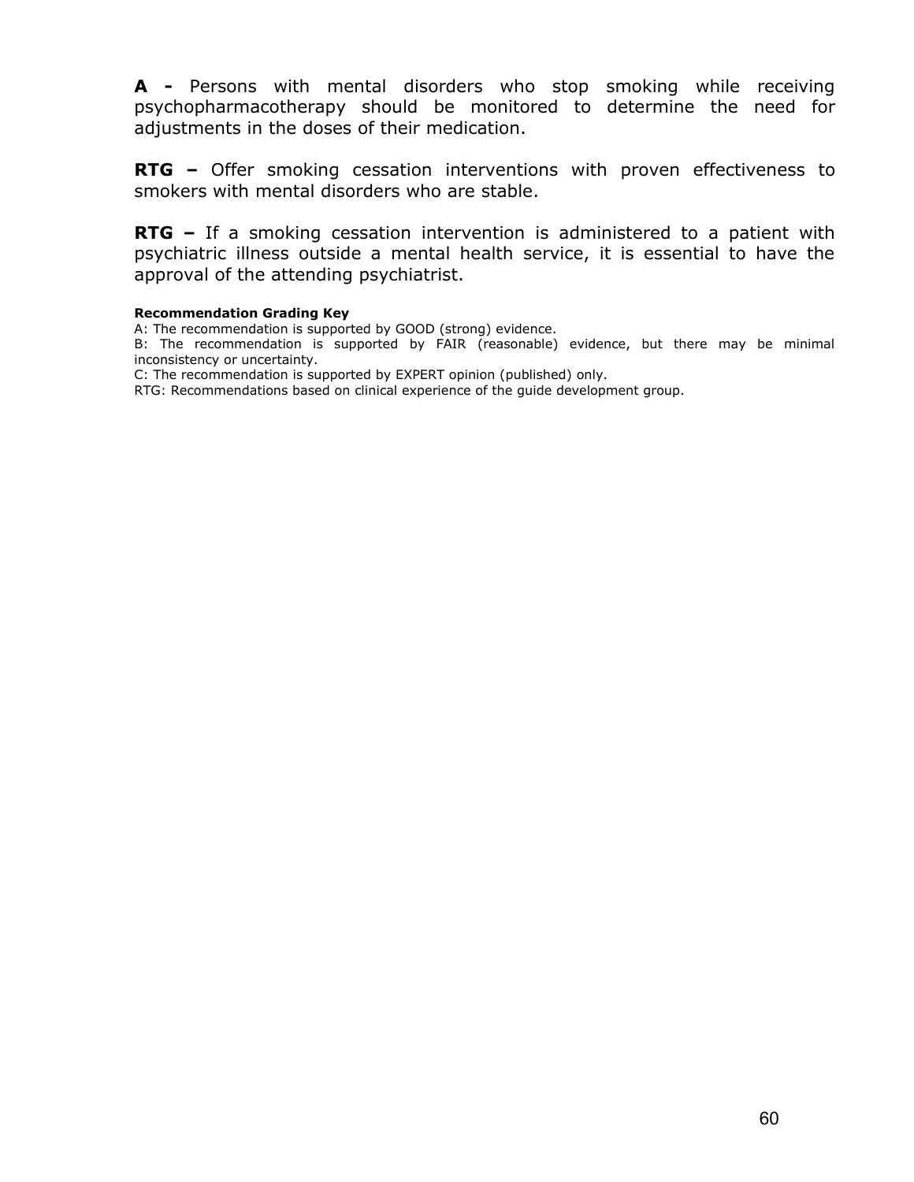**A -** Persons with mental disorders who stop smoking while receiving psychopharmacotherapy should be monitored to determine the need for adjustments in the doses of their medication.

**RTG –** Offer smoking cessation interventions with proven effectiveness to smokers with mental disorders who are stable.

**RTG –** If a smoking cessation intervention is administered to a patient with psychiatric illness outside a mental health service, it is essential to have the approval of the attending psychiatrist.

**Recommendation Grading Key**

A: The recommendation is supported by GOOD (strong) evidence.

B: The recommendation is supported by FAIR (reasonable) evidence, but there may be minimal inconsistency or uncertainty.

C: The recommendation is supported by EXPERT opinion (published) only.

RTG: Recommendations based on clinical experience of the guide development group.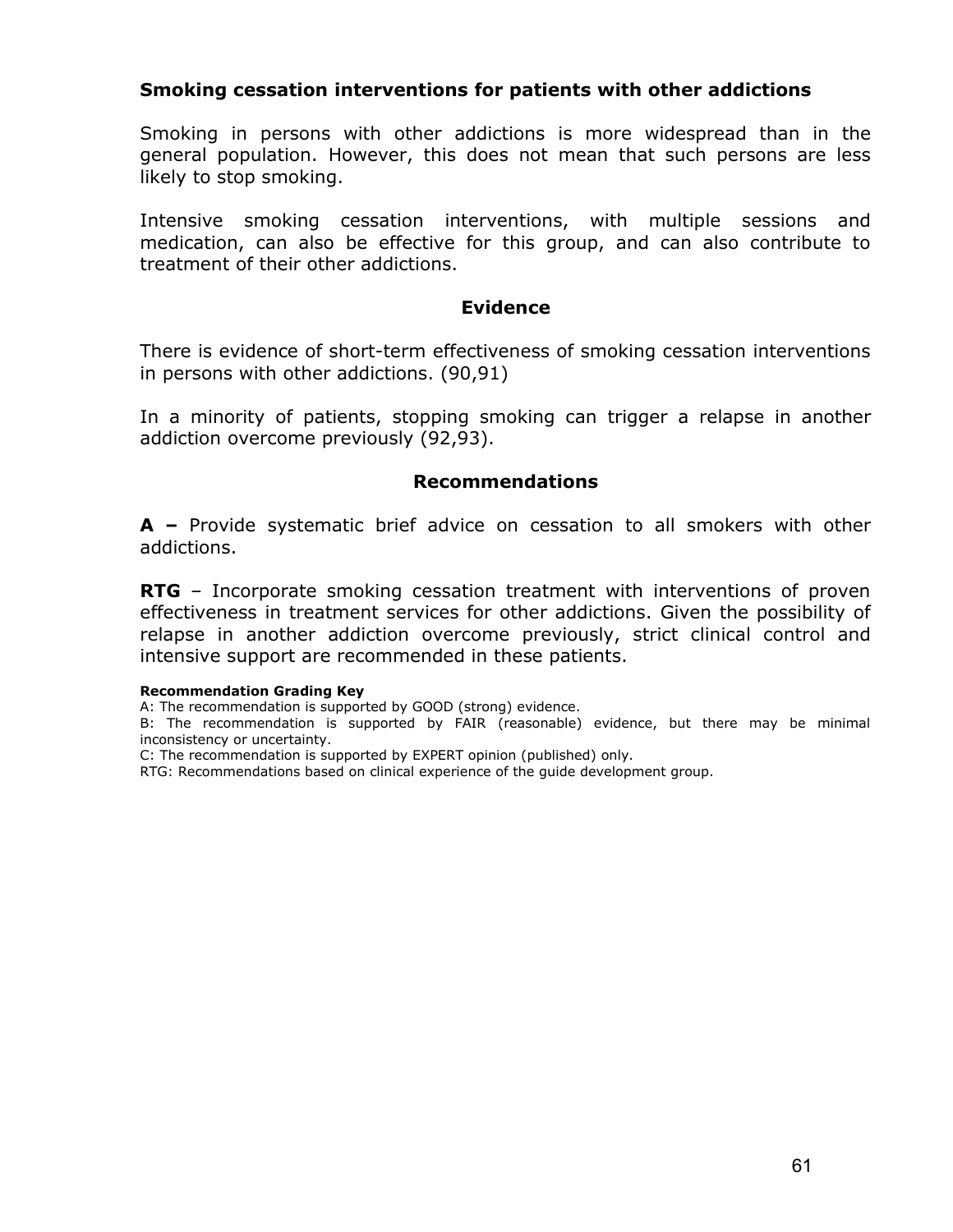## Smoking cessation interventions for patients with other addictions

Smoking in persons with other addictions is more widespread than in the general population. However, this does not mean that such persons are less likely to stop smoking.

Intensive smoking cessation interventions, with multiple sessions and medication, can also be effective for this group, and can also contribute to treatment of their other addictions.

### Evidence

There is evidence of short-term effectiveness of smoking cessation interventions in persons with other addictions. (90,91)

In a minority of patients, stopping smoking can trigger a relapse in another addiction overcome previously (92,93).

### Recommendations

**A –** Provide systematic brief advice on cessation to all smokers with other addictions.

**RTG** – Incorporate smoking cessation treatment with interventions of proven effectiveness in treatment services for other addictions. Given the possibility of relapse in another addiction overcome previously, strict clinical control and intensive support are recommended in these patients.

**Recommendation Grading Key**

A: The recommendation is supported by GOOD (strong) evidence.

B: The recommendation is supported by FAIR (reasonable) evidence, but there may be minimal inconsistency or uncertainty.

C: The recommendation is supported by EXPERT opinion (published) only.

RTG: Recommendations based on clinical experience of the guide development group.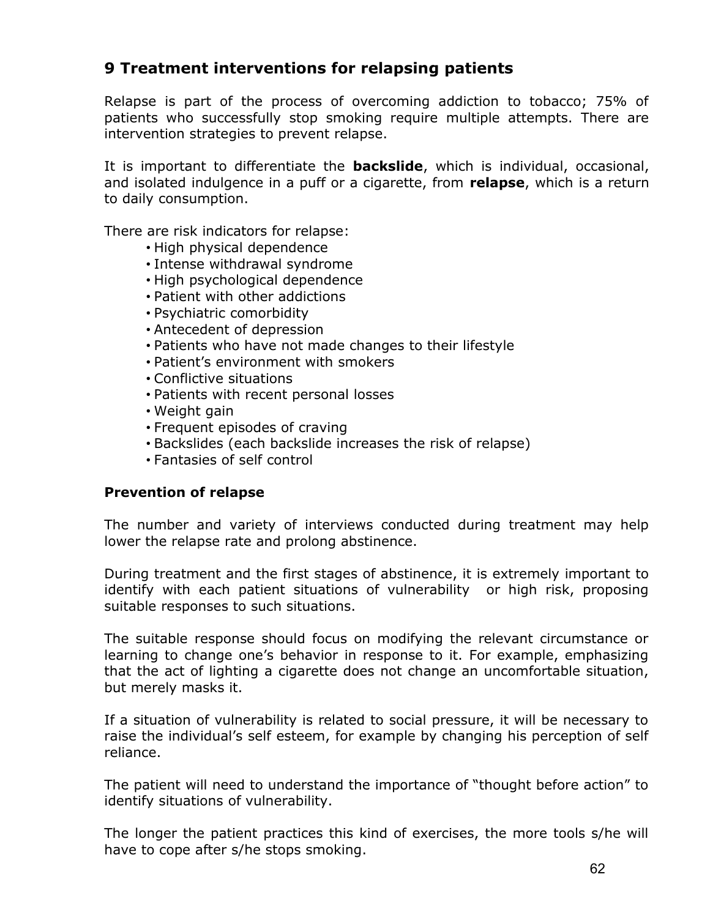## 9 Treatment interventions for relapsing patients

Relapse is part of the process of overcoming addiction to tobacco; 75% of patients who successfully stop smoking require multiple attempts. There are intervention strategies to prevent relapse.

It is important to differentiate the **backslide**, which is individual, occasional, and isolated indulgence in a puff or a cigarette, from **relapse**, which is a return to daily consumption.

There are risk indicators for relapse:

- High physical dependence
- Intense withdrawal syndrome
- High psychological dependence
- Patient with other addictions
- Psychiatric comorbidity
- Antecedent of depression
- Patients who have not made changes to their lifestyle
- Patient's environment with smokers
- Conflictive situations
- Patients with recent personal losses
- Weight gain
- Frequent episodes of craving
- Backslides (each backslide increases the risk of relapse)
- Fantasies of self control

### Prevention of relapse

The number and variety of interviews conducted during treatment may help lower the relapse rate and prolong abstinence.

During treatment and the first stages of abstinence, it is extremely important to identify with each patient situations of vulnerability or high risk, proposing suitable responses to such situations.

The suitable response should focus on modifying the relevant circumstance or learning to change one's behavior in response to it. For example, emphasizing that the act of lighting a cigarette does not change an uncomfortable situation, but merely masks it.

If a situation of vulnerability is related to social pressure, it will be necessary to raise the individual's self esteem, for example by changing his perception of self reliance.

The patient will need to understand the importance of "thought before action" to identify situations of vulnerability.

The longer the patient practices this kind of exercises, the more tools s/he will have to cope after s/he stops smoking.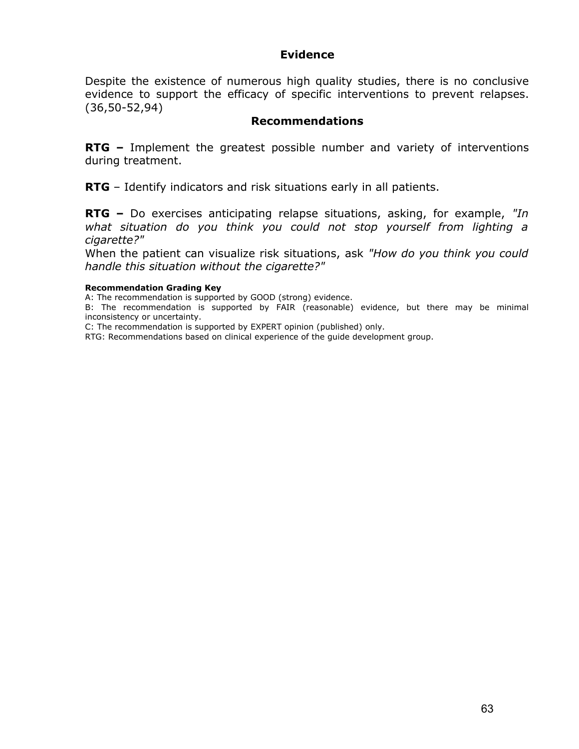### Evidence

Despite the existence of numerous high quality studies, there is no conclusive evidence to support the efficacy of specific interventions to prevent relapses. (36,50-52,94)

### Recommendations

**RTG –** Implement the greatest possible number and variety of interventions during treatment.

**RTG** – Identify indicators and risk situations early in all patients.

**RTG –** Do exercises anticipating relapse situations, asking, for example, *"In what situation do you think you could not stop yourself from lighting a cigarette?"*
When the patient can visualize risk situations, ask *"How do you think you could handle this situation without the cigarette?"*

**Recommendation Grading Key**
A: The recommendation is supported by GOOD (strong) evidence.
B: The recommendation is supported by FAIR (reasonable) evidence, but there may be minimal inconsistency or uncertainty.
C: The recommendation is supported by EXPERT opinion (published) only.
RTG: Recommendations based on clinical experience of the guide development group.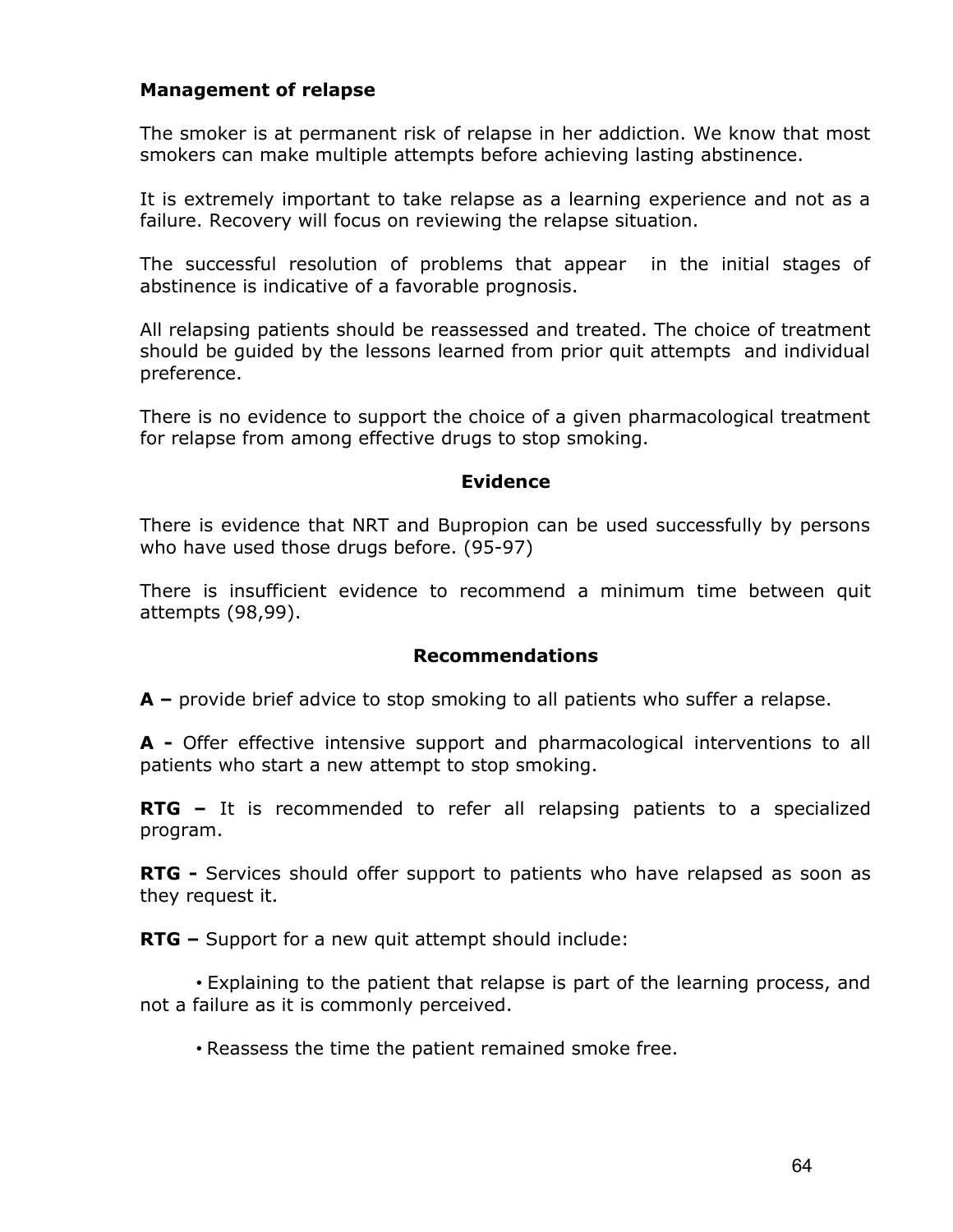**Management of relapse**

The smoker is at permanent risk of relapse in her addiction. We know that most smokers can make multiple attempts before achieving lasting abstinence.

It is extremely important to take relapse as a learning experience and not as a failure. Recovery will focus on reviewing the relapse situation.

The successful resolution of problems that appear in the initial stages of abstinence is indicative of a favorable prognosis.

All relapsing patients should be reassessed and treated. The choice of treatment should be guided by the lessons learned from prior quit attempts and individual preference.

There is no evidence to support the choice of a given pharmacological treatment for relapse from among effective drugs to stop smoking.

**Evidence**

There is evidence that NRT and Bupropion can be used successfully by persons who have used those drugs before. (95-97)

There is insufficient evidence to recommend a minimum time between quit attempts (98,99).

**Recommendations**

**A –** provide brief advice to stop smoking to all patients who suffer a relapse.

**A -** Offer effective intensive support and pharmacological interventions to all patients who start a new attempt to stop smoking.

**RTG –** It is recommended to refer all relapsing patients to a specialized program.

**RTG -** Services should offer support to patients who have relapsed as soon as they request it.

**RTG –** Support for a new quit attempt should include:

- Explaining to the patient that relapse is part of the learning process, and not a failure as it is commonly perceived.
- Reassess the time the patient remained smoke free.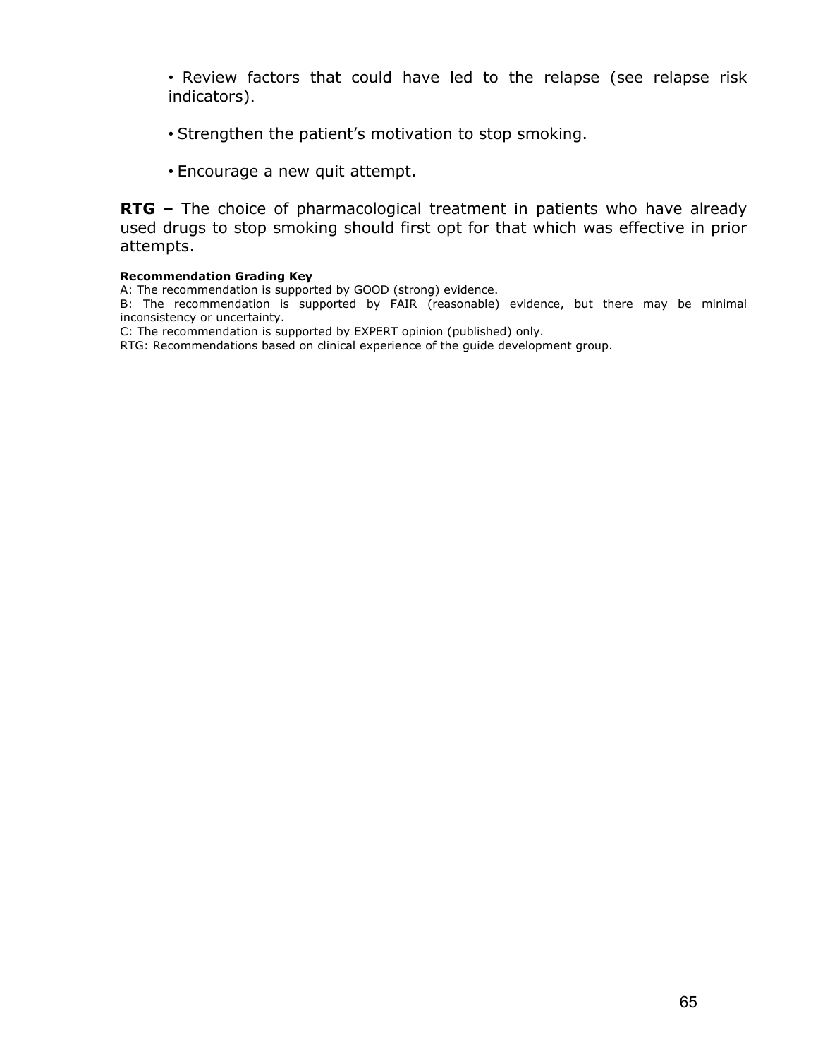- Review factors that could have led to the relapse (see relapse risk indicators).

- Strengthen the patient's motivation to stop smoking.

- Encourage a new quit attempt.

**RTG –** The choice of pharmacological treatment in patients who have already used drugs to stop smoking should first opt for that which was effective in prior attempts.

**Recommendation Grading Key**
A: The recommendation is supported by GOOD (strong) evidence.
B: The recommendation is supported by FAIR (reasonable) evidence, but there may be minimal inconsistency or uncertainty.
C: The recommendation is supported by EXPERT opinion (published) only.
RTG: Recommendations based on clinical experience of the guide development group.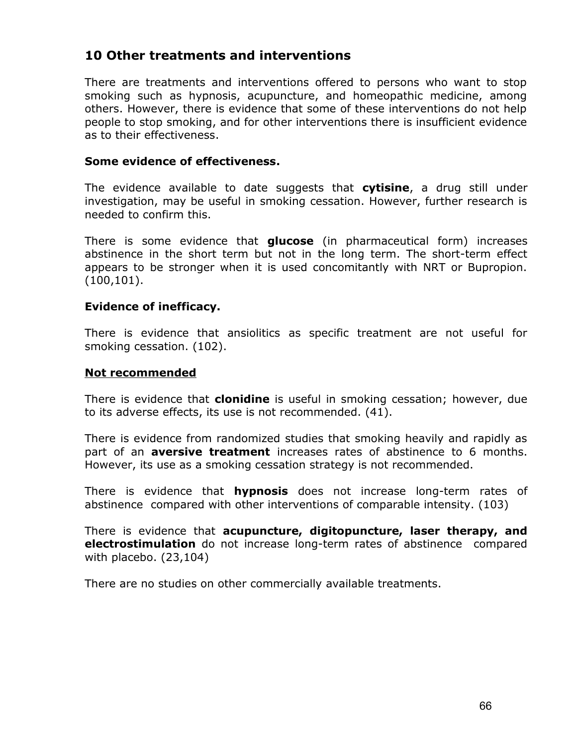## 10 Other treatments and interventions

There are treatments and interventions offered to persons who want to stop smoking such as hypnosis, acupuncture, and homeopathic medicine, among others. However, there is evidence that some of these interventions do not help people to stop smoking, and for other interventions there is insufficient evidence as to their effectiveness.

**Some evidence of effectiveness.**

The evidence available to date suggests that **cytisine**, a drug still under investigation, may be useful in smoking cessation. However, further research is needed to confirm this.

There is some evidence that **glucose** (in pharmaceutical form) increases abstinence in the short term but not in the long term. The short-term effect appears to be stronger when it is used concomitantly with NRT or Bupropion. (100,101).

**Evidence of inefficacy.**

There is evidence that ansiolitics as specific treatment are not useful for smoking cessation. (102).

**<u>Not recommended</u>**

There is evidence that **clonidine** is useful in smoking cessation; however, due to its adverse effects, its use is not recommended. (41).

There is evidence from randomized studies that smoking heavily and rapidly as part of an **aversive treatment** increases rates of abstinence to 6 months. However, its use as a smoking cessation strategy is not recommended.

There is evidence that **hypnosis** does not increase long-term rates of abstinence compared with other interventions of comparable intensity. (103)

There is evidence that **acupuncture, digitopuncture, laser therapy, and electrostimulation** do not increase long-term rates of abstinence compared with placebo. (23,104)

There are no studies on other commercially available treatments.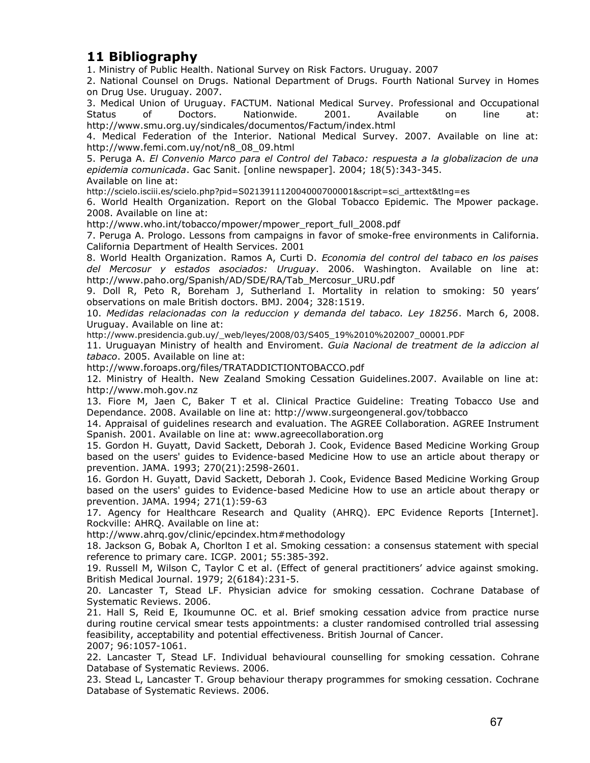## 11 Bibliography

1. Ministry of Public Health. National Survey on Risk Factors. Uruguay. 2007
2. National Counsel on Drugs. National Department of Drugs. Fourth National Survey in Homes on Drug Use. Uruguay. 2007.
3. Medical Union of Uruguay. FACTUM. National Medical Survey. Professional and Occupational Status of Doctors. Nationwide. 2001. Available on line at: http://www.smu.org.uy/sindicales/documentos/Factum/index.html
4. Medical Federation of the Interior. National Medical Survey. 2007. Available on line at: http://www.femi.com.uy/not/n8_08_09.html
5. Peruga A. *El Convenio Marco para el Control del Tabaco: respuesta a la globalizacion de una epidemia comunicada*. Gac Sanit. [online newspaper]. 2004; 18(5):343-345. Available on line at: http://scielo.isciii.es/scielo.php?pid=S021391112004000700001&script=sci_arttext&tlng=es
6. World Health Organization. Report on the Global Tobacco Epidemic. The Mpower package. 2008. Available on line at: http://www.who.int/tobacco/mpower/mpower_report_full_2008.pdf
7. Peruga A. Prologo. Lessons from campaigns in favor of smoke-free environments in California. California Department of Health Services. 2001
8. World Health Organization. Ramos A, Curti D. *Economia del control del tabaco en los paises del Mercosur y estados asociados: Uruguay*. 2006. Washington. Available on line at: http://www.paho.org/Spanish/AD/SDE/RA/Tab_Mercosur_URU.pdf
9. Doll R, Peto R, Boreham J, Sutherland I. Mortality in relation to smoking: 50 years' observations on male British doctors. BMJ. 2004; 328:1519.
10. *Medidas relacionadas con la reduccion y demanda del tabaco. Ley 18256*. March 6, 2008. Uruguay. Available on line at: http://www.presidencia.gub.uy/_web/leyes/2008/03/S405_19%2010%202007_00001.PDF
11. Uruguayan Ministry of health and Enviroment. *Guia Nacional de treatment de la adiccion al tabaco*. 2005. Available on line at: http://www.foroaps.org/files/TRATADDICTIONTOBACCO.pdf
12. Ministry of Health. New Zealand Smoking Cessation Guidelines.2007. Available on line at: http://www.moh.gov.nz
13. Fiore M, Jaen C, Baker T et al. Clinical Practice Guideline: Treating Tobacco Use and Dependance. 2008. Available on line at: http://www.surgeongeneral.gov/tobbacco
14. Appraisal of guidelines research and evaluation. The AGREE Collaboration. AGREE Instrument Spanish. 2001. Available on line at: www.agreecollaboration.org
15. Gordon H. Guyatt, David Sackett, Deborah J. Cook, Evidence Based Medicine Working Group based on the users' guides to Evidence-based Medicine How to use an article about therapy or prevention. JAMA. 1993; 270(21):2598-2601.
16. Gordon H. Guyatt, David Sackett, Deborah J. Cook, Evidence Based Medicine Working Group based on the users' guides to Evidence-based Medicine How to use an article about therapy or prevention. JAMA. 1994; 271(1):59-63
17. Agency for Healthcare Research and Quality (AHRQ). EPC Evidence Reports [Internet]. Rockville: AHRQ. Available on line at: http://www.ahrq.gov/clinic/epcindex.htm#methodology
18. Jackson G, Bobak A, Chorlton I et al. Smoking cessation: a consensus statement with special reference to primary care. ICGP. 2001; 55:385-392.
19. Russell M, Wilson C, Taylor C et al. (Effect of general practitioners' advice against smoking. British Medical Journal. 1979; 2(6184):231-5.
20. Lancaster T, Stead LF. Physician advice for smoking cessation. Cochrane Database of Systematic Reviews. 2006.
21. Hall S, Reid E, Ikoumunne OC. et al. Brief smoking cessation advice from practice nurse during routine cervical smear tests appointments: a cluster randomised controlled trial assessing feasibility, acceptability and potential effectiveness. British Journal of Cancer. 2007; 96:1057-1061.
22. Lancaster T, Stead LF. Individual behavioural counselling for smoking cessation. Cohrane Database of Systematic Reviews. 2006.
23. Stead L, Lancaster T. Group behaviour therapy programmes for smoking cessation. Cochrane Database of Systematic Reviews. 2006.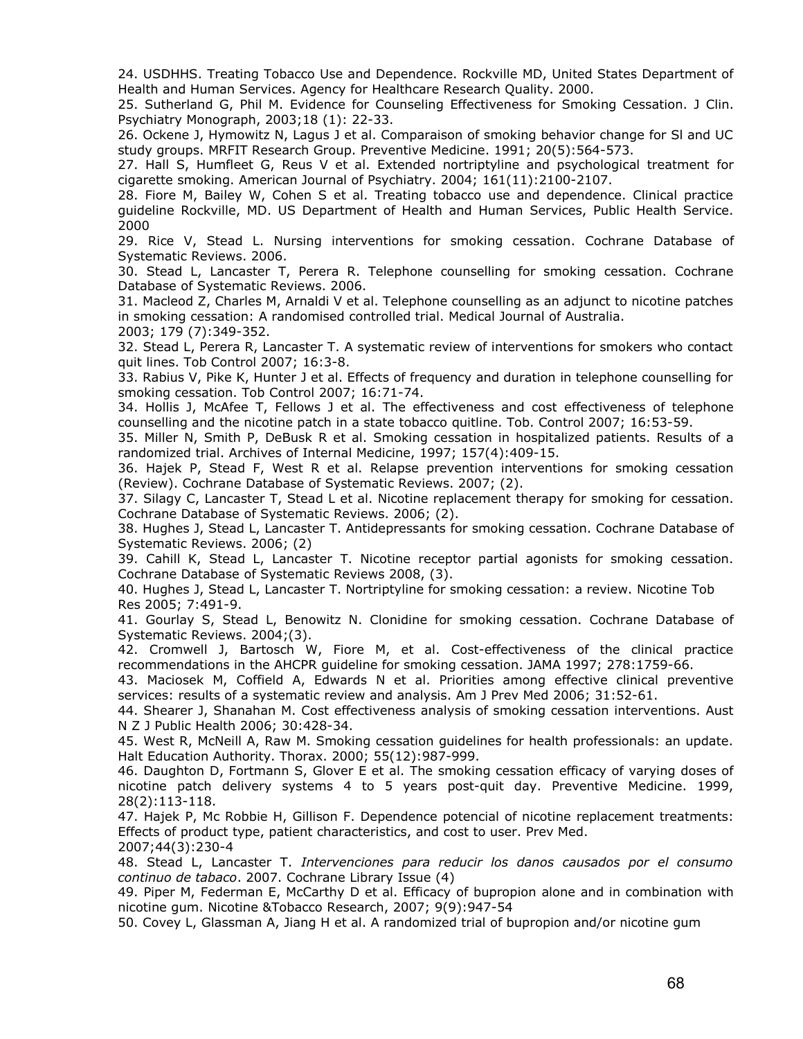24. USDHHS. Treating Tobacco Use and Dependence. Rockville MD, United States Department of Health and Human Services. Agency for Healthcare Research Quality. 2000.

25. Sutherland G, Phil M. Evidence for Counseling Effectiveness for Smoking Cessation. J Clin. Psychiatry Monograph, 2003;18 (1): 22-33.

26. Ockene J, Hymowitz N, Lagus J et al. Comparaison of smoking behavior change for Sl and UC study groups. MRFIT Research Group. Preventive Medicine. 1991; 20(5):564-573.

27. Hall S, Humfleet G, Reus V et al. Extended nortriptyline and psychological treatment for cigarette smoking. American Journal of Psychiatry. 2004; 161(11):2100-2107.

28. Fiore M, Bailey W, Cohen S et al. Treating tobacco use and dependence. Clinical practice guideline Rockville, MD. US Department of Health and Human Services, Public Health Service. 2000

29. Rice V, Stead L. Nursing interventions for smoking cessation. Cochrane Database of Systematic Reviews. 2006.

30. Stead L, Lancaster T, Perera R. Telephone counselling for smoking cessation. Cochrane Database of Systematic Reviews. 2006.

31. Macleod Z, Charles M, Arnaldi V et al. Telephone counselling as an adjunct to nicotine patches in smoking cessation: A randomised controlled trial. Medical Journal of Australia. 2003; 179 (7):349-352.

32. Stead L, Perera R, Lancaster T. A systematic review of interventions for smokers who contact quit lines. Tob Control 2007; 16:3-8.

33. Rabius V, Pike K, Hunter J et al. Effects of frequency and duration in telephone counselling for smoking cessation. Tob Control 2007; 16:71-74.

34. Hollis J, McAfee T, Fellows J et al. The effectiveness and cost effectiveness of telephone counselling and the nicotine patch in a state tobacco quitline. Tob. Control 2007; 16:53-59.

35. Miller N, Smith P, DeBusk R et al. Smoking cessation in hospitalized patients. Results of a randomized trial. Archives of Internal Medicine, 1997; 157(4):409-15.

36. Hajek P, Stead F, West R et al. Relapse prevention interventions for smoking cessation (Review). Cochrane Database of Systematic Reviews. 2007; (2).

37. Silagy C, Lancaster T, Stead L et al. Nicotine replacement therapy for smoking for cessation. Cochrane Database of Systematic Reviews. 2006; (2).

38. Hughes J, Stead L, Lancaster T. Antidepressants for smoking cessation. Cochrane Database of Systematic Reviews. 2006; (2)

39. Cahill K, Stead L, Lancaster T. Nicotine receptor partial agonists for smoking cessation. Cochrane Database of Systematic Reviews 2008, (3).

40. Hughes J, Stead L, Lancaster T. Nortriptyline for smoking cessation: a review. Nicotine Tob Res 2005; 7:491-9.

41. Gourlay S, Stead L, Benowitz N. Clonidine for smoking cessation. Cochrane Database of Systematic Reviews. 2004;(3).

42. Cromwell J, Bartosch W, Fiore M, et al. Cost-effectiveness of the clinical practice recommendations in the AHCPR guideline for smoking cessation. JAMA 1997; 278:1759-66.

43. Maciosek M, Coffield A, Edwards N et al. Priorities among effective clinical preventive services: results of a systematic review and analysis. Am J Prev Med 2006; 31:52-61.

44. Shearer J, Shanahan M. Cost effectiveness analysis of smoking cessation interventions. Aust N Z J Public Health 2006; 30:428-34.

45. West R, McNeill A, Raw M. Smoking cessation guidelines for health professionals: an update. Halt Education Authority. Thorax. 2000; 55(12):987-999.

46. Daughton D, Fortmann S, Glover E et al. The smoking cessation efficacy of varying doses of nicotine patch delivery systems 4 to 5 years post-quit day. Preventive Medicine. 1999, 28(2):113-118.

47. Hajek P, Mc Robbie H, Gillison F. Dependence potencial of nicotine replacement treatments: Effects of product type, patient characteristics, and cost to user. Prev Med. 2007;44(3):230-4

48. Stead L, Lancaster T. *Intervenciones para reducir los danos causados por el consumo continuo de tabaco*. 2007. Cochrane Library Issue (4)

49. Piper M, Federman E, McCarthy D et al. Efficacy of bupropion alone and in combination with nicotine gum. Nicotine &Tobacco Research, 2007; 9(9):947-54

50. Covey L, Glassman A, Jiang H et al. A randomized trial of bupropion and/or nicotine gum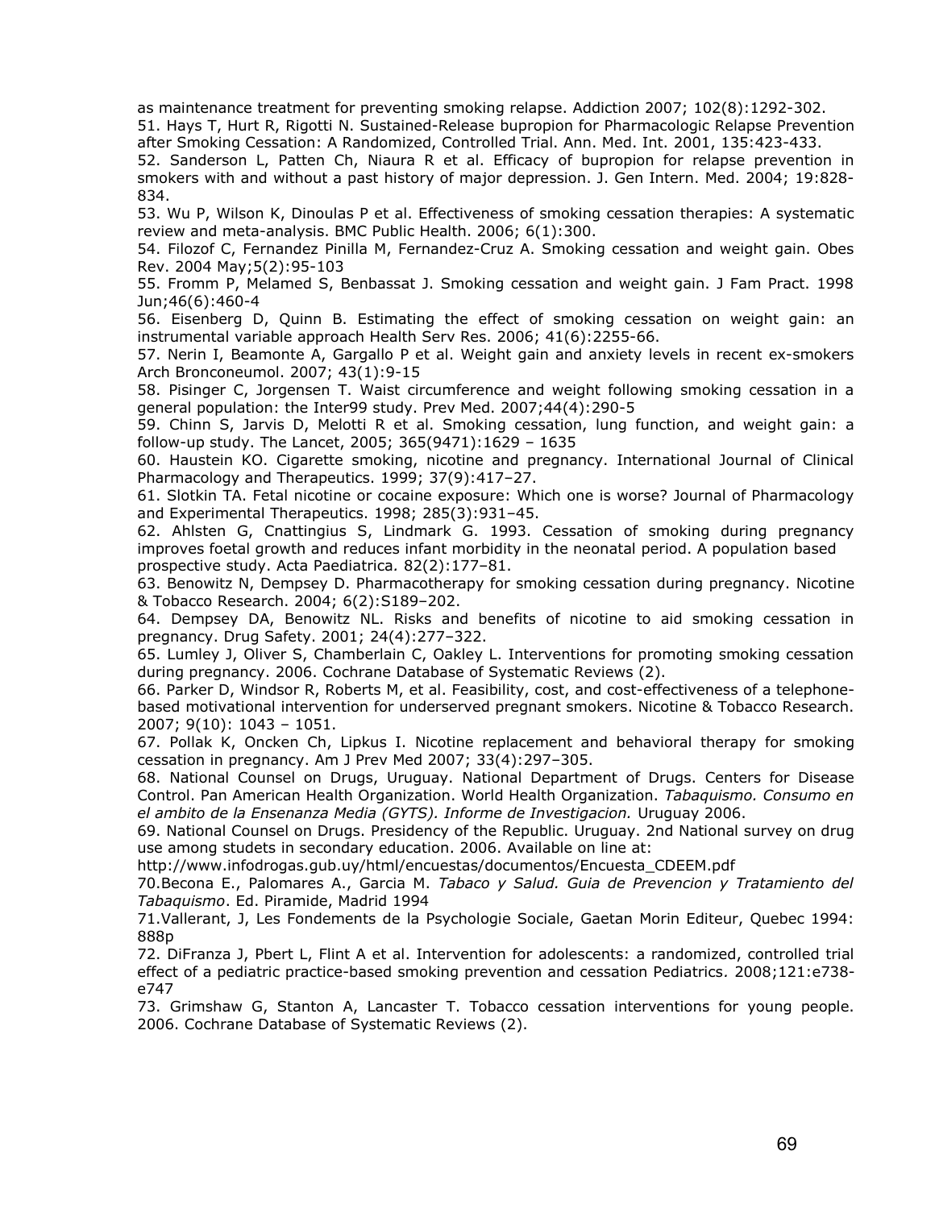as maintenance treatment for preventing smoking relapse. Addiction 2007; 102(8):1292-302.

51. Hays T, Hurt R, Rigotti N. Sustained-Release bupropion for Pharmacologic Relapse Prevention after Smoking Cessation: A Randomized, Controlled Trial. Ann. Med. Int. 2001, 135:423-433.

52. Sanderson L, Patten Ch, Niaura R et al. Efficacy of bupropion for relapse prevention in smokers with and without a past history of major depression. J. Gen Intern. Med. 2004; 19:828-834.

53. Wu P, Wilson K, Dinoulas P et al. Effectiveness of smoking cessation therapies: A systematic review and meta-analysis. BMC Public Health. 2006; 6(1):300.

54. Filozof C, Fernandez Pinilla M, Fernandez-Cruz A. Smoking cessation and weight gain. Obes Rev. 2004 May;5(2):95-103

55. Fromm P, Melamed S, Benbassat J. Smoking cessation and weight gain. J Fam Pract. 1998 Jun;46(6):460-4

56. Eisenberg D, Quinn B. Estimating the effect of smoking cessation on weight gain: an instrumental variable approach Health Serv Res. 2006; 41(6):2255-66.

57. Nerin I, Beamonte A, Gargallo P et al. Weight gain and anxiety levels in recent ex-smokers Arch Bronconeumol. 2007; 43(1):9-15

58. Pisinger C, Jorgensen T. Waist circumference and weight following smoking cessation in a general population: the Inter99 study. Prev Med. 2007;44(4):290-5

59. Chinn S, Jarvis D, Melotti R et al. Smoking cessation, lung function, and weight gain: a follow-up study. The Lancet, 2005; 365(9471):1629 – 1635

60. Haustein KO. Cigarette smoking, nicotine and pregnancy. International Journal of Clinical Pharmacology and Therapeutics. 1999; 37(9):417–27.

61. Slotkin TA. Fetal nicotine or cocaine exposure: Which one is worse? Journal of Pharmacology and Experimental Therapeutics. 1998; 285(3):931–45.

62. Ahlsten G, Cnattingius S, Lindmark G. 1993. Cessation of smoking during pregnancy improves foetal growth and reduces infant morbidity in the neonatal period. A population based prospective study. Acta Paediatrica. 82(2):177–81.

63. Benowitz N, Dempsey D. Pharmacotherapy for smoking cessation during pregnancy. Nicotine & Tobacco Research. 2004; 6(2):S189–202.

64. Dempsey DA, Benowitz NL. Risks and benefits of nicotine to aid smoking cessation in pregnancy. Drug Safety. 2001; 24(4):277–322.

65. Lumley J, Oliver S, Chamberlain C, Oakley L. Interventions for promoting smoking cessation during pregnancy. 2006. Cochrane Database of Systematic Reviews (2).

66. Parker D, Windsor R, Roberts M, et al. Feasibility, cost, and cost-effectiveness of a telephone-based motivational intervention for underserved pregnant smokers. Nicotine & Tobacco Research. 2007; 9(10): 1043 – 1051.

67. Pollak K, Oncken Ch, Lipkus I. Nicotine replacement and behavioral therapy for smoking cessation in pregnancy. Am J Prev Med 2007; 33(4):297–305.

68. National Counsel on Drugs, Uruguay. National Department of Drugs. Centers for Disease Control. Pan American Health Organization. World Health Organization. *Tabaquismo. Consumo en el ambito de la Ensenanza Media (GYTS). Informe de Investigacion.* Uruguay 2006.

69. National Counsel on Drugs. Presidency of the Republic. Uruguay. 2nd National survey on drug use among studets in secondary education. 2006. Available on line at: http://www.infodrogas.gub.uy/html/encuestas/documentos/Encuesta_CDEEM.pdf

70.Becona E., Palomares A., Garcia M. *Tabaco y Salud. Guia de Prevencion y Tratamiento del Tabaquismo*. Ed. Piramide, Madrid 1994

71.Vallerant, J, Les Fondements de la Psychologie Sociale, Gaetan Morin Editeur, Quebec 1994: 888p

72. DiFranza J, Pbert L, Flint A et al. Intervention for adolescents: a randomized, controlled trial effect of a pediatric practice-based smoking prevention and cessation Pediatrics. 2008;121:e738-e747

73. Grimshaw G, Stanton A, Lancaster T. Tobacco cessation interventions for young people. 2006. Cochrane Database of Systematic Reviews (2).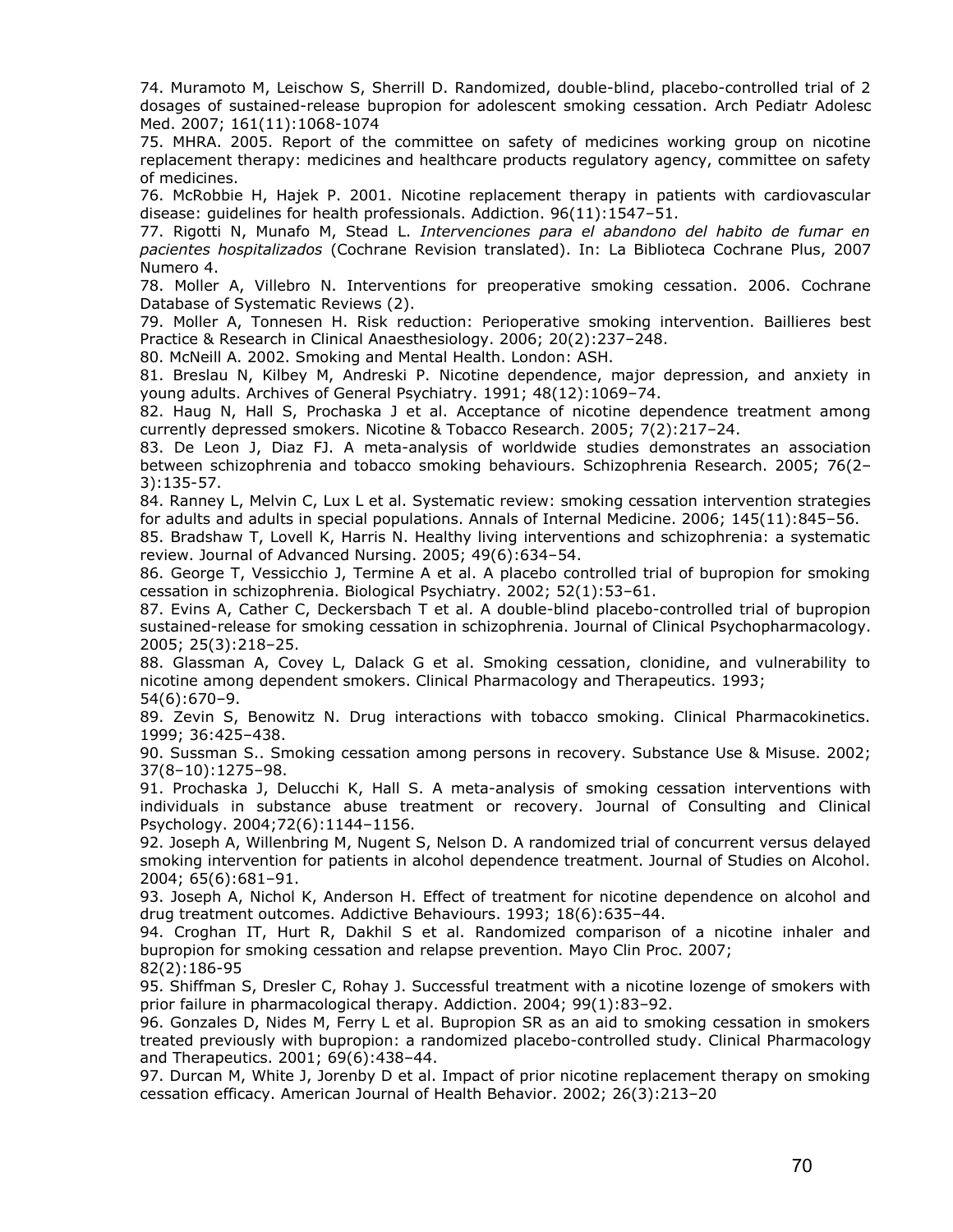74. Muramoto M, Leischow S, Sherrill D. Randomized, double-blind, placebo-controlled trial of 2 dosages of sustained-release bupropion for adolescent smoking cessation. Arch Pediatr Adolesc Med. 2007; 161(11):1068-1074

75. MHRA. 2005. Report of the committee on safety of medicines working group on nicotine replacement therapy: medicines and healthcare products regulatory agency, committee on safety of medicines.

76. McRobbie H, Hajek P. 2001. Nicotine replacement therapy in patients with cardiovascular disease: guidelines for health professionals. Addiction. 96(11):1547–51.

77. Rigotti N, Munafo M, Stead L. *Intervenciones para el abandono del habito de fumar en pacientes hospitalizados* (Cochrane Revision translated). In: La Biblioteca Cochrane Plus, 2007 Numero 4.

78. Moller A, Villebro N. Interventions for preoperative smoking cessation. 2006. Cochrane Database of Systematic Reviews (2).

79. Moller A, Tonnesen H. Risk reduction: Perioperative smoking intervention. Baillieres best Practice & Research in Clinical Anaesthesiology. 2006; 20(2):237–248.

80. McNeill A. 2002. Smoking and Mental Health. London: ASH.

81. Breslau N, Kilbey M, Andreski P. Nicotine dependence, major depression, and anxiety in young adults. Archives of General Psychiatry. 1991; 48(12):1069–74.

82. Haug N, Hall S, Prochaska J et al. Acceptance of nicotine dependence treatment among currently depressed smokers. Nicotine & Tobacco Research. 2005; 7(2):217–24.

83. De Leon J, Diaz FJ. A meta-analysis of worldwide studies demonstrates an association between schizophrenia and tobacco smoking behaviours. Schizophrenia Research. 2005; 76(2–3):135-57.

84. Ranney L, Melvin C, Lux L et al. Systematic review: smoking cessation intervention strategies for adults and adults in special populations. Annals of Internal Medicine. 2006; 145(11):845–56.

85. Bradshaw T, Lovell K, Harris N. Healthy living interventions and schizophrenia: a systematic review. Journal of Advanced Nursing. 2005; 49(6):634–54.

86. George T, Vessicchio J, Termine A et al. A placebo controlled trial of bupropion for smoking cessation in schizophrenia. Biological Psychiatry. 2002; 52(1):53–61.

87. Evins A, Cather C, Deckersbach T et al. A double-blind placebo-controlled trial of bupropion sustained-release for smoking cessation in schizophrenia. Journal of Clinical Psychopharmacology. 2005; 25(3):218–25.

88. Glassman A, Covey L, Dalack G et al. Smoking cessation, clonidine, and vulnerability to nicotine among dependent smokers. Clinical Pharmacology and Therapeutics. 1993; 54(6):670–9.

89. Zevin S, Benowitz N. Drug interactions with tobacco smoking. Clinical Pharmacokinetics. 1999; 36:425–438.

90. Sussman S.. Smoking cessation among persons in recovery. Substance Use & Misuse. 2002; 37(8–10):1275–98.

91. Prochaska J, Delucchi K, Hall S. A meta-analysis of smoking cessation interventions with individuals in substance abuse treatment or recovery. Journal of Consulting and Clinical Psychology. 2004;72(6):1144–1156.

92. Joseph A, Willenbring M, Nugent S, Nelson D. A randomized trial of concurrent versus delayed smoking intervention for patients in alcohol dependence treatment. Journal of Studies on Alcohol. 2004; 65(6):681–91.

93. Joseph A, Nichol K, Anderson H. Effect of treatment for nicotine dependence on alcohol and drug treatment outcomes. Addictive Behaviours. 1993; 18(6):635–44.

94. Croghan IT, Hurt R, Dakhil S et al. Randomized comparison of a nicotine inhaler and bupropion for smoking cessation and relapse prevention. Mayo Clin Proc. 2007; 82(2):186-95

95. Shiffman S, Dresler C, Rohay J. Successful treatment with a nicotine lozenge of smokers with prior failure in pharmacological therapy. Addiction. 2004; 99(1):83–92.

96. Gonzales D, Nides M, Ferry L et al. Bupropion SR as an aid to smoking cessation in smokers treated previously with bupropion: a randomized placebo-controlled study. Clinical Pharmacology and Therapeutics. 2001; 69(6):438–44.

97. Durcan M, White J, Jorenby D et al. Impact of prior nicotine replacement therapy on smoking cessation efficacy. American Journal of Health Behavior. 2002; 26(3):213–20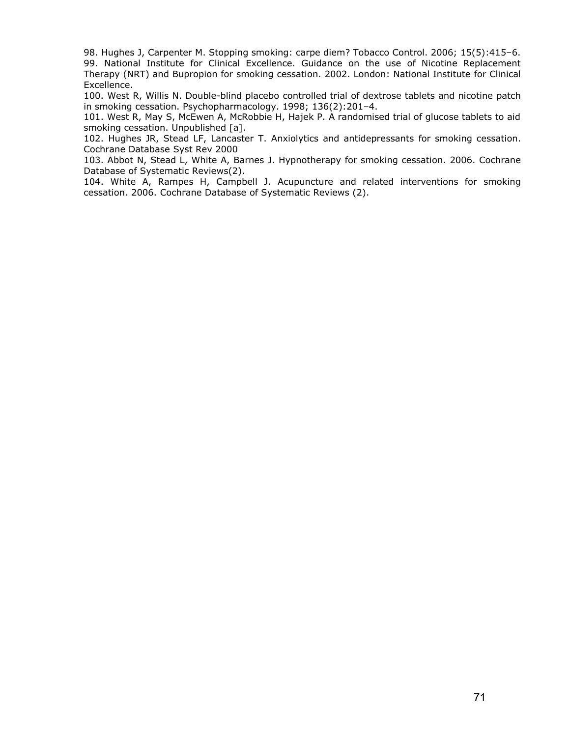98. Hughes J, Carpenter M. Stopping smoking: carpe diem? Tobacco Control. 2006; 15(5):415–6.

99. National Institute for Clinical Excellence. Guidance on the use of Nicotine Replacement Therapy (NRT) and Bupropion for smoking cessation. 2002. London: National Institute for Clinical Excellence.

100. West R, Willis N. Double-blind placebo controlled trial of dextrose tablets and nicotine patch in smoking cessation. Psychopharmacology. 1998; 136(2):201–4.

101. West R, May S, McEwen A, McRobbie H, Hajek P. A randomised trial of glucose tablets to aid smoking cessation. Unpublished [a].

102. Hughes JR, Stead LF, Lancaster T. Anxiolytics and antidepressants for smoking cessation. Cochrane Database Syst Rev 2000

103. Abbot N, Stead L, White A, Barnes J. Hypnotherapy for smoking cessation. 2006. Cochrane Database of Systematic Reviews(2).

104. White A, Rampes H, Campbell J. Acupuncture and related interventions for smoking cessation. 2006. Cochrane Database of Systematic Reviews (2).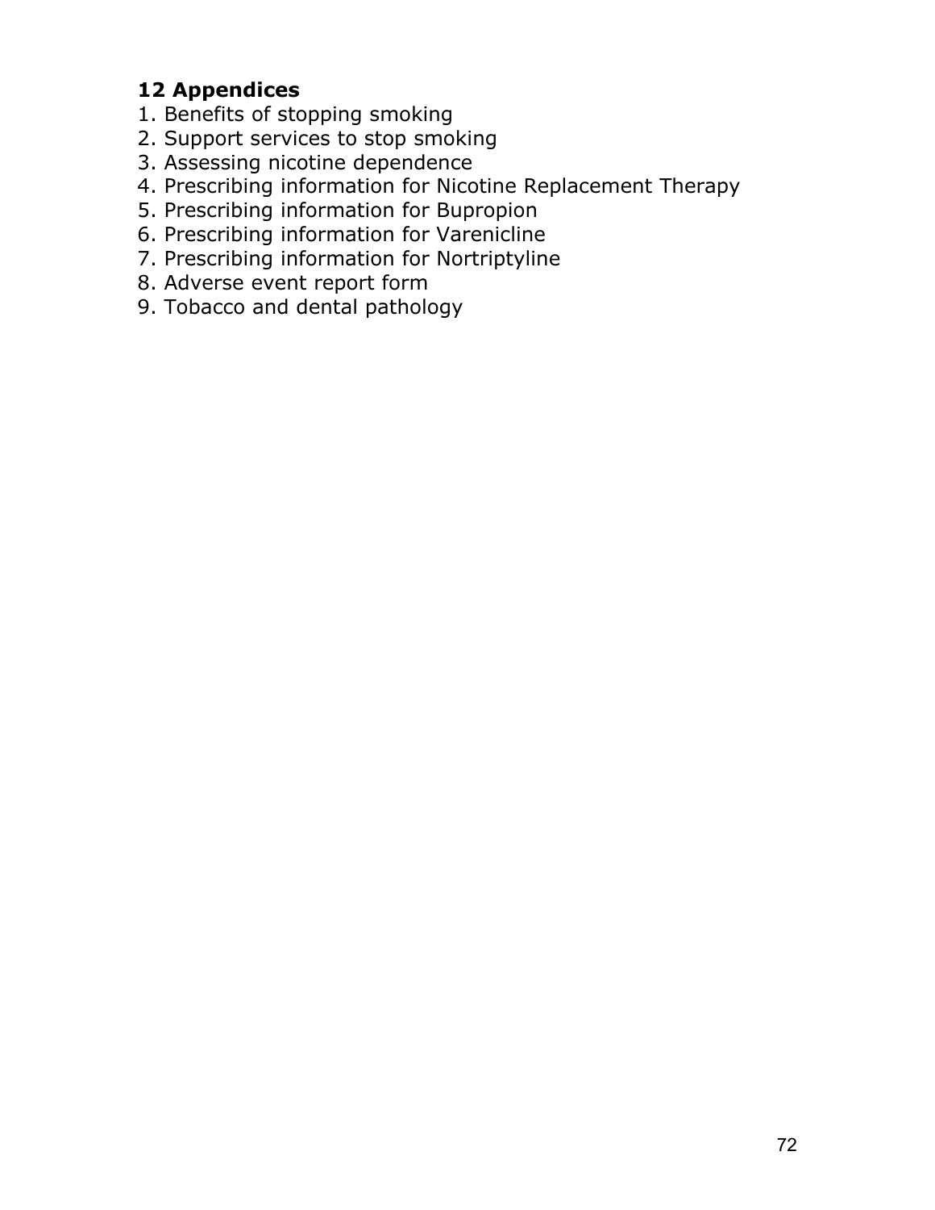## 12 Appendices

1. Benefits of stopping smoking
2. Support services to stop smoking
3. Assessing nicotine dependence
4. Prescribing information for Nicotine Replacement Therapy
5. Prescribing information for Bupropion
6. Prescribing information for Varenicline
7. Prescribing information for Nortriptyline
8. Adverse event report form
9. Tobacco and dental pathology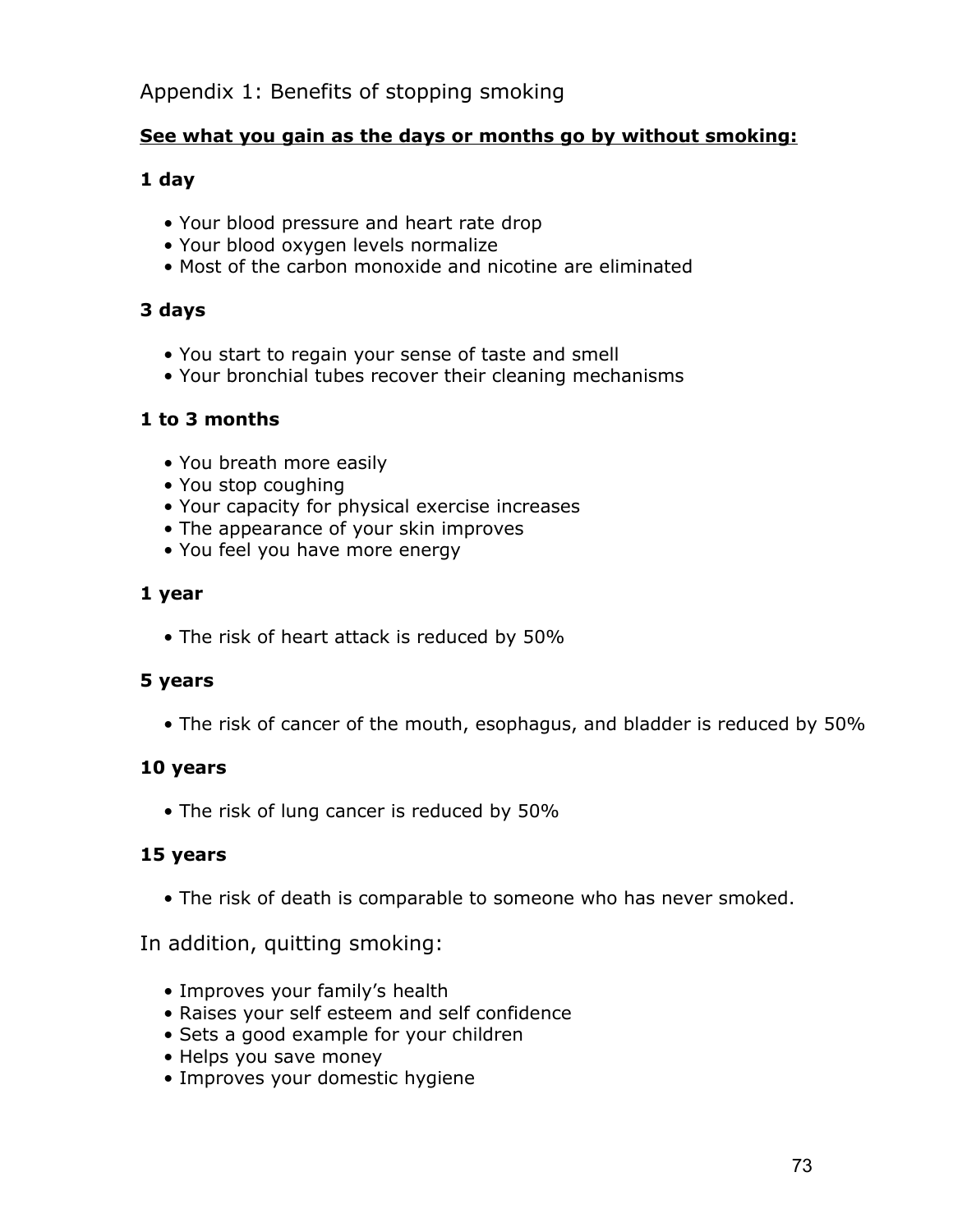# Appendix 1: Benefits of stopping smoking

**See what you gain as the days or months go by without smoking:**

### 1 day

- Your blood pressure and heart rate drop
- Your blood oxygen levels normalize
- Most of the carbon monoxide and nicotine are eliminated

### 3 days

- You start to regain your sense of taste and smell
- Your bronchial tubes recover their cleaning mechanisms

### 1 to 3 months

- You breath more easily
- You stop coughing
- Your capacity for physical exercise increases
- The appearance of your skin improves
- You feel you have more energy

### 1 year

- The risk of heart attack is reduced by 50%

### 5 years

- The risk of cancer of the mouth, esophagus, and bladder is reduced by 50%

### 10 years

- The risk of lung cancer is reduced by 50%

### 15 years

- The risk of death is comparable to someone who has never smoked.

In addition, quitting smoking:

- Improves your family's health
- Raises your self esteem and self confidence
- Sets a good example for your children
- Helps you save money
- Improves your domestic hygiene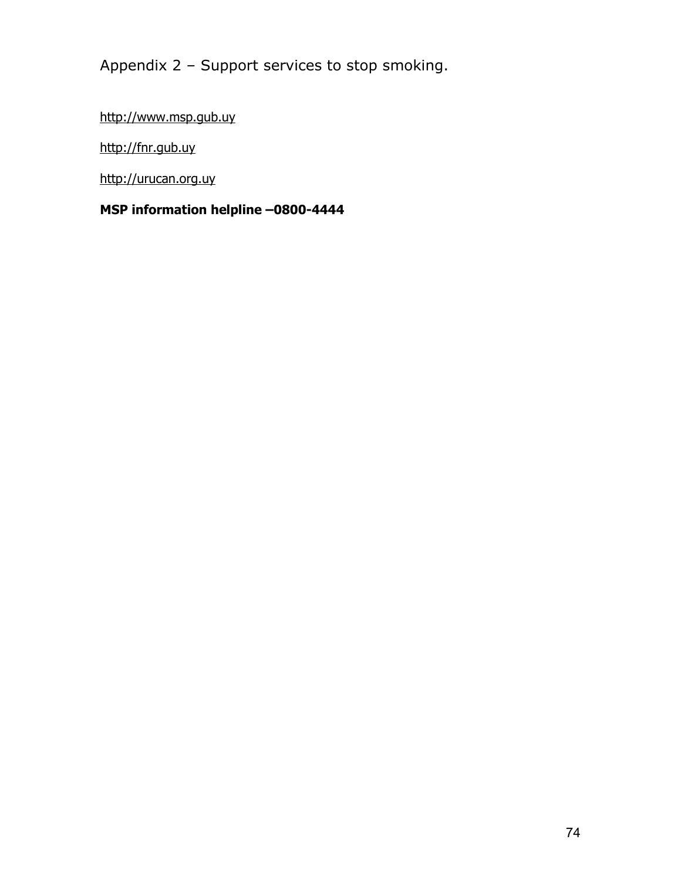# Appendix 2 – Support services to stop smoking.

http://www.msp.gub.uy

http://fnr.gub.uy

http://urucan.org.uy

**MSP information helpline –0800-4444**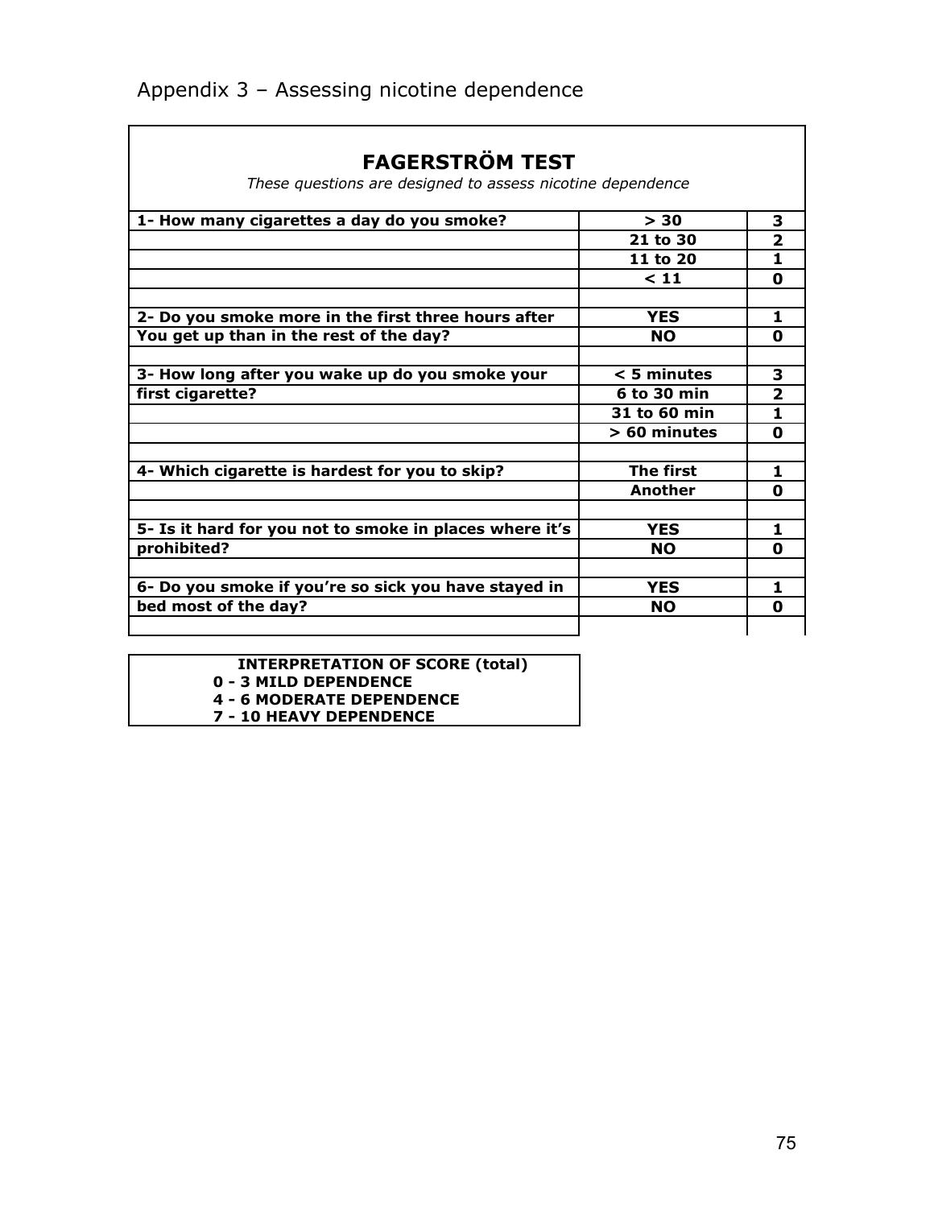# Appendix 3 – Assessing nicotine dependence

## FAGERSTRÖM TEST

*These questions are designed to assess nicotine dependence*

| | | |
|---|---|---|
| **1- How many cigarettes a day do you smoke?** | **> 30** | **3** |
| | **21 to 30** | **2** |
| | **11 to 20** | **1** |
| | **< 11** | **0** |
| | | |
| **2- Do you smoke more in the first three hours after** | **YES** | **1** |
| **You get up than in the rest of the day?** | **NO** | **0** |
| | | |
| **3- How long after you wake up do you smoke your** | **< 5 minutes** | **3** |
| **first cigarette?** | **6 to 30 min** | **2** |
| | **31 to 60 min** | **1** |
| | **> 60 minutes** | **0** |
| | | |
| **4- Which cigarette is hardest for you to skip?** | **The first** | **1** |
| | **Another** | **0** |
| | | |
| **5- Is it hard for you not to smoke in places where it's** | **YES** | **1** |
| **prohibited?** | **NO** | **0** |
| | | |
| **6- Do you smoke if you're so sick you have stayed in** | **YES** | **1** |
| **bed most of the day?** | **NO** | **0** |

| **INTERPRETATION OF SCORE (total)** |
|---|
| **0 - 3 MILD DEPENDENCE** |
| **4 - 6 MODERATE DEPENDENCE** |
| **7 - 10 HEAVY DEPENDENCE** |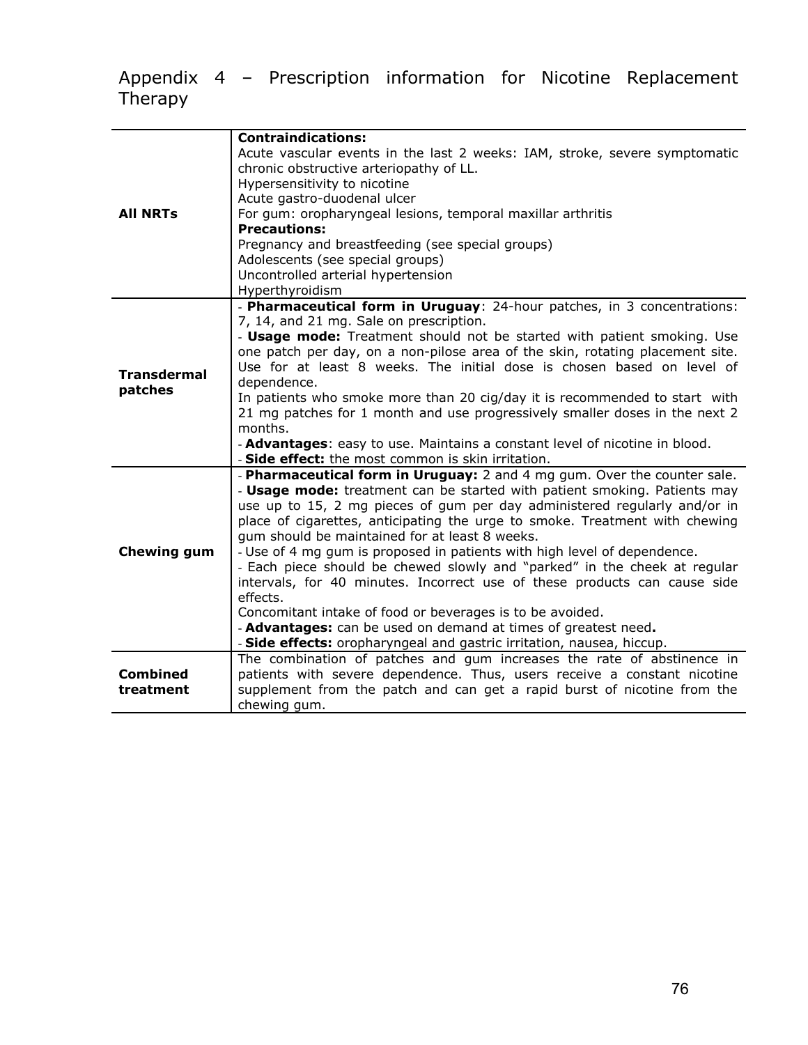# Appendix 4 – Prescription information for Nicotine Replacement Therapy

| | |
|---|---|
| **All NRTs** | **Contraindications:**<br>Acute vascular events in the last 2 weeks: IAM, stroke, severe symptomatic chronic obstructive arteriopathy of LL.<br>Hypersensitivity to nicotine<br>Acute gastro-duodenal ulcer<br>For gum: oropharyngeal lesions, temporal maxillar arthritis<br>**Precautions:**<br>Pregnancy and breastfeeding (see special groups)<br>Adolescents (see special groups)<br>Uncontrolled arterial hypertension<br>Hyperthyroidism |
| **Transdermal patches** | - **Pharmaceutical form in Uruguay**: 24-hour patches, in 3 concentrations: 7, 14, and 21 mg. Sale on prescription.<br>- **Usage mode:** Treatment should not be started with patient smoking. Use one patch per day, on a non-pilose area of the skin, rotating placement site. Use for at least 8 weeks. The initial dose is chosen based on level of dependence.<br>In patients who smoke more than 20 cig/day it is recommended to start with 21 mg patches for 1 month and use progressively smaller doses in the next 2 months.<br>- **Advantages**: easy to use. Maintains a constant level of nicotine in blood.<br>- **Side effect:** the most common is skin irritation. |
| **Chewing gum** | - **Pharmaceutical form in Uruguay:** 2 and 4 mg gum. Over the counter sale.<br>- **Usage mode:** treatment can be started with patient smoking. Patients may use up to 15, 2 mg pieces of gum per day administered regularly and/or in place of cigarettes, anticipating the urge to smoke. Treatment with chewing gum should be maintained for at least 8 weeks.<br>- Use of 4 mg gum is proposed in patients with high level of dependence.<br>- Each piece should be chewed slowly and "parked" in the cheek at regular intervals, for 40 minutes. Incorrect use of these products can cause side effects.<br>Concomitant intake of food or beverages is to be avoided.<br>- **Advantages:** can be used on demand at times of greatest need**.**<br>- **Side effects:** oropharyngeal and gastric irritation, nausea, hiccup. |
| **Combined treatment** | The combination of patches and gum increases the rate of abstinence in patients with severe dependence. Thus, users receive a constant nicotine supplement from the patch and can get a rapid burst of nicotine from the chewing gum. |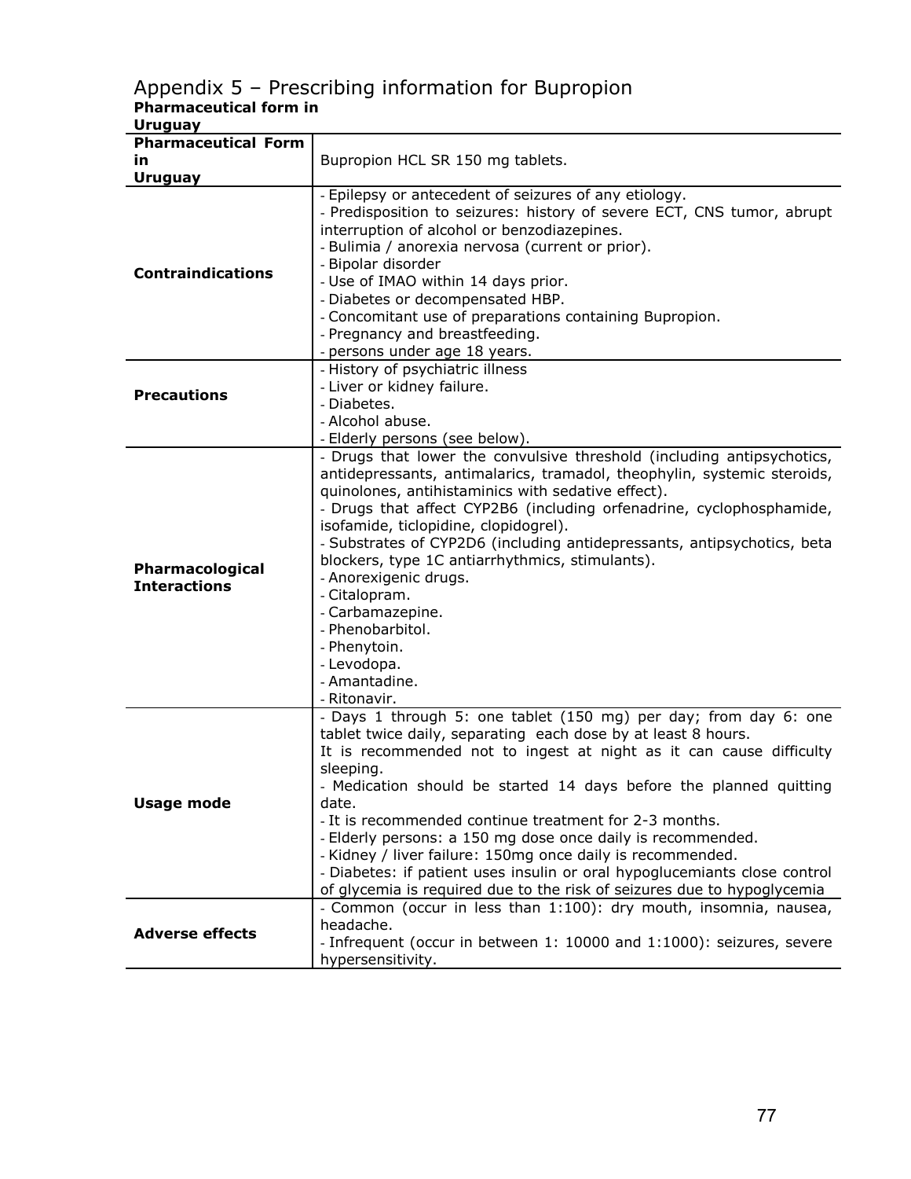# Appendix 5 – Prescribing information for Bupropion

**Pharmaceutical form in Uruguay**

| **Pharmaceutical Form in Uruguay** | Bupropion HCL SR 150 mg tablets. |
|---|---|
| **Contraindications** | - Epilepsy or antecedent of seizures of any etiology.<br>- Predisposition to seizures: history of severe ECT, CNS tumor, abrupt interruption of alcohol or benzodiazepines.<br>- Bulimia / anorexia nervosa (current or prior).<br>- Bipolar disorder<br>- Use of IMAO within 14 days prior.<br>- Diabetes or decompensated HBP.<br>- Concomitant use of preparations containing Bupropion.<br>- Pregnancy and breastfeeding.<br>- persons under age 18 years. |
| **Precautions** | - History of psychiatric illness<br>- Liver or kidney failure.<br>- Diabetes.<br>- Alcohol abuse.<br>- Elderly persons (see below). |
| **Pharmacological Interactions** | - Drugs that lower the convulsive threshold (including antipsychotics, antidepressants, antimalarics, tramadol, theophylin, systemic steroids, quinolones, antihistaminics with sedative effect).<br>- Drugs that affect CYP2B6 (including orfenadrine, cyclophosphamide, isofamide, ticlopidine, clopidogrel).<br>- Substrates of CYP2D6 (including antidepressants, antipsychotics, beta blockers, type 1C antiarrhythmics, stimulants).<br>- Anorexigenic drugs.<br>- Citalopram.<br>- Carbamazepine.<br>- Phenobarbitol.<br>- Phenytoin.<br>- Levodopa.<br>- Amantadine.<br>- Ritonavir. |
| **Usage mode** | - Days 1 through 5: one tablet (150 mg) per day; from day 6: one tablet twice daily, separating each dose by at least 8 hours.<br>It is recommended not to ingest at night as it can cause difficulty sleeping.<br>- Medication should be started 14 days before the planned quitting date.<br>- It is recommended continue treatment for 2-3 months.<br>- Elderly persons: a 150 mg dose once daily is recommended.<br>- Kidney / liver failure: 150mg once daily is recommended.<br>- Diabetes: if patient uses insulin or oral hypoglucemiants close control of glycemia is required due to the risk of seizures due to hypoglycemia |
| **Adverse effects** | - Common (occur in less than 1:100): dry mouth, insomnia, nausea, headache.<br>- Infrequent (occur in between 1: 10000 and 1:1000): seizures, severe hypersensitivity. |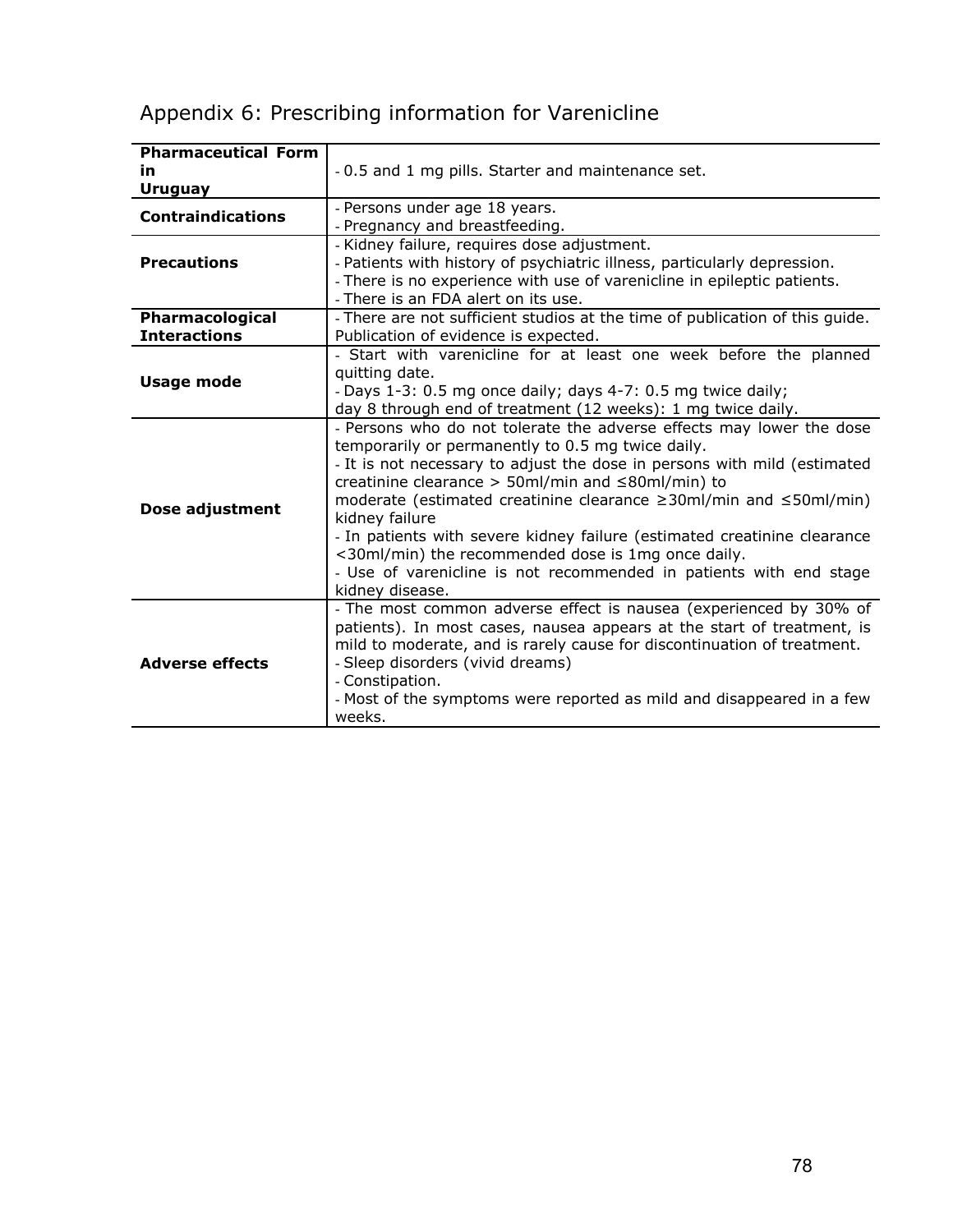# Appendix 6: Prescribing information for Varenicline

| | |
|---|---|
| **Pharmaceutical Form in Uruguay** | - 0.5 and 1 mg pills. Starter and maintenance set. |
| **Contraindications** | - Persons under age 18 years.<br>- Pregnancy and breastfeeding. |
| **Precautions** | - Kidney failure, requires dose adjustment.<br>- Patients with history of psychiatric illness, particularly depression.<br>- There is no experience with use of varenicline in epileptic patients.<br>- There is an FDA alert on its use. |
| **Pharmacological Interactions** | - There are not sufficient studios at the time of publication of this guide. Publication of evidence is expected. |
| **Usage mode** | - Start with varenicline for at least one week before the planned quitting date.<br>- Days 1-3: 0.5 mg once daily; days 4-7: 0.5 mg twice daily; day 8 through end of treatment (12 weeks): 1 mg twice daily. |
| **Dose adjustment** | - Persons who do not tolerate the adverse effects may lower the dose temporarily or permanently to 0.5 mg twice daily.<br>- It is not necessary to adjust the dose in persons with mild (estimated creatinine clearance > 50ml/min and ≤80ml/min) to moderate (estimated creatinine clearance ≥30ml/min and ≤50ml/min) kidney failure<br>- In patients with severe kidney failure (estimated creatinine clearance <30ml/min) the recommended dose is 1mg once daily.<br>- Use of varenicline is not recommended in patients with end stage kidney disease. |
| **Adverse effects** | - The most common adverse effect is nausea (experienced by 30% of patients). In most cases, nausea appears at the start of treatment, is mild to moderate, and is rarely cause for discontinuation of treatment.<br>- Sleep disorders (vivid dreams)<br>- Constipation.<br>- Most of the symptoms were reported as mild and disappeared in a few weeks. |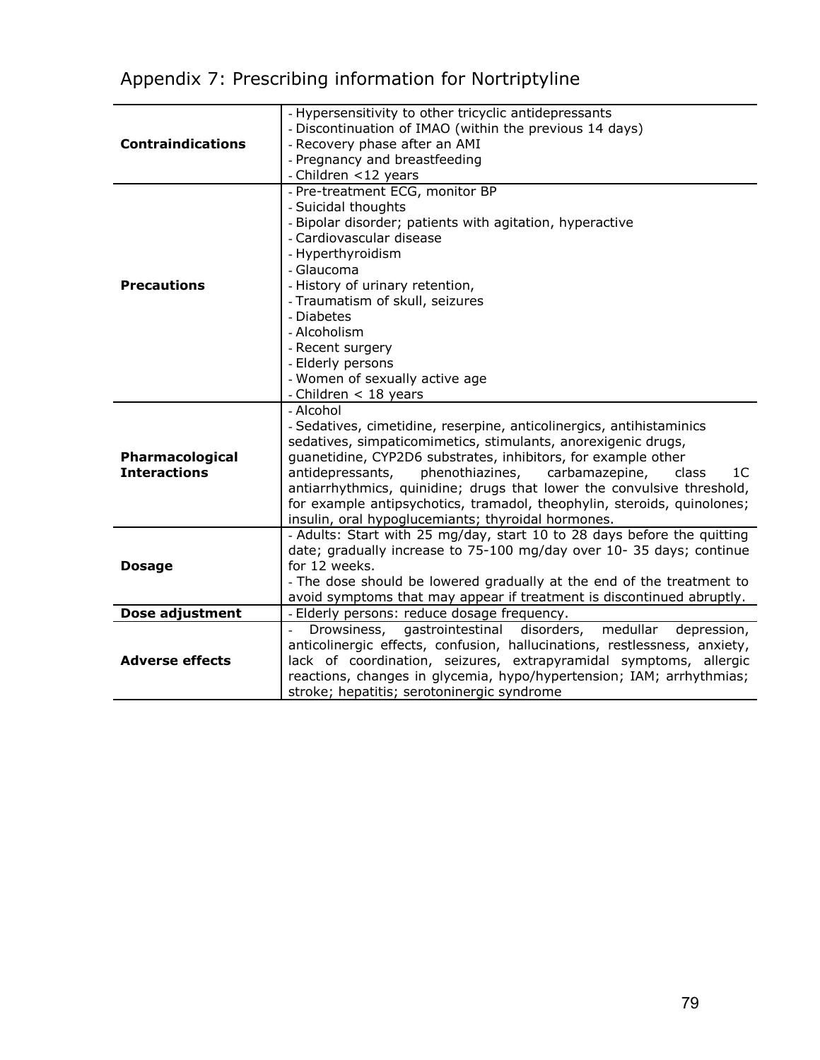## Appendix 7: Prescribing information for Nortriptyline

| | |
|---|---|
| **Contraindications** | - Hypersensitivity to other tricyclic antidepressants<br>- Discontinuation of IMAO (within the previous 14 days)<br>- Recovery phase after an AMI<br>- Pregnancy and breastfeeding<br>- Children <12 years |
| **Precautions** | - Pre-treatment ECG, monitor BP<br>- Suicidal thoughts<br>- Bipolar disorder; patients with agitation, hyperactive<br>- Cardiovascular disease<br>- Hyperthyroidism<br>- Glaucoma<br>- History of urinary retention,<br>- Traumatism of skull, seizures<br>- Diabetes<br>- Alcoholism<br>- Recent surgery<br>- Elderly persons<br>- Women of sexually active age<br>- Children < 18 years |
| **Pharmacological Interactions** | - Alcohol<br>- Sedatives, cimetidine, reserpine, anticolinergics, antihistaminics sedatives, simpaticomimetics, stimulants, anorexigenic drugs, guanetidine, CYP2D6 substrates, inhibitors, for example other antidepressants, phenothiazines, carbamazepine, class 1C antiarrhythmics, quinidine; drugs that lower the convulsive threshold, for example antipsychotics, tramadol, theophylin, steroids, quinolones; insulin, oral hypoglucemiants; thyroidal hormones. |
| **Dosage** | - Adults: Start with 25 mg/day, start 10 to 28 days before the quitting date; gradually increase to 75-100 mg/day over 10- 35 days; continue for 12 weeks.<br>- The dose should be lowered gradually at the end of the treatment to avoid symptoms that may appear if treatment is discontinued abruptly. |
| **Dose adjustment** | - Elderly persons: reduce dosage frequency. |
| **Adverse effects** | - Drowsiness, gastrointestinal disorders, medullar depression, anticolinergic effects, confusion, hallucinations, restlessness, anxiety, lack of coordination, seizures, extrapyramidal symptoms, allergic reactions, changes in glycemia, hypo/hypertension; IAM; arrhythmias; stroke; hepatitis; serotoninergic syndrome |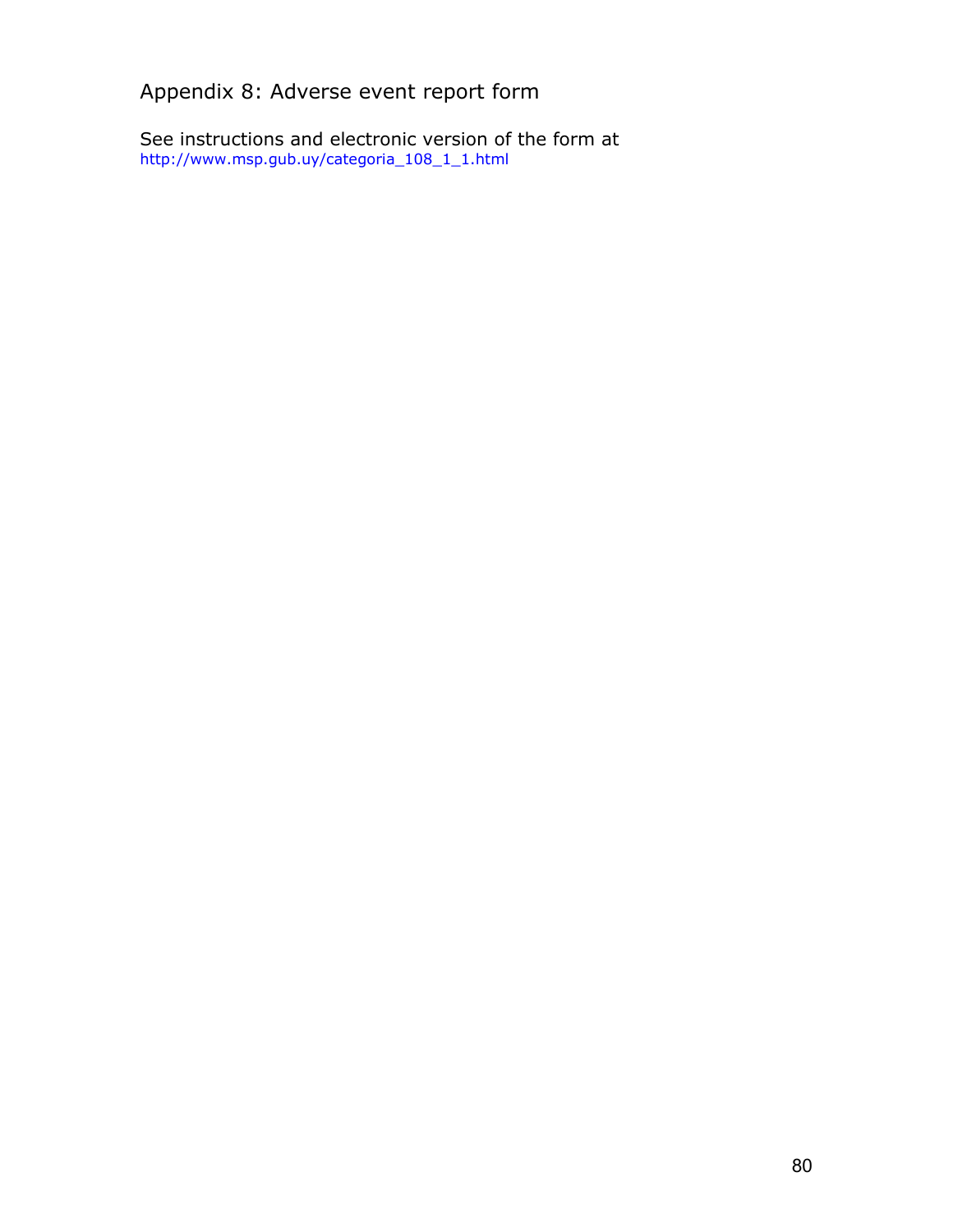## Appendix 8: Adverse event report form

See instructions and electronic version of the form at
http://www.msp.gub.uy/categoria_108_1_1.html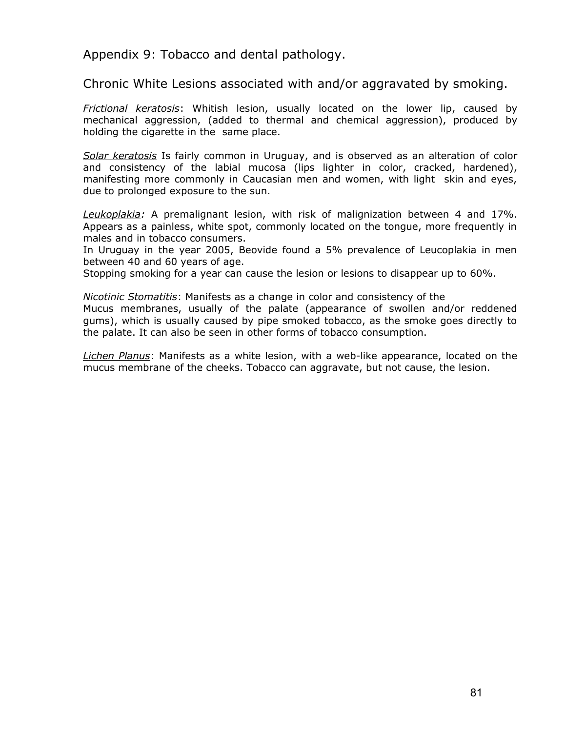# Appendix 9: Tobacco and dental pathology.

## Chronic White Lesions associated with and/or aggravated by smoking.

*Frictional keratosis*: Whitish lesion, usually located on the lower lip, caused by mechanical aggression, (added to thermal and chemical aggression), produced by holding the cigarette in the same place.

*Solar keratosis* Is fairly common in Uruguay, and is observed as an alteration of color and consistency of the labial mucosa (lips lighter in color, cracked, hardened), manifesting more commonly in Caucasian men and women, with light skin and eyes, due to prolonged exposure to the sun.

*Leukoplakia:* A premalignant lesion, with risk of malignization between 4 and 17%. Appears as a painless, white spot, commonly located on the tongue, more frequently in males and in tobacco consumers.
In Uruguay in the year 2005, Beovide found a 5% prevalence of Leucoplakia in men between 40 and 60 years of age.
Stopping smoking for a year can cause the lesion or lesions to disappear up to 60%.

*Nicotinic Stomatitis*: Manifests as a change in color and consistency of the Mucus membranes, usually of the palate (appearance of swollen and/or reddened gums), which is usually caused by pipe smoked tobacco, as the smoke goes directly to the palate. It can also be seen in other forms of tobacco consumption.

*Lichen Planus*: Manifests as a white lesion, with a web-like appearance, located on the mucus membrane of the cheeks. Tobacco can aggravate, but not cause, the lesion.